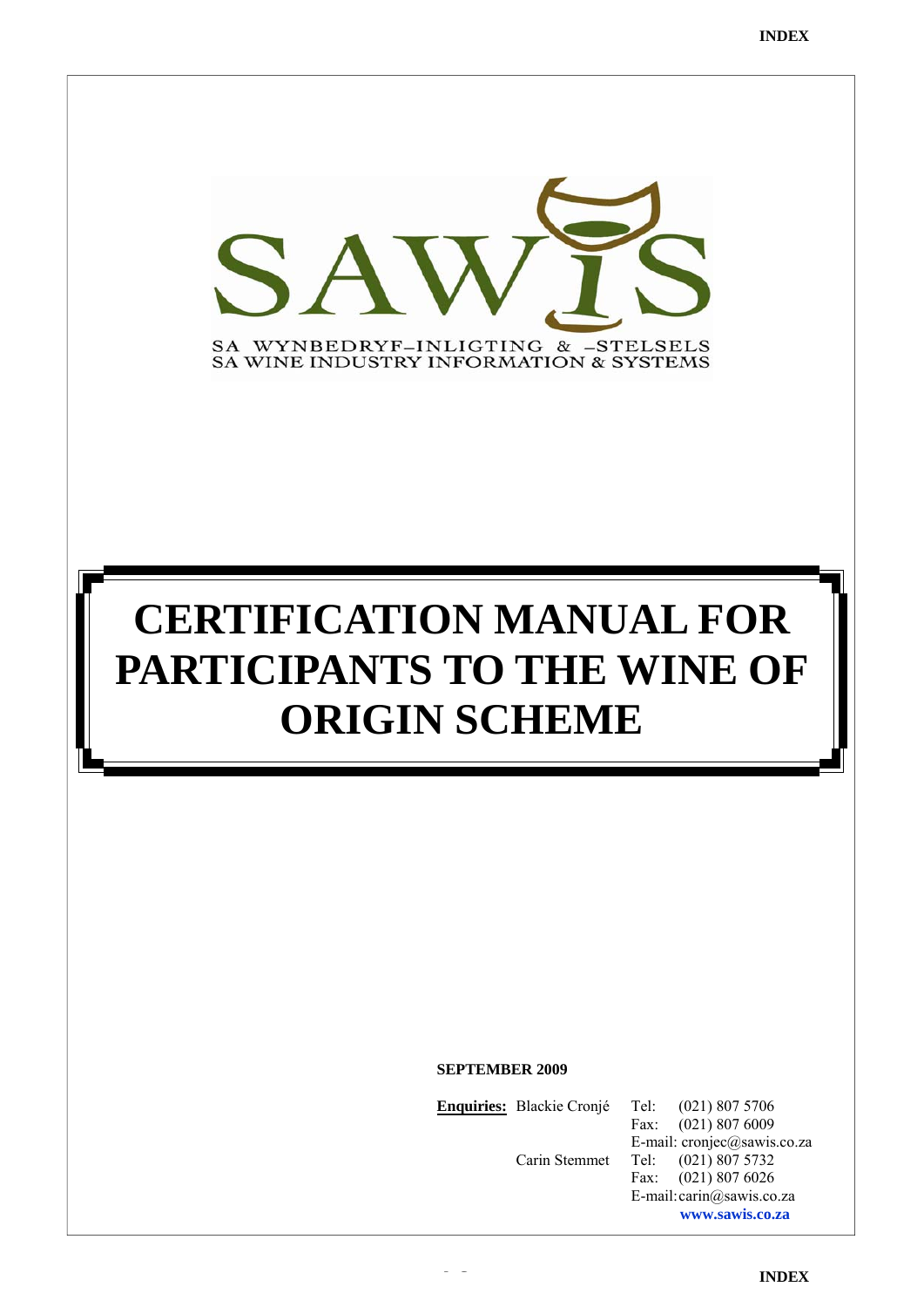SAWIS

SA WYNBEDRYF–INLIGTING & –STELSELS
SA WINE INDUSTRY INFORMATION & SYSTEMS

# CERTIFICATION MANUAL FOR PARTICIPANTS TO THE WINE OF ORIGIN SCHEME

**SEPTEMBER 2009**

| **Enquiries:** | Blackie Cronjé | Tel: (021) 807 5706 |
|---|---|---|
| | | Fax: (021) 807 6009 |
| | | E-mail: cronjec@sawis.co.za |
| | Carin Stemmet | Tel: (021) 807 5732 |
| | | Fax: (021) 807 6026 |
| | | E-mail: carin@sawis.co.za |
| | | **www.sawis.co.za** |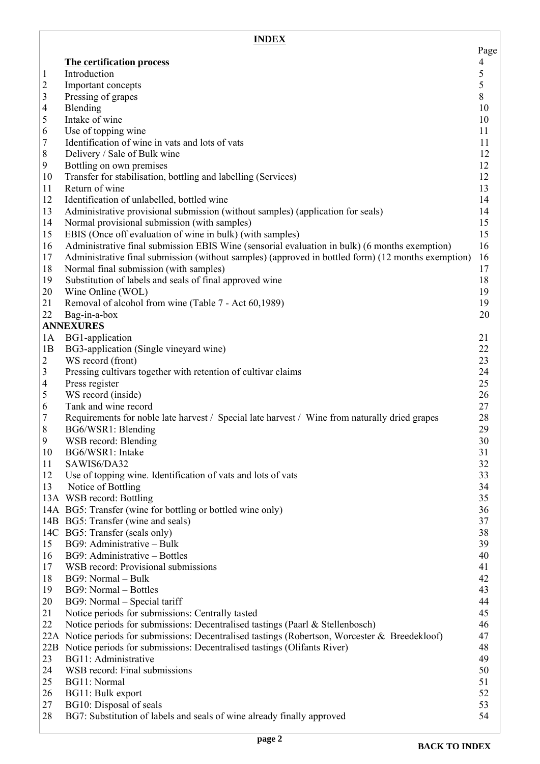# INDEX

| | | Page |
|---|---|---|
| | **The certification process** | 4 |
| 1 | Introduction | 5 |
| 2 | Important concepts | 5 |
| 3 | Pressing of grapes | 8 |
| 4 | Blending | 10 |
| 5 | Intake of wine | 10 |
| 6 | Use of topping wine | 11 |
| 7 | Identification of wine in vats and lots of vats | 11 |
| 8 | Delivery / Sale of Bulk wine | 12 |
| 9 | Bottling on own premises | 12 |
| 10 | Transfer for stabilisation, bottling and labelling (Services) | 12 |
| 11 | Return of wine | 13 |
| 12 | Identification of unlabelled, bottled wine | 14 |
| 13 | Administrative provisional submission (without samples) (application for seals) | 14 |
| 14 | Normal provisional submission (with samples) | 15 |
| 15 | EBIS (Once off evaluation of wine in bulk) (with samples) | 15 |
| 16 | Administrative final submission EBIS Wine (sensorial evaluation in bulk) (6 months exemption) | 16 |
| 17 | Administrative final submission (without samples) (approved in bottled form) (12 months exemption) | 16 |
| 18 | Normal final submission (with samples) | 17 |
| 19 | Substitution of labels and seals of final approved wine | 18 |
| 20 | Wine Online (WOL) | 19 |
| 21 | Removal of alcohol from wine (Table 7 - Act 60,1989) | 19 |
| 22 | Bag-in-a-box | 20 |
| **ANNEXURES** | | |
| 1A | BG1-application | 21 |
| 1B | BG3-application (Single vineyard wine) | 22 |
| 2 | WS record (front) | 23 |
| 3 | Pressing cultivars together with retention of cultivar claims | 24 |
| 4 | Press register | 25 |
| 5 | WS record (inside) | 26 |
| 6 | Tank and wine record | 27 |
| 7 | Requirements for noble late harvest / Special late harvest / Wine from naturally dried grapes | 28 |
| 8 | BG6/WSR1: Blending | 29 |
| 9 | WSB record: Blending | 30 |
| 10 | BG6/WSR1: Intake | 31 |
| 11 | SAWIS6/DA32 | 32 |
| 12 | Use of topping wine. Identification of vats and lots of vats | 33 |
| 13 | Notice of Bottling | 34 |
| 13A | WSB record: Bottling | 35 |
| 14A | BG5: Transfer (wine for bottling or bottled wine only) | 36 |
| 14B | BG5: Transfer (wine and seals) | 37 |
| 14C | BG5: Transfer (seals only) | 38 |
| 15 | BG9: Administrative – Bulk | 39 |
| 16 | BG9: Administrative – Bottles | 40 |
| 17 | WSB record: Provisional submissions | 41 |
| 18 | BG9: Normal – Bulk | 42 |
| 19 | BG9: Normal – Bottles | 43 |
| 20 | BG9: Normal – Special tariff | 44 |
| 21 | Notice periods for submissions: Centrally tasted | 45 |
| 22 | Notice periods for submissions: Decentralised tastings (Paarl & Stellenbosch) | 46 |
| 22A | Notice periods for submissions: Decentralised tastings (Robertson, Worcester & Breedekloof) | 47 |
| 22B | Notice periods for submissions: Decentralised tastings (Olifants River) | 48 |
| 23 | BG11: Administrative | 49 |
| 24 | WSB record: Final submissions | 50 |
| 25 | BG11: Normal | 51 |
| 26 | BG11: Bulk export | 52 |
| 27 | BG10: Disposal of seals | 53 |
| 28 | BG7: Substitution of labels and seals of wine already finally approved | 54 |

**BACK TO INDEX**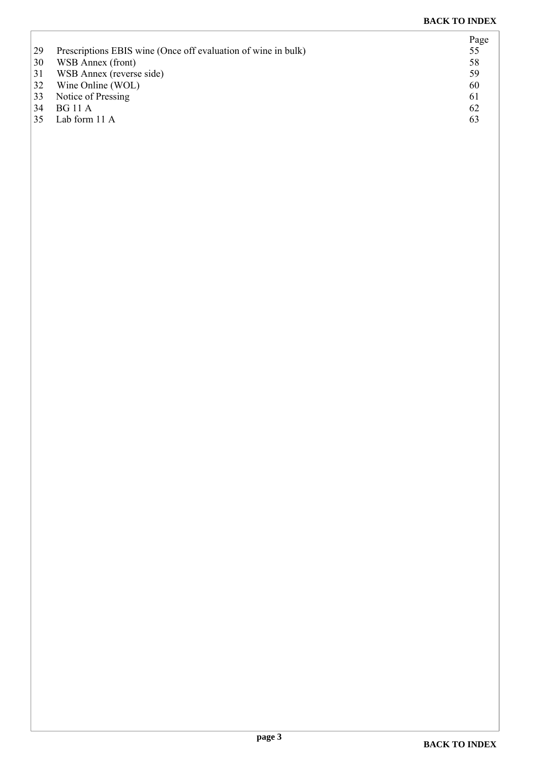**BACK TO INDEX**

| | | Page |
|---|---|---|
| 29 | Prescriptions EBIS wine (Once off evaluation of wine in bulk) | 55 |
| 30 | WSB Annex (front) | 58 |
| 31 | WSB Annex (reverse side) | 59 |
| 32 | Wine Online (WOL) | 60 |
| 33 | Notice of Pressing | 61 |
| 34 | BG 11 A | 62 |
| 35 | Lab form 11 A | 63 |

**BACK TO INDEX**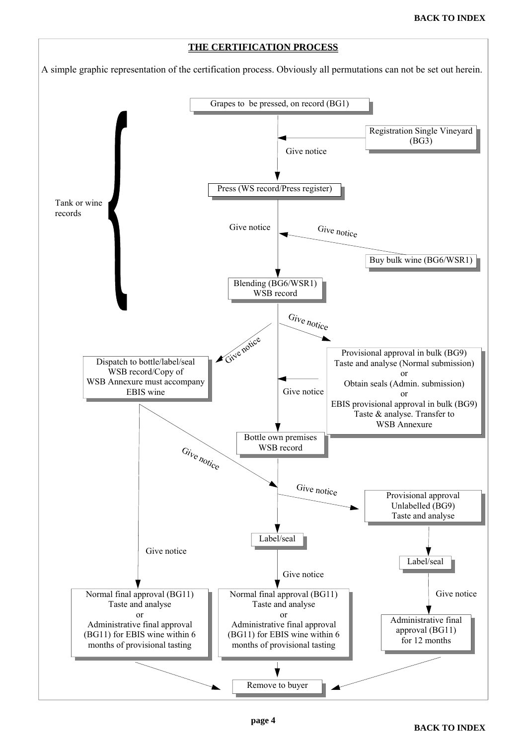## THE CERTIFICATION PROCESS

A simple graphic representation of the certification process. Obviously all permutations can not be set out herein.

**Tank or wine records:**

- Grapes to be pressed, on record (BG1)
  - ← Registration Single Vineyard (BG3)
  - Give notice
- Press (WS record/Press register)
  - Give notice
  - ← Give notice — Buy bulk wine (BG6/WSR1)
- Blending (BG6/WSR1) WSB record

**From Blending:**

- Give notice → Dispatch to bottle/label/seal WSB record/Copy of WSB Annexure must accompany EBIS wine
  - Give notice → Normal final approval (BG11) Taste and analyse or Administrative final approval (BG11) for EBIS wine within 6 months of provisional tasting → Remove to buyer
  - Give notice → (to bottling stream below Bottle own premises)
- Give notice → Provisional approval in bulk (BG9) Taste and analyse (Normal submission) or Obtain seals (Admin. submission) or EBIS provisional approval in bulk (BG9) Taste & analyse. Transfer to WSB Annexure
  - Give notice → Bottle own premises
- Bottle own premises WSB record
  - → Label/seal
    - Give notice → Normal final approval (BG11) Taste and analyse or Administrative final approval (BG11) for EBIS wine within 6 months of provisional tasting → Remove to buyer
  - Give notice → Provisional approval Unlabelled (BG9) Taste and analyse
    - → Label/seal
      - Give notice → Administrative final approval (BG11) for 12 months → Remove to buyer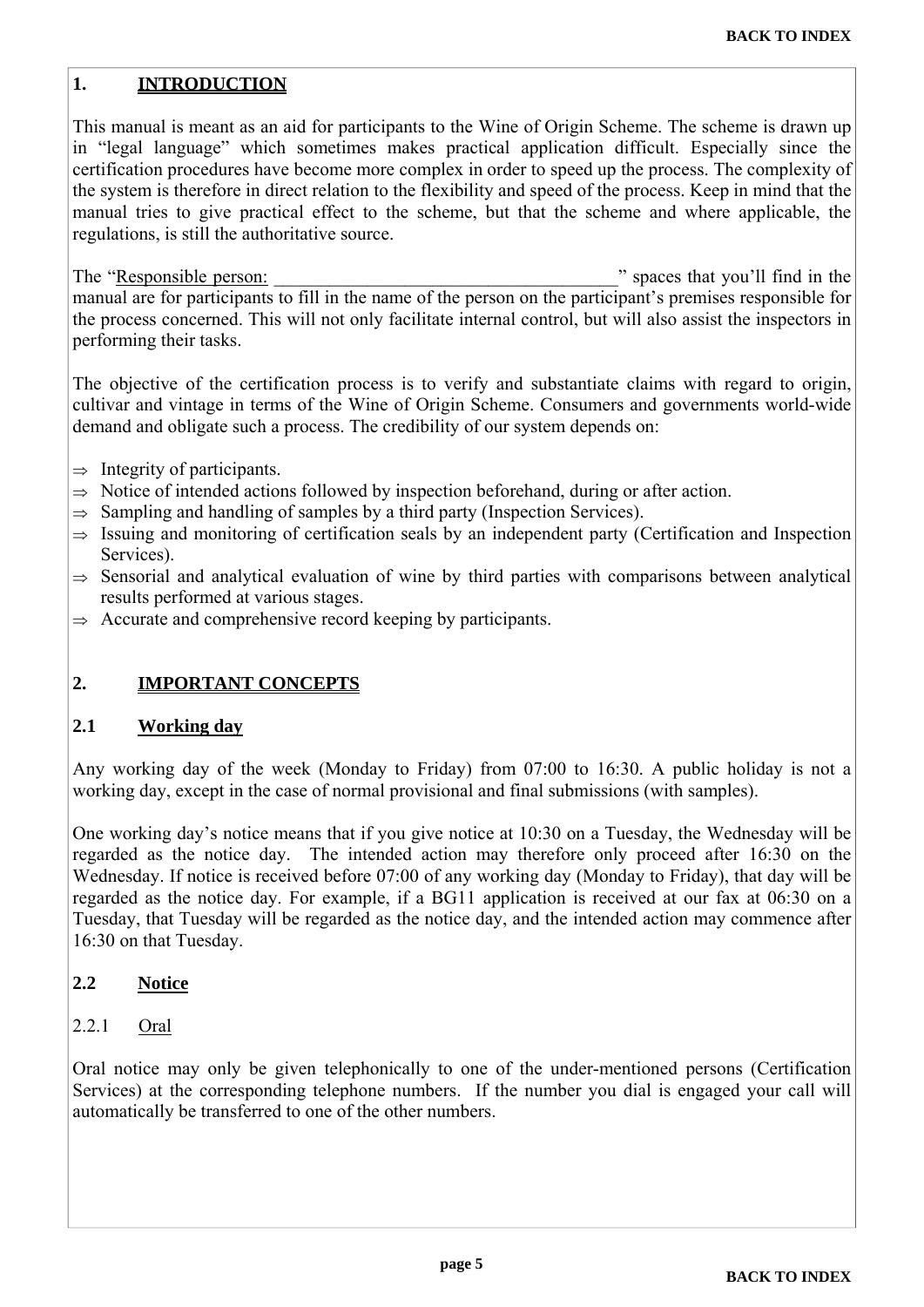## 1. INTRODUCTION

This manual is meant as an aid for participants to the Wine of Origin Scheme. The scheme is drawn up in "legal language" which sometimes makes practical application difficult. Especially since the certification procedures have become more complex in order to speed up the process. The complexity of the system is therefore in direct relation to the flexibility and speed of the process. Keep in mind that the manual tries to give practical effect to the scheme, but that the scheme and where applicable, the regulations, is still the authoritative source.

The "Responsible person: ______________________________________" spaces that you'll find in the manual are for participants to fill in the name of the person on the participant's premises responsible for the process concerned. This will not only facilitate internal control, but will also assist the inspectors in performing their tasks.

The objective of the certification process is to verify and substantiate claims with regard to origin, cultivar and vintage in terms of the Wine of Origin Scheme. Consumers and governments world-wide demand and obligate such a process. The credibility of our system depends on:

- ⇒ Integrity of participants.
- ⇒ Notice of intended actions followed by inspection beforehand, during or after action.
- ⇒ Sampling and handling of samples by a third party (Inspection Services).
- ⇒ Issuing and monitoring of certification seals by an independent party (Certification and Inspection Services).
- ⇒ Sensorial and analytical evaluation of wine by third parties with comparisons between analytical results performed at various stages.
- ⇒ Accurate and comprehensive record keeping by participants.

## 2. IMPORTANT CONCEPTS

### 2.1 Working day

Any working day of the week (Monday to Friday) from 07:00 to 16:30. A public holiday is not a working day, except in the case of normal provisional and final submissions (with samples).

One working day's notice means that if you give notice at 10:30 on a Tuesday, the Wednesday will be regarded as the notice day. The intended action may therefore only proceed after 16:30 on the Wednesday. If notice is received before 07:00 of any working day (Monday to Friday), that day will be regarded as the notice day. For example, if a BG11 application is received at our fax at 06:30 on a Tuesday, that Tuesday will be regarded as the notice day, and the intended action may commence after 16:30 on that Tuesday.

### 2.2 Notice

#### 2.2.1 Oral

Oral notice may only be given telephonically to one of the under-mentioned persons (Certification Services) at the corresponding telephone numbers. If the number you dial is engaged your call will automatically be transferred to one of the other numbers.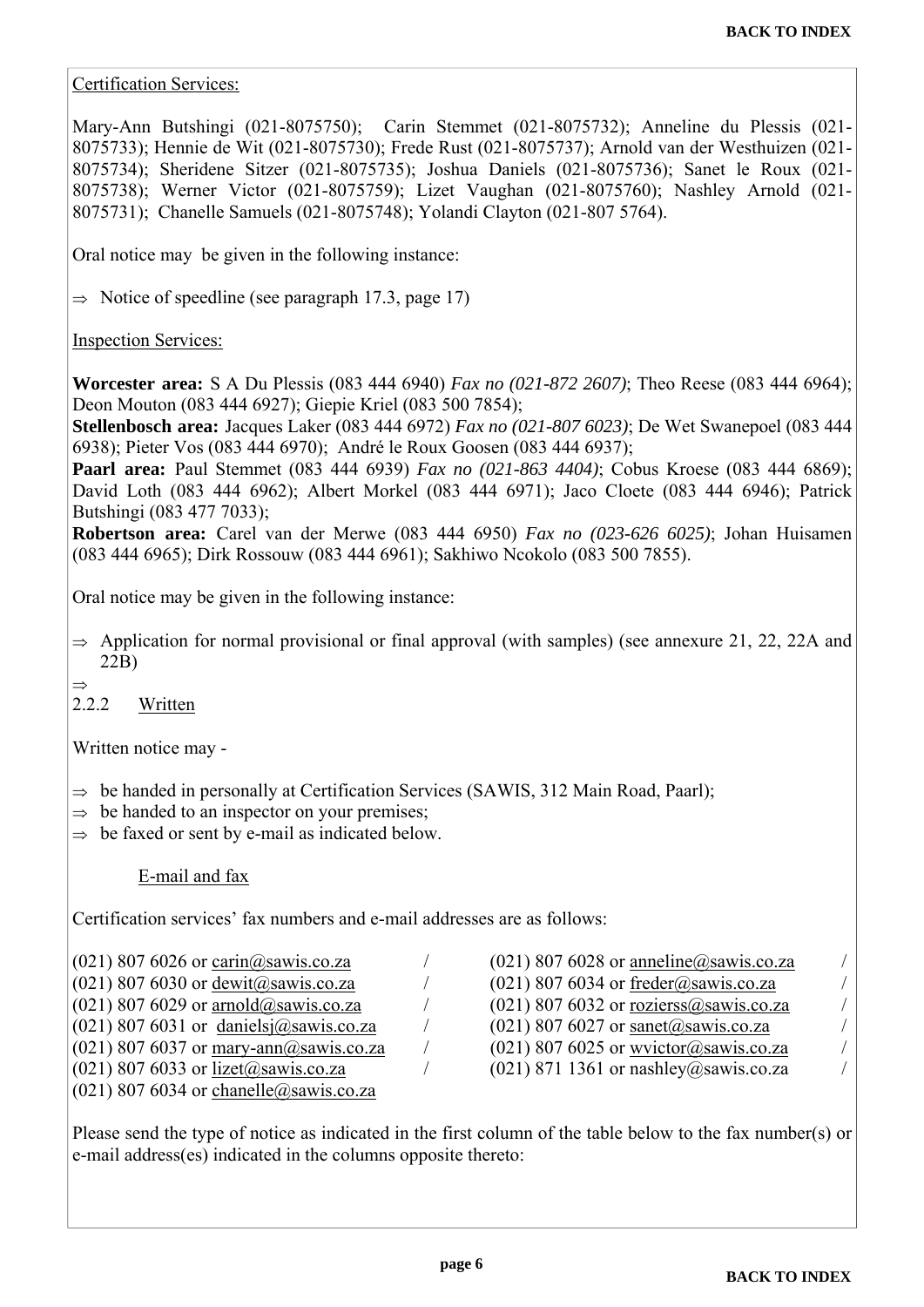Certification Services:

Mary-Ann Butshingi (021-8075750); Carin Stemmet (021-8075732); Anneline du Plessis (021-8075733); Hennie de Wit (021-8075730); Frede Rust (021-8075737); Arnold van der Westhuizen (021-8075734); Sheridene Sitzer (021-8075735); Joshua Daniels (021-8075736); Sanet le Roux (021-8075738); Werner Victor (021-8075759); Lizet Vaughan (021-8075760); Nashley Arnold (021-8075731); Chanelle Samuels (021-8075748); Yolandi Clayton (021-807 5764).

Oral notice may be given in the following instance:

⇒ Notice of speedline (see paragraph 17.3, page 17)

Inspection Services:

**Worcester area:** S A Du Plessis (083 444 6940) *Fax no (021-872 2607)*; Theo Reese (083 444 6964); Deon Mouton (083 444 6927); Giepie Kriel (083 500 7854);
**Stellenbosch area:** Jacques Laker (083 444 6972) *Fax no (021-807 6023)*; De Wet Swanepoel (083 444 6938); Pieter Vos (083 444 6970); André le Roux Goosen (083 444 6937);
**Paarl area:** Paul Stemmet (083 444 6939) *Fax no (021-863 4404)*; Cobus Kroese (083 444 6869); David Loth (083 444 6962); Albert Morkel (083 444 6971); Jaco Cloete (083 444 6946); Patrick Butshingi (083 477 7033);
**Robertson area:** Carel van der Merwe (083 444 6950) *Fax no (023-626 6025)*; Johan Huisamen (083 444 6965); Dirk Rossouw (083 444 6961); Sakhiwo Ncokolo (083 500 7855).

Oral notice may be given in the following instance:

⇒ Application for normal provisional or final approval (with samples) (see annexure 21, 22, 22A and 22B)

⇒

2.2.2 Written

Written notice may -

⇒ be handed in personally at Certification Services (SAWIS, 312 Main Road, Paarl);
⇒ be handed to an inspector on your premises;
⇒ be faxed or sent by e-mail as indicated below.

E-mail and fax

Certification services' fax numbers and e-mail addresses are as follows:

(021) 807 6026 or carin@sawis.co.za /
(021) 807 6030 or dewit@sawis.co.za /
(021) 807 6029 or arnold@sawis.co.za /
(021) 807 6031 or danielsj@sawis.co.za /
(021) 807 6037 or mary-ann@sawis.co.za /
(021) 807 6033 or lizet@sawis.co.za /
(021) 807 6034 or chanelle@sawis.co.za
(021) 807 6028 or anneline@sawis.co.za /
(021) 807 6034 or freder@sawis.co.za /
(021) 807 6032 or rozierss@sawis.co.za /
(021) 807 6027 or sanet@sawis.co.za /
(021) 807 6025 or wvictor@sawis.co.za /
(021) 871 1361 or nashley@sawis.co.za /

Please send the type of notice as indicated in the first column of the table below to the fax number(s) or e-mail address(es) indicated in the columns opposite thereto: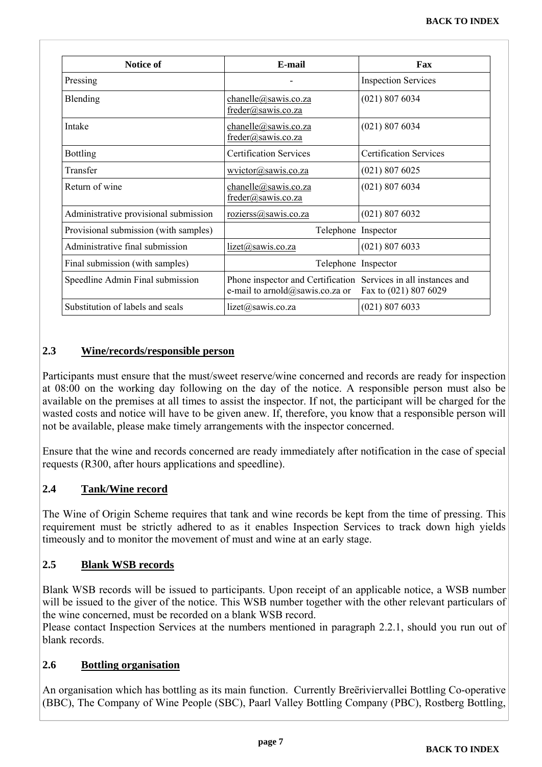| Notice of | E-mail | Fax |
|---|---|---|
| Pressing | - | Inspection Services |
| Blending | chanelle@sawis.co.za freder@sawis.co.za | (021) 807 6034 |
| Intake | chanelle@sawis.co.za freder@sawis.co.za | (021) 807 6034 |
| Bottling | Certification Services | Certification Services |
| Transfer | wvictor@sawis.co.za | (021) 807 6025 |
| Return of wine | chanelle@sawis.co.za freder@sawis.co.za | (021) 807 6034 |
| Administrative provisional submission | rozierss@sawis.co.za | (021) 807 6032 |
| Provisional submission (with samples) | Telephone Inspector | |
| Administrative final submission | lizet@sawis.co.za | (021) 807 6033 |
| Final submission (with samples) | Telephone Inspector | |
| Speedline Admin Final submission | Phone inspector and Certification e-mail to arnold@sawis.co.za or | Services in all instances and Fax to (021) 807 6029 |
| Substitution of labels and seals | lizet@sawis.co.za | (021) 807 6033 |

## 2.3 Wine/records/responsible person

Participants must ensure that the must/sweet reserve/wine concerned and records are ready for inspection at 08:00 on the working day following on the day of the notice. A responsible person must also be available on the premises at all times to assist the inspector. If not, the participant will be charged for the wasted costs and notice will have to be given anew. If, therefore, you know that a responsible person will not be available, please make timely arrangements with the inspector concerned.

Ensure that the wine and records concerned are ready immediately after notification in the case of special requests (R300, after hours applications and speedline).

## 2.4 Tank/Wine record

The Wine of Origin Scheme requires that tank and wine records be kept from the time of pressing. This requirement must be strictly adhered to as it enables Inspection Services to track down high yields timeously and to monitor the movement of must and wine at an early stage.

## 2.5 Blank WSB records

Blank WSB records will be issued to participants. Upon receipt of an applicable notice, a WSB number will be issued to the giver of the notice. This WSB number together with the other relevant particulars of the wine concerned, must be recorded on a blank WSB record.
Please contact Inspection Services at the numbers mentioned in paragraph 2.2.1, should you run out of blank records.

## 2.6 Bottling organisation

An organisation which has bottling as its main function. Currently Breëriviervallei Bottling Co-operative (BBC), The Company of Wine People (SBC), Paarl Valley Bottling Company (PBC), Rostberg Bottling,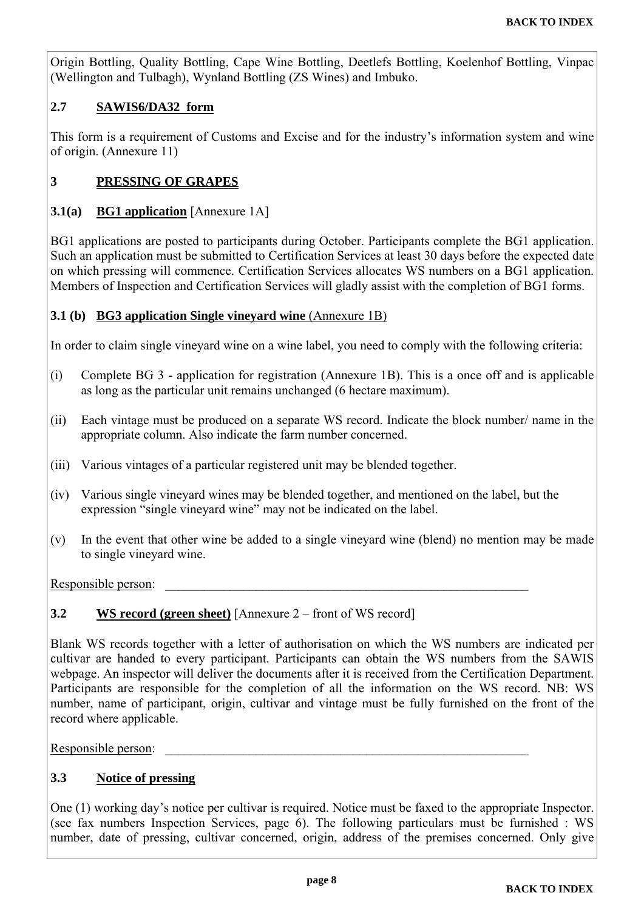Origin Bottling, Quality Bottling, Cape Wine Bottling, Deetlefs Bottling, Koelenhof Bottling, Vinpac (Wellington and Tulbagh), Wynland Bottling (ZS Wines) and Imbuko.

### 2.7 SAWIS6/DA32 form

This form is a requirement of Customs and Excise and for the industry's information system and wine of origin. (Annexure 11)

## 3 PRESSING OF GRAPES

### 3.1(a) BG1 application [Annexure 1A]

BG1 applications are posted to participants during October. Participants complete the BG1 application. Such an application must be submitted to Certification Services at least 30 days before the expected date on which pressing will commence. Certification Services allocates WS numbers on a BG1 application. Members of Inspection and Certification Services will gladly assist with the completion of BG1 forms.

### 3.1 (b) BG3 application Single vineyard wine (Annexure 1B)

In order to claim single vineyard wine on a wine label, you need to comply with the following criteria:

(i) Complete BG 3 - application for registration (Annexure 1B). This is a once off and is applicable as long as the particular unit remains unchanged (6 hectare maximum).

(ii) Each vintage must be produced on a separate WS record. Indicate the block number/ name in the appropriate column. Also indicate the farm number concerned.

(iii) Various vintages of a particular registered unit may be blended together.

(iv) Various single vineyard wines may be blended together, and mentioned on the label, but the expression "single vineyard wine" may not be indicated on the label.

(v) In the event that other wine be added to a single vineyard wine (blend) no mention may be made to single vineyard wine.

Responsible person: ____________________________________________________________

### 3.2 WS record (green sheet) [Annexure 2 – front of WS record]

Blank WS records together with a letter of authorisation on which the WS numbers are indicated per cultivar are handed to every participant. Participants can obtain the WS numbers from the SAWIS webpage. An inspector will deliver the documents after it is received from the Certification Department. Participants are responsible for the completion of all the information on the WS record. NB: WS number, name of participant, origin, cultivar and vintage must be fully furnished on the front of the record where applicable.

Responsible person: ____________________________________________________________

### 3.3 Notice of pressing

One (1) working day's notice per cultivar is required. Notice must be faxed to the appropriate Inspector. (see fax numbers Inspection Services, page 6). The following particulars must be furnished : WS number, date of pressing, cultivar concerned, origin, address of the premises concerned. Only give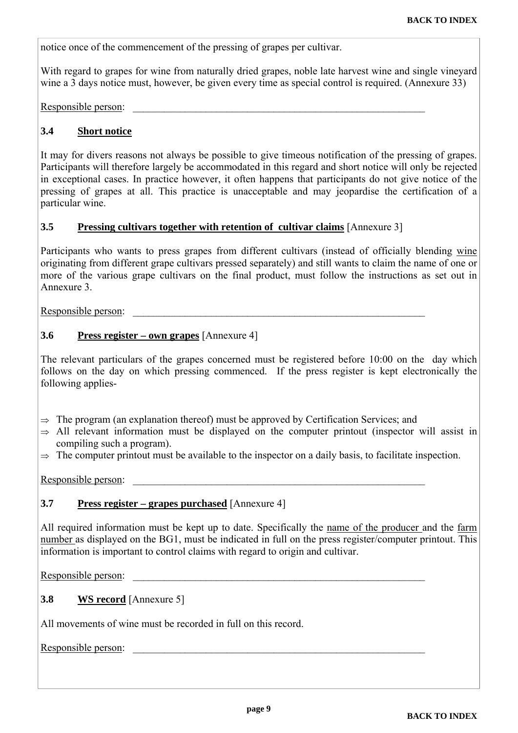notice once of the commencement of the pressing of grapes per cultivar.

With regard to grapes for wine from naturally dried grapes, noble late harvest wine and single vineyard wine a 3 days notice must, however, be given every time as special control is required. (Annexure 33)

Responsible person: \_\_\_\_\_\_\_\_\_\_\_\_\_\_\_\_\_\_\_\_\_\_\_\_\_\_\_\_\_\_\_\_\_\_\_\_\_\_\_\_\_\_\_\_\_\_\_\_\_\_\_\_\_\_\_\_\_\_

### 3.4 Short notice

It may for divers reasons not always be possible to give timeous notification of the pressing of grapes. Participants will therefore largely be accommodated in this regard and short notice will only be rejected in exceptional cases. In practice however, it often happens that participants do not give notice of the pressing of grapes at all. This practice is unacceptable and may jeopardise the certification of a particular wine.

### 3.5 Pressing cultivars together with retention of cultivar claims [Annexure 3]

Participants who wants to press grapes from different cultivars (instead of officially blending wine originating from different grape cultivars pressed separately) and still wants to claim the name of one or more of the various grape cultivars on the final product, must follow the instructions as set out in Annexure 3.

Responsible person: \_\_\_\_\_\_\_\_\_\_\_\_\_\_\_\_\_\_\_\_\_\_\_\_\_\_\_\_\_\_\_\_\_\_\_\_\_\_\_\_\_\_\_\_\_\_\_\_\_\_\_\_\_\_\_\_\_\_

### 3.6 Press register – own grapes [Annexure 4]

The relevant particulars of the grapes concerned must be registered before 10:00 on the day which follows on the day on which pressing commenced. If the press register is kept electronically the following applies-

- ⇒ The program (an explanation thereof) must be approved by Certification Services; and
- ⇒ All relevant information must be displayed on the computer printout (inspector will assist in compiling such a program).
- ⇒ The computer printout must be available to the inspector on a daily basis, to facilitate inspection.

Responsible person: \_\_\_\_\_\_\_\_\_\_\_\_\_\_\_\_\_\_\_\_\_\_\_\_\_\_\_\_\_\_\_\_\_\_\_\_\_\_\_\_\_\_\_\_\_\_\_\_\_\_\_\_\_\_\_\_\_\_

### 3.7 Press register – grapes purchased [Annexure 4]

All required information must be kept up to date. Specifically the name of the producer and the farm number as displayed on the BG1, must be indicated in full on the press register/computer printout. This information is important to control claims with regard to origin and cultivar.

Responsible person: \_\_\_\_\_\_\_\_\_\_\_\_\_\_\_\_\_\_\_\_\_\_\_\_\_\_\_\_\_\_\_\_\_\_\_\_\_\_\_\_\_\_\_\_\_\_\_\_\_\_\_\_\_\_\_\_\_\_

### 3.8 WS record [Annexure 5]

All movements of wine must be recorded in full on this record.

Responsible person: \_\_\_\_\_\_\_\_\_\_\_\_\_\_\_\_\_\_\_\_\_\_\_\_\_\_\_\_\_\_\_\_\_\_\_\_\_\_\_\_\_\_\_\_\_\_\_\_\_\_\_\_\_\_\_\_\_\_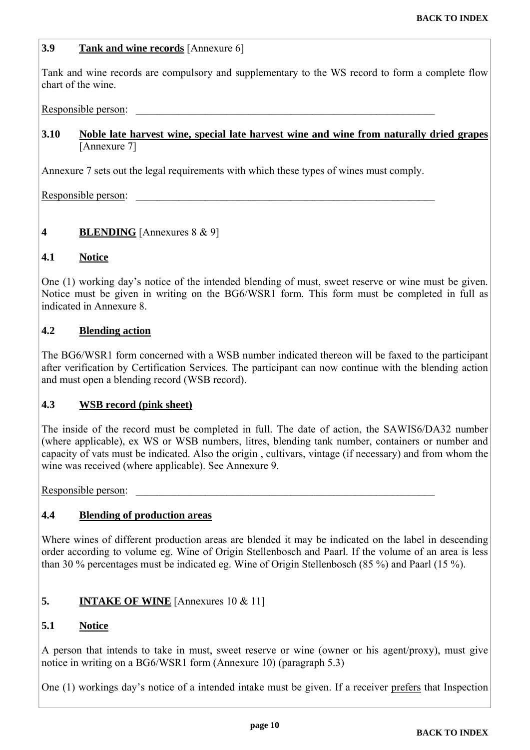### 3.9 Tank and wine records [Annexure 6]

Tank and wine records are compulsory and supplementary to the WS record to form a complete flow chart of the wine.

Responsible person: ___________________________________________________________

### 3.10 Noble late harvest wine, special late harvest wine and wine from naturally dried grapes [Annexure 7]

Annexure 7 sets out the legal requirements with which these types of wines must comply.

Responsible person: ___________________________________________________________

## 4 BLENDING [Annexures 8 & 9]

### 4.1 Notice

One (1) working day's notice of the intended blending of must, sweet reserve or wine must be given. Notice must be given in writing on the BG6/WSR1 form. This form must be completed in full as indicated in Annexure 8.

### 4.2 Blending action

The BG6/WSR1 form concerned with a WSB number indicated thereon will be faxed to the participant after verification by Certification Services. The participant can now continue with the blending action and must open a blending record (WSB record).

### 4.3 WSB record (pink sheet)

The inside of the record must be completed in full. The date of action, the SAWIS6/DA32 number (where applicable), ex WS or WSB numbers, litres, blending tank number, containers or number and capacity of vats must be indicated. Also the origin , cultivars, vintage (if necessary) and from whom the wine was received (where applicable). See Annexure 9.

Responsible person: ___________________________________________________________

### 4.4 Blending of production areas

Where wines of different production areas are blended it may be indicated on the label in descending order according to volume eg. Wine of Origin Stellenbosch and Paarl. If the volume of an area is less than 30 % percentages must be indicated eg. Wine of Origin Stellenbosch (85 %) and Paarl (15 %).

## 5. INTAKE OF WINE [Annexures 10 & 11]

### 5.1 Notice

A person that intends to take in must, sweet reserve or wine (owner or his agent/proxy), must give notice in writing on a BG6/WSR1 form (Annexure 10) (paragraph 5.3)

One (1) workings day's notice of a intended intake must be given. If a receiver prefers that Inspection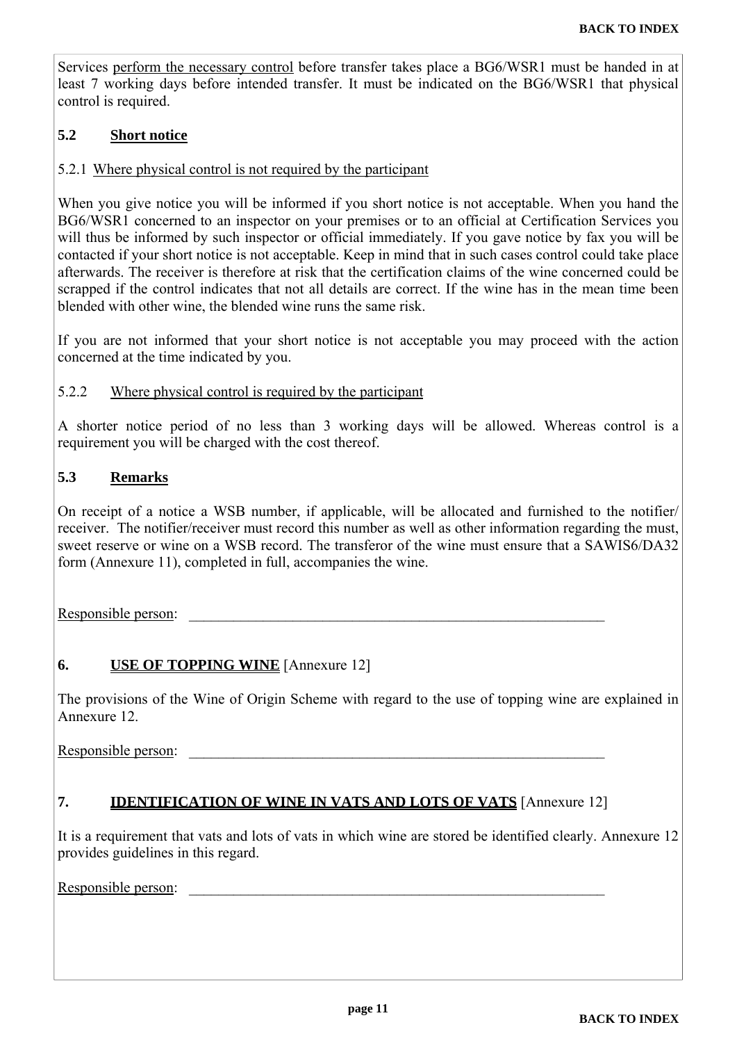Services perform the necessary control before transfer takes place a BG6/WSR1 must be handed in at least 7 working days before intended transfer. It must be indicated on the BG6/WSR1 that physical control is required.

### 5.2 Short notice

#### 5.2.1 Where physical control is not required by the participant

When you give notice you will be informed if you short notice is not acceptable. When you hand the BG6/WSR1 concerned to an inspector on your premises or to an official at Certification Services you will thus be informed by such inspector or official immediately. If you gave notice by fax you will be contacted if your short notice is not acceptable. Keep in mind that in such cases control could take place afterwards. The receiver is therefore at risk that the certification claims of the wine concerned could be scrapped if the control indicates that not all details are correct. If the wine has in the mean time been blended with other wine, the blended wine runs the same risk.

If you are not informed that your short notice is not acceptable you may proceed with the action concerned at the time indicated by you.

#### 5.2.2 Where physical control is required by the participant

A shorter notice period of no less than 3 working days will be allowed. Whereas control is a requirement you will be charged with the cost thereof.

### 5.3 Remarks

On receipt of a notice a WSB number, if applicable, will be allocated and furnished to the notifier/ receiver. The notifier/receiver must record this number as well as other information regarding the must, sweet reserve or wine on a WSB record. The transferor of the wine must ensure that a SAWIS6/DA32 form (Annexure 11), completed in full, accompanies the wine.

Responsible person: ___________________________________________________________

## 6. USE OF TOPPING WINE [Annexure 12]

The provisions of the Wine of Origin Scheme with regard to the use of topping wine are explained in Annexure 12.

Responsible person: ___________________________________________________________

## 7. IDENTIFICATION OF WINE IN VATS AND LOTS OF VATS [Annexure 12]

It is a requirement that vats and lots of vats in which wine are stored be identified clearly. Annexure 12 provides guidelines in this regard.

Responsible person: ___________________________________________________________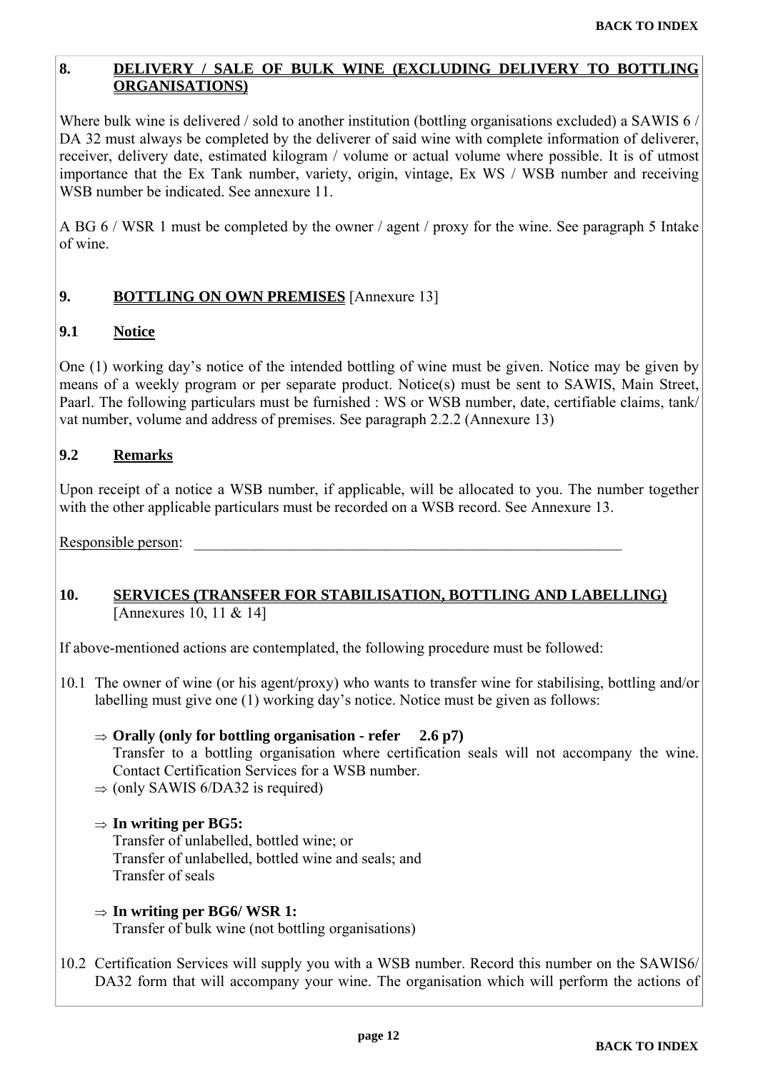## 8. DELIVERY / SALE OF BULK WINE (EXCLUDING DELIVERY TO BOTTLING ORGANISATIONS)

Where bulk wine is delivered / sold to another institution (bottling organisations excluded) a SAWIS 6 / DA 32 must always be completed by the deliverer of said wine with complete information of deliverer, receiver, delivery date, estimated kilogram / volume or actual volume where possible. It is of utmost importance that the Ex Tank number, variety, origin, vintage, Ex WS / WSB number and receiving WSB number be indicated. See annexure 11.

A BG 6 / WSR 1 must be completed by the owner / agent / proxy for the wine. See paragraph 5 Intake of wine.

## 9. BOTTLING ON OWN PREMISES [Annexure 13]

### 9.1 Notice

One (1) working day's notice of the intended bottling of wine must be given. Notice may be given by means of a weekly program or per separate product. Notice(s) must be sent to SAWIS, Main Street, Paarl. The following particulars must be furnished : WS or WSB number, date, certifiable claims, tank/ vat number, volume and address of premises. See paragraph 2.2.2 (Annexure 13)

### 9.2 Remarks

Upon receipt of a notice a WSB number, if applicable, will be allocated to you. The number together with the other applicable particulars must be recorded on a WSB record. See Annexure 13.

Responsible person: \_\_\_\_\_\_\_\_\_\_\_\_\_\_\_\_\_\_\_\_\_\_\_\_\_\_\_\_\_\_\_\_\_\_\_\_\_\_\_\_\_\_\_\_\_\_\_\_\_\_\_\_\_\_\_\_\_\_\_\_

## 10. SERVICES (TRANSFER FOR STABILISATION, BOTTLING AND LABELLING) [Annexures 10, 11 & 14]

If above-mentioned actions are contemplated, the following procedure must be followed:

10.1 The owner of wine (or his agent/proxy) who wants to transfer wine for stabilising, bottling and/or labelling must give one (1) working day's notice. Notice must be given as follows:

- ⇒ **Orally (only for bottling organisation - refer 2.6 p7)**
  Transfer to a bottling organisation where certification seals will not accompany the wine. Contact Certification Services for a WSB number.
- ⇒ (only SAWIS 6/DA32 is required)

- ⇒ **In writing per BG5:**
  Transfer of unlabelled, bottled wine; or
  Transfer of unlabelled, bottled wine and seals; and
  Transfer of seals

- ⇒ **In writing per BG6/ WSR 1:**
  Transfer of bulk wine (not bottling organisations)

10.2 Certification Services will supply you with a WSB number. Record this number on the SAWIS6/ DA32 form that will accompany your wine. The organisation which will perform the actions of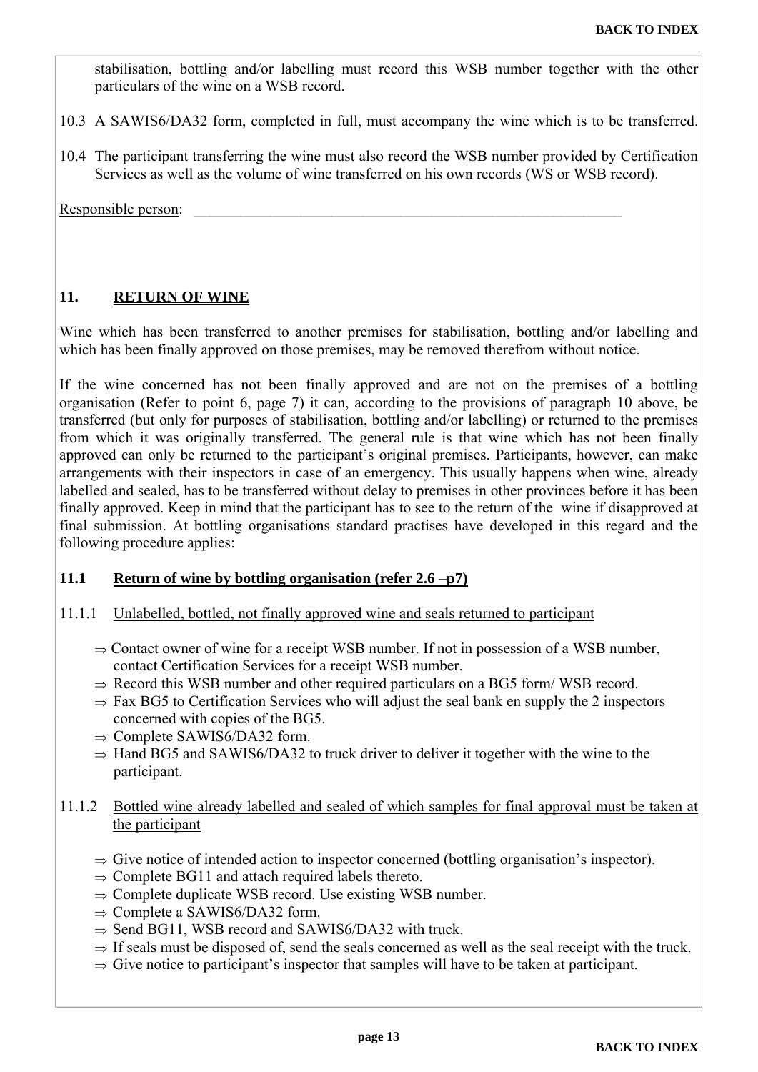stabilisation, bottling and/or labelling must record this WSB number together with the other particulars of the wine on a WSB record.

10.3 A SAWIS6/DA32 form, completed in full, must accompany the wine which is to be transferred.

10.4 The participant transferring the wine must also record the WSB number provided by Certification Services as well as the volume of wine transferred on his own records (WS or WSB record).

Responsible person: ___________________________________________________________

## 11. RETURN OF WINE

Wine which has been transferred to another premises for stabilisation, bottling and/or labelling and which has been finally approved on those premises, may be removed therefrom without notice.

If the wine concerned has not been finally approved and are not on the premises of a bottling organisation (Refer to point 6, page 7) it can, according to the provisions of paragraph 10 above, be transferred (but only for purposes of stabilisation, bottling and/or labelling) or returned to the premises from which it was originally transferred. The general rule is that wine which has not been finally approved can only be returned to the participant's original premises. Participants, however, can make arrangements with their inspectors in case of an emergency. This usually happens when wine, already labelled and sealed, has to be transferred without delay to premises in other provinces before it has been finally approved. Keep in mind that the participant has to see to the return of the wine if disapproved at final submission. At bottling organisations standard practises have developed in this regard and the following procedure applies:

### 11.1 Return of wine by bottling organisation (refer 2.6 –p7)

11.1.1 Unlabelled, bottled, not finally approved wine and seals returned to participant

- ⇒ Contact owner of wine for a receipt WSB number. If not in possession of a WSB number, contact Certification Services for a receipt WSB number.
- ⇒ Record this WSB number and other required particulars on a BG5 form/ WSB record.
- ⇒ Fax BG5 to Certification Services who will adjust the seal bank en supply the 2 inspectors concerned with copies of the BG5.
- ⇒ Complete SAWIS6/DA32 form.
- ⇒ Hand BG5 and SAWIS6/DA32 to truck driver to deliver it together with the wine to the participant.

11.1.2 Bottled wine already labelled and sealed of which samples for final approval must be taken at the participant

- ⇒ Give notice of intended action to inspector concerned (bottling organisation's inspector).
- ⇒ Complete BG11 and attach required labels thereto.
- ⇒ Complete duplicate WSB record. Use existing WSB number.
- ⇒ Complete a SAWIS6/DA32 form.
- ⇒ Send BG11, WSB record and SAWIS6/DA32 with truck.
- ⇒ If seals must be disposed of, send the seals concerned as well as the seal receipt with the truck.
- ⇒ Give notice to participant's inspector that samples will have to be taken at participant.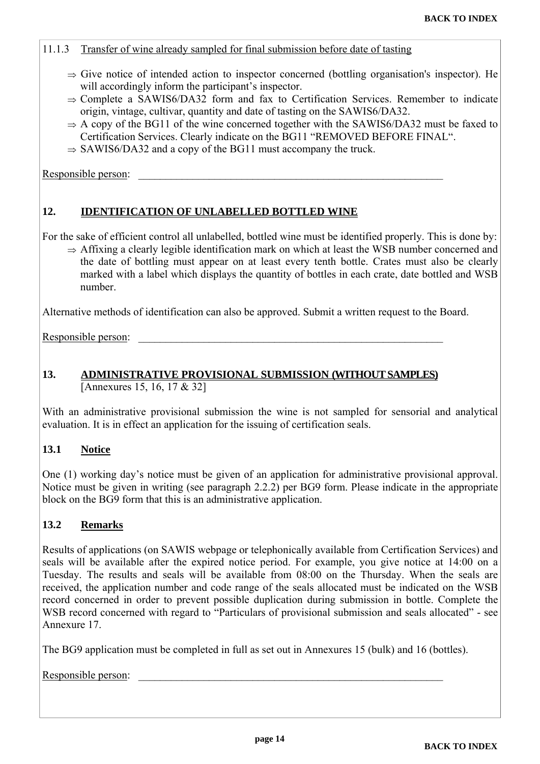11.1.3 Transfer of wine already sampled for final submission before date of tasting

- ⇒ Give notice of intended action to inspector concerned (bottling organisation's inspector). He will accordingly inform the participant's inspector.
- ⇒ Complete a SAWIS6/DA32 form and fax to Certification Services. Remember to indicate origin, vintage, cultivar, quantity and date of tasting on the SAWIS6/DA32.
- ⇒ A copy of the BG11 of the wine concerned together with the SAWIS6/DA32 must be faxed to Certification Services. Clearly indicate on the BG11 "REMOVED BEFORE FINAL".
- ⇒ SAWIS6/DA32 and a copy of the BG11 must accompany the truck.

Responsible person: ____________________________________________________________

## 12. IDENTIFICATION OF UNLABELLED BOTTLED WINE

For the sake of efficient control all unlabelled, bottled wine must be identified properly. This is done by:

- ⇒ Affixing a clearly legible identification mark on which at least the WSB number concerned and the date of bottling must appear on at least every tenth bottle. Crates must also be clearly marked with a label which displays the quantity of bottles in each crate, date bottled and WSB number.

Alternative methods of identification can also be approved. Submit a written request to the Board.

Responsible person: ____________________________________________________________

## 13. ADMINISTRATIVE PROVISIONAL SUBMISSION (WITHOUT SAMPLES)

[Annexures 15, 16, 17 & 32]

With an administrative provisional submission the wine is not sampled for sensorial and analytical evaluation. It is in effect an application for the issuing of certification seals.

### 13.1 Notice

One (1) working day's notice must be given of an application for administrative provisional approval. Notice must be given in writing (see paragraph 2.2.2) per BG9 form. Please indicate in the appropriate block on the BG9 form that this is an administrative application.

### 13.2 Remarks

Results of applications (on SAWIS webpage or telephonically available from Certification Services) and seals will be available after the expired notice period. For example, you give notice at 14:00 on a Tuesday. The results and seals will be available from 08:00 on the Thursday. When the seals are received, the application number and code range of the seals allocated must be indicated on the WSB record concerned in order to prevent possible duplication during submission in bottle. Complete the WSB record concerned with regard to "Particulars of provisional submission and seals allocated" - see Annexure 17.

The BG9 application must be completed in full as set out in Annexures 15 (bulk) and 16 (bottles).

Responsible person: ____________________________________________________________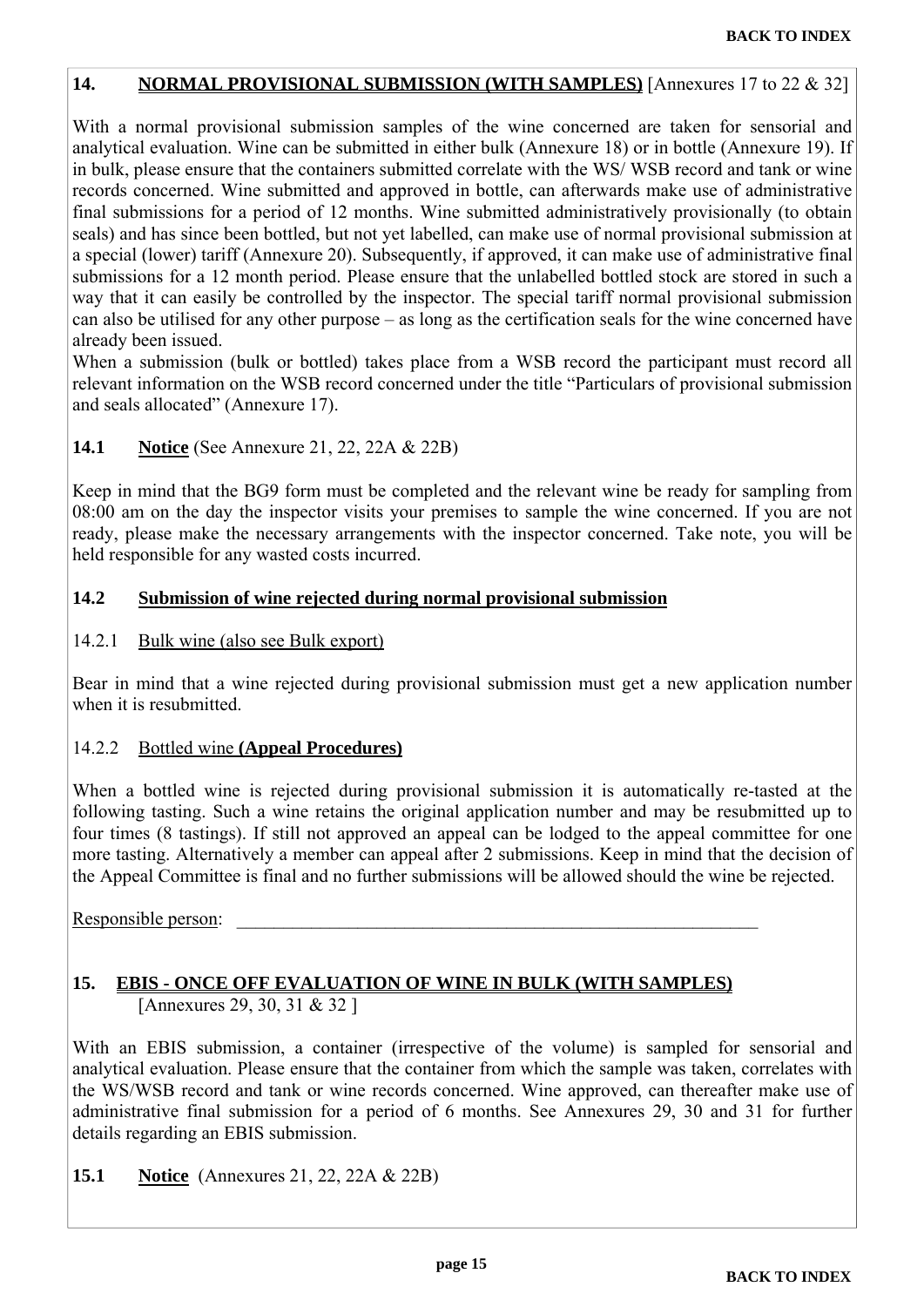## 14. NORMAL PROVISIONAL SUBMISSION (WITH SAMPLES) [Annexures 17 to 22 & 32]

With a normal provisional submission samples of the wine concerned are taken for sensorial and analytical evaluation. Wine can be submitted in either bulk (Annexure 18) or in bottle (Annexure 19). If in bulk, please ensure that the containers submitted correlate with the WS/ WSB record and tank or wine records concerned. Wine submitted and approved in bottle, can afterwards make use of administrative final submissions for a period of 12 months. Wine submitted administratively provisionally (to obtain seals) and has since been bottled, but not yet labelled, can make use of normal provisional submission at a special (lower) tariff (Annexure 20). Subsequently, if approved, it can make use of administrative final submissions for a 12 month period. Please ensure that the unlabelled bottled stock are stored in such a way that it can easily be controlled by the inspector. The special tariff normal provisional submission can also be utilised for any other purpose – as long as the certification seals for the wine concerned have already been issued.

When a submission (bulk or bottled) takes place from a WSB record the participant must record all relevant information on the WSB record concerned under the title "Particulars of provisional submission and seals allocated" (Annexure 17).

### 14.1 Notice (See Annexure 21, 22, 22A & 22B)

Keep in mind that the BG9 form must be completed and the relevant wine be ready for sampling from 08:00 am on the day the inspector visits your premises to sample the wine concerned. If you are not ready, please make the necessary arrangements with the inspector concerned. Take note, you will be held responsible for any wasted costs incurred.

### 14.2 Submission of wine rejected during normal provisional submission

#### 14.2.1 Bulk wine (also see Bulk export)

Bear in mind that a wine rejected during provisional submission must get a new application number when it is resubmitted.

#### 14.2.2 Bottled wine **(Appeal Procedures)**

When a bottled wine is rejected during provisional submission it is automatically re-tasted at the following tasting. Such a wine retains the original application number and may be resubmitted up to four times (8 tastings). If still not approved an appeal can be lodged to the appeal committee for one more tasting. Alternatively a member can appeal after 2 submissions. Keep in mind that the decision of the Appeal Committee is final and no further submissions will be allowed should the wine be rejected.

Responsible person: \_\_\_\_\_\_\_\_\_\_\_\_\_\_\_\_\_\_\_\_\_\_\_\_\_\_\_\_\_\_\_\_\_\_\_\_\_\_\_\_\_\_\_\_\_\_\_\_\_\_\_\_\_\_\_\_

## 15. EBIS - ONCE OFF EVALUATION OF WINE IN BULK (WITH SAMPLES) [Annexures 29, 30, 31 & 32 ]

With an EBIS submission, a container (irrespective of the volume) is sampled for sensorial and analytical evaluation. Please ensure that the container from which the sample was taken, correlates with the WS/WSB record and tank or wine records concerned. Wine approved, can thereafter make use of administrative final submission for a period of 6 months. See Annexures 29, 30 and 31 for further details regarding an EBIS submission.

### 15.1 Notice (Annexures 21, 22, 22A & 22B)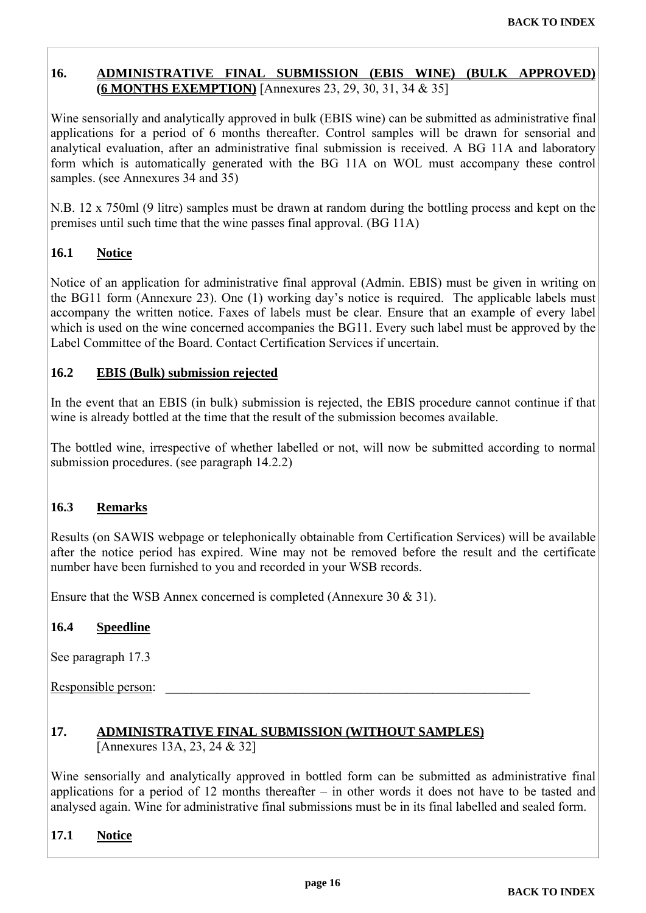## 16. ADMINISTRATIVE FINAL SUBMISSION (EBIS WINE) (BULK APPROVED) (6 MONTHS EXEMPTION) [Annexures 23, 29, 30, 31, 34 & 35]

Wine sensorially and analytically approved in bulk (EBIS wine) can be submitted as administrative final applications for a period of 6 months thereafter. Control samples will be drawn for sensorial and analytical evaluation, after an administrative final submission is received. A BG 11A and laboratory form which is automatically generated with the BG 11A on WOL must accompany these control samples. (see Annexures 34 and 35)

N.B. 12 x 750ml (9 litre) samples must be drawn at random during the bottling process and kept on the premises until such time that the wine passes final approval. (BG 11A)

### 16.1 Notice

Notice of an application for administrative final approval (Admin. EBIS) must be given in writing on the BG11 form (Annexure 23). One (1) working day's notice is required. The applicable labels must accompany the written notice. Faxes of labels must be clear. Ensure that an example of every label which is used on the wine concerned accompanies the BG11. Every such label must be approved by the Label Committee of the Board. Contact Certification Services if uncertain.

### 16.2 EBIS (Bulk) submission rejected

In the event that an EBIS (in bulk) submission is rejected, the EBIS procedure cannot continue if that wine is already bottled at the time that the result of the submission becomes available.

The bottled wine, irrespective of whether labelled or not, will now be submitted according to normal submission procedures. (see paragraph 14.2.2)

### 16.3 Remarks

Results (on SAWIS webpage or telephonically obtainable from Certification Services) will be available after the notice period has expired. Wine may not be removed before the result and the certificate number have been furnished to you and recorded in your WSB records.

Ensure that the WSB Annex concerned is completed (Annexure 30 & 31).

### 16.4 Speedline

See paragraph 17.3

Responsible person: ____________________________________________________________

## 17. ADMINISTRATIVE FINAL SUBMISSION (WITHOUT SAMPLES) [Annexures 13A, 23, 24 & 32]

Wine sensorially and analytically approved in bottled form can be submitted as administrative final applications for a period of 12 months thereafter – in other words it does not have to be tasted and analysed again. Wine for administrative final submissions must be in its final labelled and sealed form.

### 17.1 Notice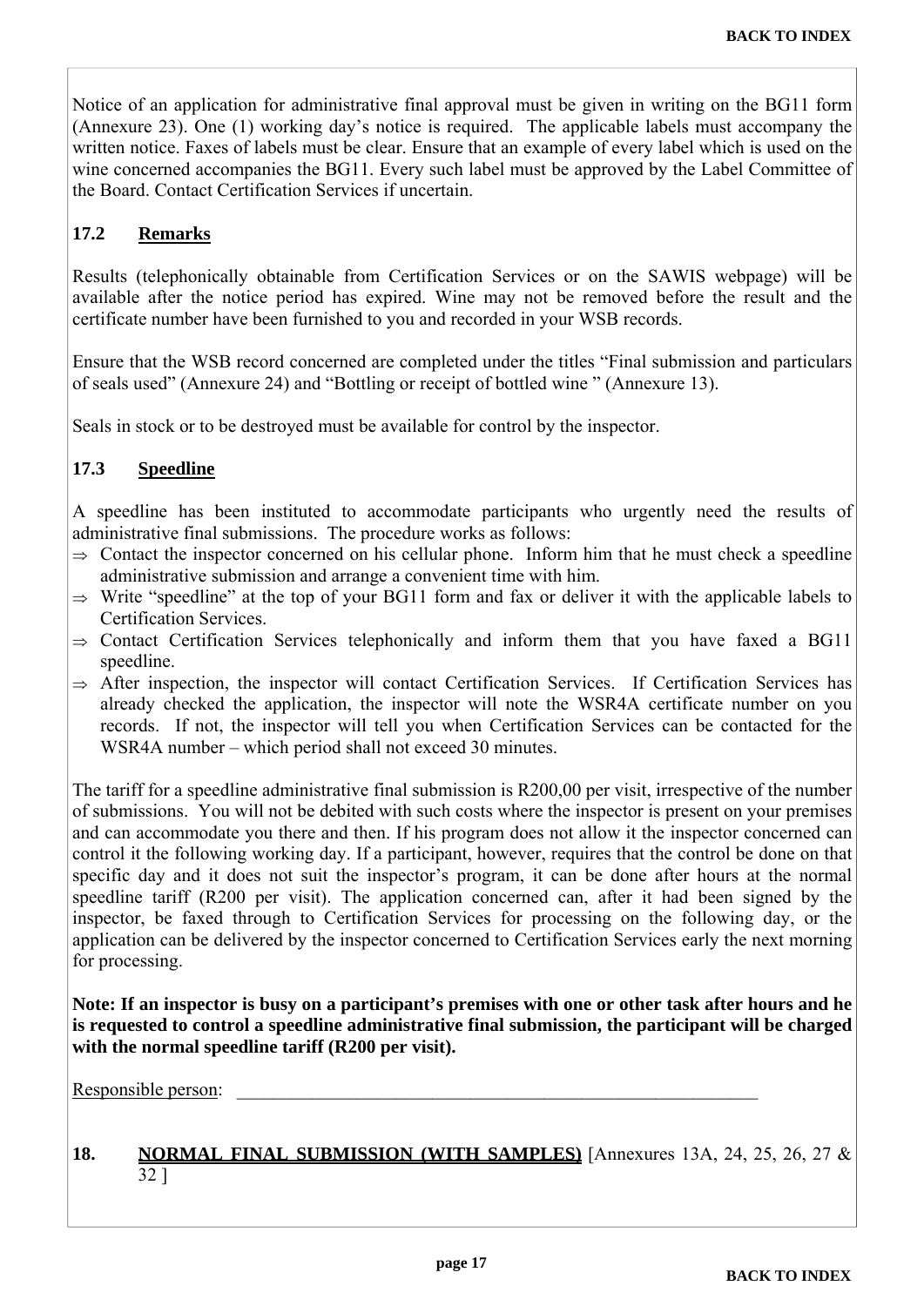Notice of an application for administrative final approval must be given in writing on the BG11 form (Annexure 23). One (1) working day's notice is required. The applicable labels must accompany the written notice. Faxes of labels must be clear. Ensure that an example of every label which is used on the wine concerned accompanies the BG11. Every such label must be approved by the Label Committee of the Board. Contact Certification Services if uncertain.

### 17.2 Remarks

Results (telephonically obtainable from Certification Services or on the SAWIS webpage) will be available after the notice period has expired. Wine may not be removed before the result and the certificate number have been furnished to you and recorded in your WSB records.

Ensure that the WSB record concerned are completed under the titles "Final submission and particulars of seals used" (Annexure 24) and "Bottling or receipt of bottled wine " (Annexure 13).

Seals in stock or to be destroyed must be available for control by the inspector.

### 17.3 Speedline

A speedline has been instituted to accommodate participants who urgently need the results of administrative final submissions. The procedure works as follows:

⇒ Contact the inspector concerned on his cellular phone. Inform him that he must check a speedline administrative submission and arrange a convenient time with him.

⇒ Write "speedline" at the top of your BG11 form and fax or deliver it with the applicable labels to Certification Services.

⇒ Contact Certification Services telephonically and inform them that you have faxed a BG11 speedline.

⇒ After inspection, the inspector will contact Certification Services. If Certification Services has already checked the application, the inspector will note the WSR4A certificate number on you records. If not, the inspector will tell you when Certification Services can be contacted for the WSR4A number – which period shall not exceed 30 minutes.

The tariff for a speedline administrative final submission is R200,00 per visit, irrespective of the number of submissions. You will not be debited with such costs where the inspector is present on your premises and can accommodate you there and then. If his program does not allow it the inspector concerned can control it the following working day. If a participant, however, requires that the control be done on that specific day and it does not suit the inspector's program, it can be done after hours at the normal speedline tariff (R200 per visit). The application concerned can, after it had been signed by the inspector, be faxed through to Certification Services for processing on the following day, or the application can be delivered by the inspector concerned to Certification Services early the next morning for processing.

**Note: If an inspector is busy on a participant's premises with one or other task after hours and he is requested to control a speedline administrative final submission, the participant will be charged with the normal speedline tariff (R200 per visit).**

Responsible person: ____________________________________________________________

## 18. NORMAL FINAL SUBMISSION (WITH SAMPLES) [Annexures 13A, 24, 25, 26, 27 & 32 ]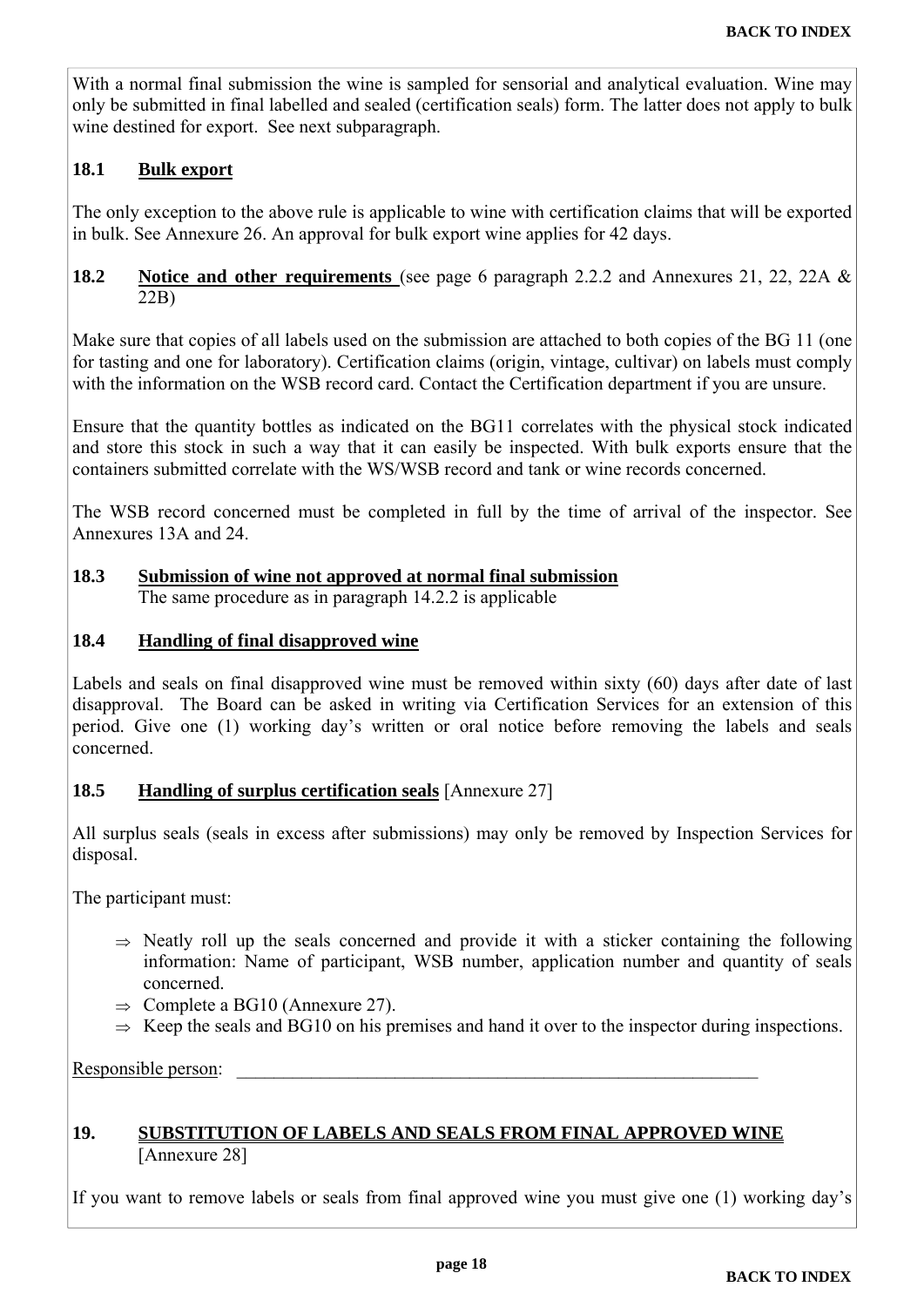With a normal final submission the wine is sampled for sensorial and analytical evaluation. Wine may only be submitted in final labelled and sealed (certification seals) form. The latter does not apply to bulk wine destined for export. See next subparagraph.

### 18.1 Bulk export

The only exception to the above rule is applicable to wine with certification claims that will be exported in bulk. See Annexure 26. An approval for bulk export wine applies for 42 days.

### 18.2 Notice and other requirements (see page 6 paragraph 2.2.2 and Annexures 21, 22, 22A & 22B)

Make sure that copies of all labels used on the submission are attached to both copies of the BG 11 (one for tasting and one for laboratory). Certification claims (origin, vintage, cultivar) on labels must comply with the information on the WSB record card. Contact the Certification department if you are unsure.

Ensure that the quantity bottles as indicated on the BG11 correlates with the physical stock indicated and store this stock in such a way that it can easily be inspected. With bulk exports ensure that the containers submitted correlate with the WS/WSB record and tank or wine records concerned.

The WSB record concerned must be completed in full by the time of arrival of the inspector. See Annexures 13A and 24.

### 18.3 Submission of wine not approved at normal final submission

The same procedure as in paragraph 14.2.2 is applicable

### 18.4 Handling of final disapproved wine

Labels and seals on final disapproved wine must be removed within sixty (60) days after date of last disapproval. The Board can be asked in writing via Certification Services for an extension of this period. Give one (1) working day's written or oral notice before removing the labels and seals concerned.

### 18.5 Handling of surplus certification seals [Annexure 27]

All surplus seals (seals in excess after submissions) may only be removed by Inspection Services for disposal.

The participant must:

- ⇒ Neatly roll up the seals concerned and provide it with a sticker containing the following information: Name of participant, WSB number, application number and quantity of seals concerned.
- ⇒ Complete a BG10 (Annexure 27).
- ⇒ Keep the seals and BG10 on his premises and hand it over to the inspector during inspections.

Responsible person: ____________________________________________________________

## 19. SUBSTITUTION OF LABELS AND SEALS FROM FINAL APPROVED WINE [Annexure 28]

If you want to remove labels or seals from final approved wine you must give one (1) working day's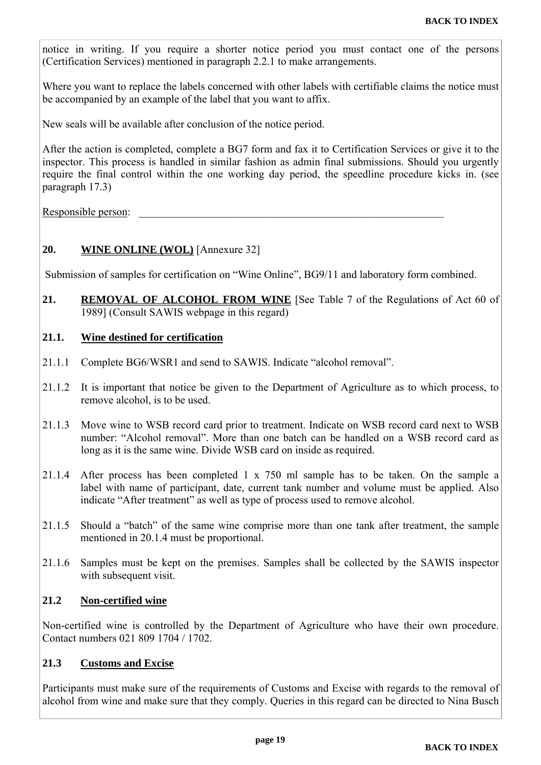notice in writing. If you require a shorter notice period you must contact one of the persons (Certification Services) mentioned in paragraph 2.2.1 to make arrangements.

Where you want to replace the labels concerned with other labels with certifiable claims the notice must be accompanied by an example of the label that you want to affix.

New seals will be available after conclusion of the notice period.

After the action is completed, complete a BG7 form and fax it to Certification Services or give it to the inspector. This process is handled in similar fashion as admin final submissions. Should you urgently require the final control within the one working day period, the speedline procedure kicks in. (see paragraph 17.3)

Responsible person: ____________________________________________________________

## 20. **WINE ONLINE (WOL)** [Annexure 32]

Submission of samples for certification on "Wine Online", BG9/11 and laboratory form combined.

## 21. **REMOVAL OF ALCOHOL FROM WINE** [See Table 7 of the Regulations of Act 60 of 1989] (Consult SAWIS webpage in this regard)

### 21.1. Wine destined for certification

21.1.1 Complete BG6/WSR1 and send to SAWIS. Indicate "alcohol removal".

21.1.2 It is important that notice be given to the Department of Agriculture as to which process, to remove alcohol, is to be used.

21.1.3 Move wine to WSB record card prior to treatment. Indicate on WSB record card next to WSB number: "Alcohol removal". More than one batch can be handled on a WSB record card as long as it is the same wine. Divide WSB card on inside as required.

21.1.4 After process has been completed 1 x 750 ml sample has to be taken. On the sample a label with name of participant, date, current tank number and volume must be applied. Also indicate "After treatment" as well as type of process used to remove alcohol.

21.1.5 Should a "batch" of the same wine comprise more than one tank after treatment, the sample mentioned in 20.1.4 must be proportional.

21.1.6 Samples must be kept on the premises. Samples shall be collected by the SAWIS inspector with subsequent visit.

### 21.2 Non-certified wine

Non-certified wine is controlled by the Department of Agriculture who have their own procedure. Contact numbers 021 809 1704 / 1702.

### 21.3 Customs and Excise

Participants must make sure of the requirements of Customs and Excise with regards to the removal of alcohol from wine and make sure that they comply. Queries in this regard can be directed to Nina Busch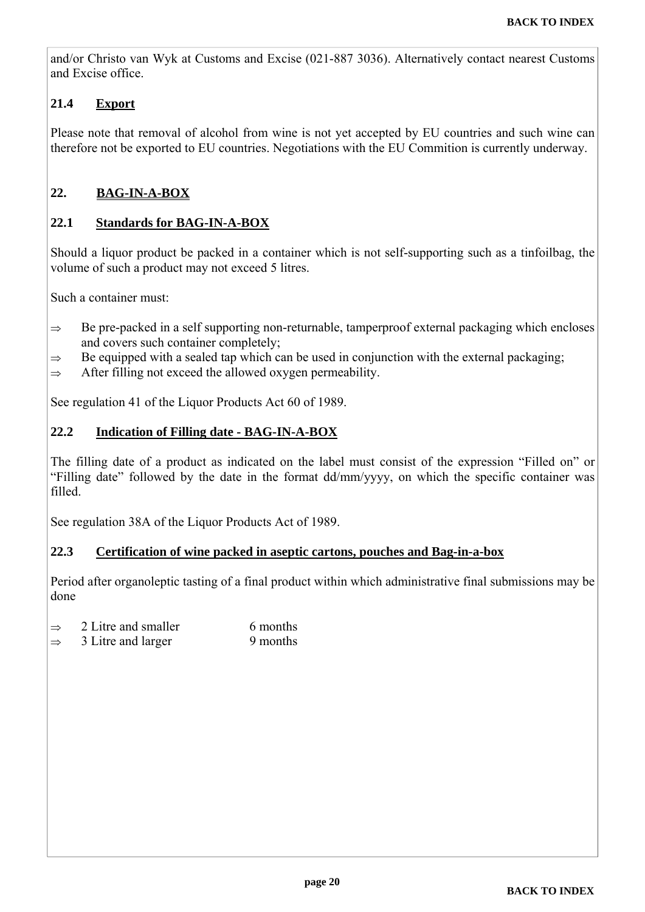and/or Christo van Wyk at Customs and Excise (021-887 3036). Alternatively contact nearest Customs and Excise office.

### 21.4 Export

Please note that removal of alcohol from wine is not yet accepted by EU countries and such wine can therefore not be exported to EU countries. Negotiations with the EU Commition is currently underway.

## 22. BAG-IN-A-BOX

### 22.1 Standards for BAG-IN-A-BOX

Should a liquor product be packed in a container which is not self-supporting such as a tinfoilbag, the volume of such a product may not exceed 5 litres.

Such a container must:

⇒ Be pre-packed in a self supporting non-returnable, tamperproof external packaging which encloses and covers such container completely;
⇒ Be equipped with a sealed tap which can be used in conjunction with the external packaging;
⇒ After filling not exceed the allowed oxygen permeability.

See regulation 41 of the Liquor Products Act 60 of 1989.

### 22.2 Indication of Filling date - BAG-IN-A-BOX

The filling date of a product as indicated on the label must consist of the expression “Filled on” or “Filling date” followed by the date in the format dd/mm/yyyy, on which the specific container was filled.

See regulation 38A of the Liquor Products Act of 1989.

### 22.3 Certification of wine packed in aseptic cartons, pouches and Bag-in-a-box

Period after organoleptic tasting of a final product within which administrative final submissions may be done

⇒ 2 Litre and smaller 6 months
⇒ 3 Litre and larger 9 months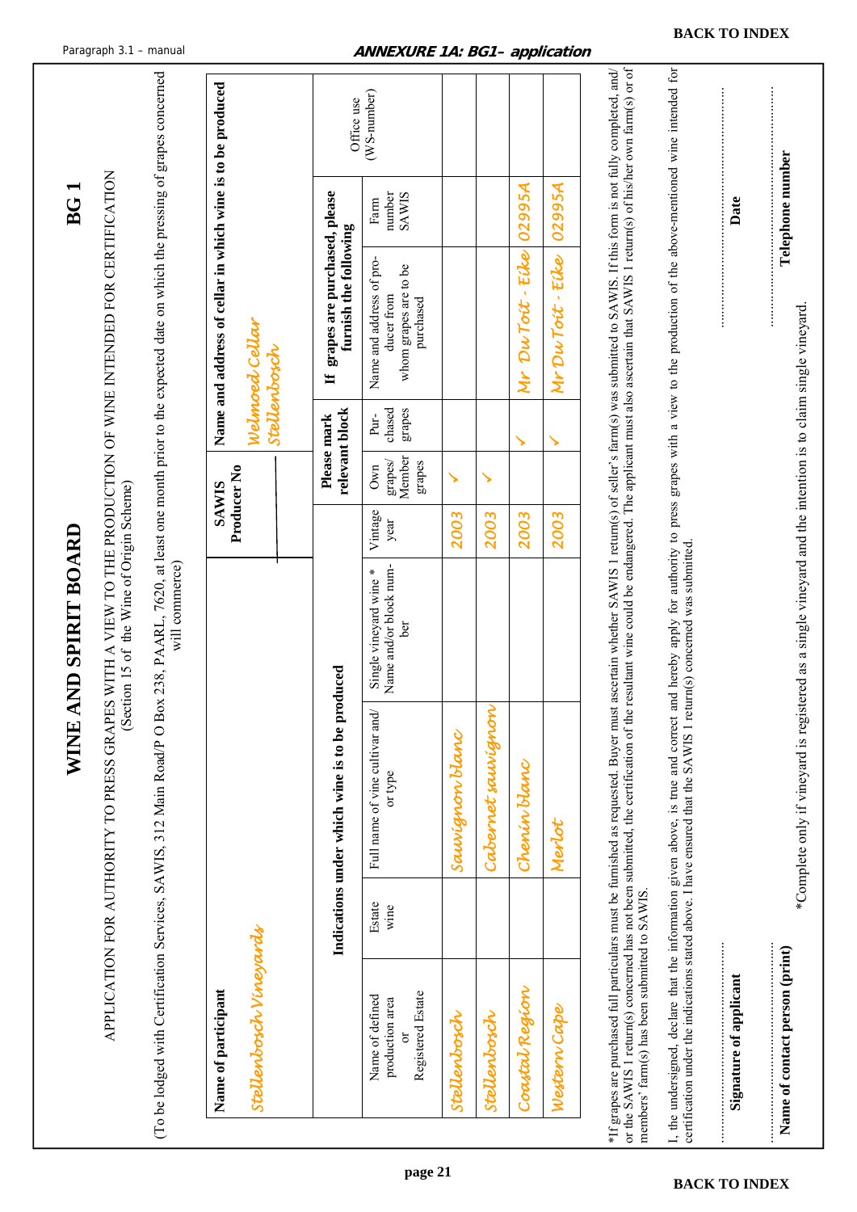BACK TO INDEX

Paragraph 3.1 – manual

**ANNEXURE 1A: BG1– application**

# BG 1

## WINE AND SPIRIT BOARD

APPLICATION FOR AUTHORITY TO PRESS GRAPES WITH A VIEW TO THE PRODUCTION OF WINE INTENDED FOR CERTIFICATION
(Section 15 of the Wine of Origin Scheme)

(To be lodged with Certification Services, SAWIS, 312 Main Road/P O Box 238, PAARL, 7620, at least one month prior to the expected date on which the pressing of grapes concerned will commence)

| **Name of participant** | | | | | **SAWIS Producer No** | **Name and address of cellar in which wine is to be produced** | | | | |
|---|---|---|---|---|---|---|---|---|---|---|
| *Stellenbosch Vineyards* | | | | | | *Welmoed Cellar Stellenbosch* | | | | |
| **Indications under which wine is to be produced** | | | | | | **Please mark relevant block** | | **If grapes are purchased, please furnish the following** | | Office use (WS-number) |
| Name of defined production area or Registered Estate | Estate wine | Full name of vine cultivar and/ or type | Single vineyard wine * Name and/or block number | Vintage year | | Own grapes/ Member grapes | Purchased grapes | Name and address of producer from whom grapes are to be purchased | Farm number SAWIS | |
| *Stellenbosch* | | *Sauvignon blanc* | | *2003* | | ✓ | | | | |
| *Stellenbosch* | | *Cabernet sauvignon* | | *2003* | | ✓ | | | | |
| *Coastal Region* | | *Chenin blanc* | | *2003* | | | ✓ | *Mr Du Toit - Eike* | *02995A* | |
| *Western Cape* | | *Merlot* | | *2003* | | | ✓ | *Mr Du Toit - Eike* | *02995A* | |

*If grapes are purchased full particulars must be furnished as requested. Buyer must ascertain whether SAWIS 1 return(s) of seller's farm(s) was submitted to SAWIS. If this form is not fully completed, and/ or the SAWIS 1 return(s) concerned has not been submitted, the certification of the resultant wine could be endangered. The applicant must also ascertain that SAWIS 1 return(s) of his/her own farm(s) or of members' farm(s) has been submitted to SAWIS.

I, the undersigned, declare that the information given above, is true and correct and hereby apply for authority to press grapes with a view to the production of the above-mentioned wine intended for certification under the indications stated above. I have ensured that the SAWIS 1 return(s) concerned was submitted.

.............................................. **Signature of applicant** .............................................. **Date**

.............................................. **Name of contact person (print)** .............................................. **Telephone number**

*Complete only if vineyard is registered as a single vineyard and the intention is to claim single vineyard.

BACK TO INDEX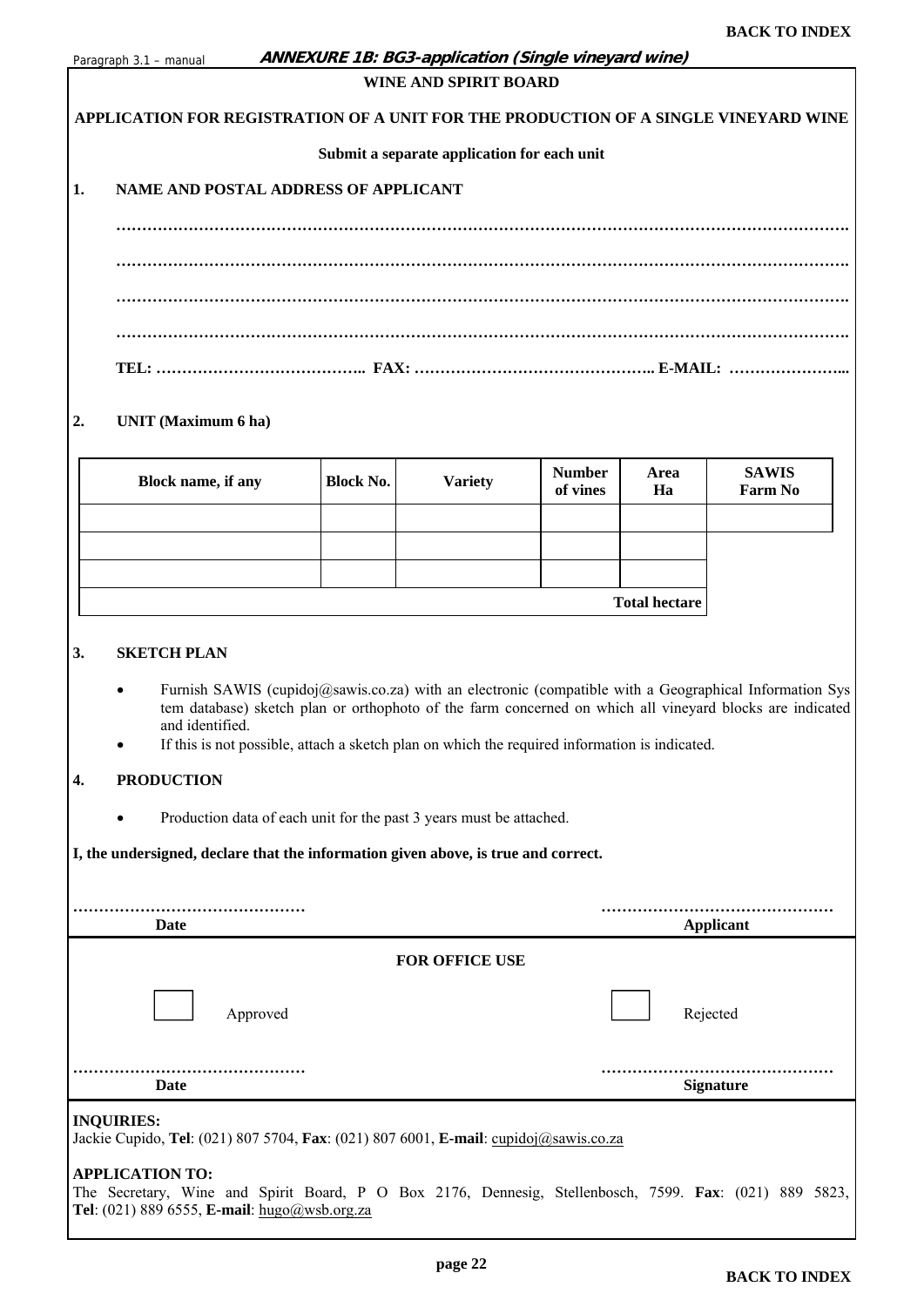**BACK TO INDEX**

Paragraph 3.1 – manual ***ANNEXURE 1B: BG3-application (Single vineyard wine)***

**WINE AND SPIRIT BOARD**

**APPLICATION FOR REGISTRATION OF A UNIT FOR THE PRODUCTION OF A SINGLE VINEYARD WINE**

**Submit a separate application for each unit**

**1. NAME AND POSTAL ADDRESS OF APPLICANT**

**……………………………………………………………………………………………………………………….**

**……………………………………………………………………………………………………………………….**

**……………………………………………………………………………………………………………………….**

**……………………………………………………………………………………………………………………….**

**TEL: ………………………………….. FAX: ……………………………………….. E-MAIL: …………………...**

**2. UNIT (Maximum 6 ha)**

| Block name, if any | Block No. | Variety | Number of vines | Area Ha | SAWIS Farm No |
|---|---|---|---|---|---|
| | | | | | |
| | | | | | |
| | | | | | |
| | | | | **Total hectare** | |

**3. SKETCH PLAN**

- Furnish SAWIS (cupidoj@sawis.co.za) with an electronic (compatible with a Geographical Information System database) sketch plan or orthophoto of the farm concerned on which all vineyard blocks are indicated and identified.
- If this is not possible, attach a sketch plan on which the required information is indicated.

**4. PRODUCTION**

- Production data of each unit for the past 3 years must be attached.

**I, the undersigned, declare that the information given above, is true and correct.**

………………………………………
**Date**

………………………………………
**Applicant**

**FOR OFFICE USE**

☐ Approved ☐ Rejected

………………………………………
**Date**

………………………………………
**Signature**

**INQUIRIES:**
Jackie Cupido, **Tel**: (021) 807 5704, **Fax**: (021) 807 6001, **E-mail**: cupidoj@sawis.co.za

**APPLICATION TO:**
The Secretary, Wine and Spirit Board, P O Box 2176, Dennesig, Stellenbosch, 7599. **Fax**: (021) 889 5823, **Tel**: (021) 889 6555, **E-mail**: hugo@wsb.org.za

**BACK TO INDEX**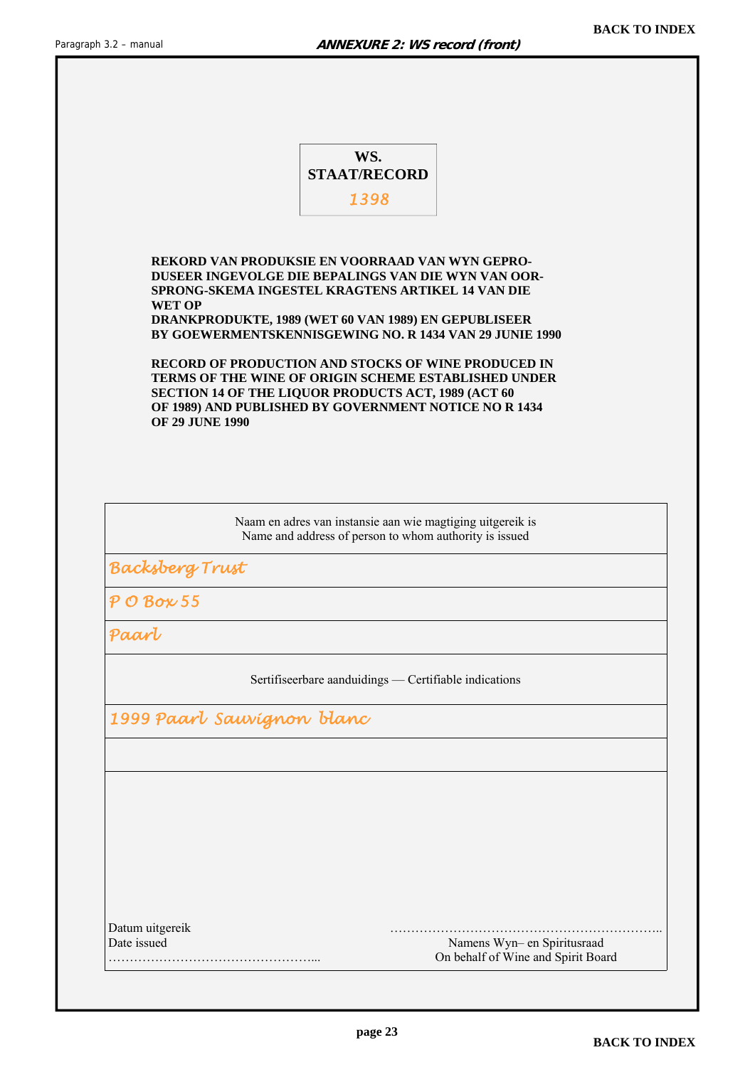## ANNEXURE 2: WS record (front)

**WS.**
**STAAT/RECORD**
*1398*

**REKORD VAN PRODUKSIE EN VOORRAAD VAN WYN GEPRO-DUSEER INGEVOLGE DIE BEPALINGS VAN DIE WYN VAN OOR-SPRONG-SKEMA INGESTEL KRAGTENS ARTIKEL 14 VAN DIE WET OP DRANKPRODUKTE, 1989 (WET 60 VAN 1989) EN GEPUBLISEER BY GOEWERMENTSKENNISGEWING NO. R 1434 VAN 29 JUNIE 1990**

**RECORD OF PRODUCTION AND STOCKS OF WINE PRODUCED IN TERMS OF THE WINE OF ORIGIN SCHEME ESTABLISHED UNDER SECTION 14 OF THE LIQUOR PRODUCTS ACT, 1989 (ACT 60 OF 1989) AND PUBLISHED BY GOVERNMENT NOTICE NO R 1434 OF 29 JUNE 1990**

| Naam en adres van instansie aan wie magtiging uitgereik is<br>Name and address of person to whom authority is issued |
|---|
| *Backsberg Trust* |
| *P O Box 55* |
| *Paarl* |
| Sertifiseerbare aanduidings — Certifiable indications |
| *1999 Paarl Sauvignon blanc* |
| |

Datum uitgereik
Date issued
………………………………………...

……………………………………………………..
Namens Wyn– en Spiritusraad
On behalf of Wine and Spirit Board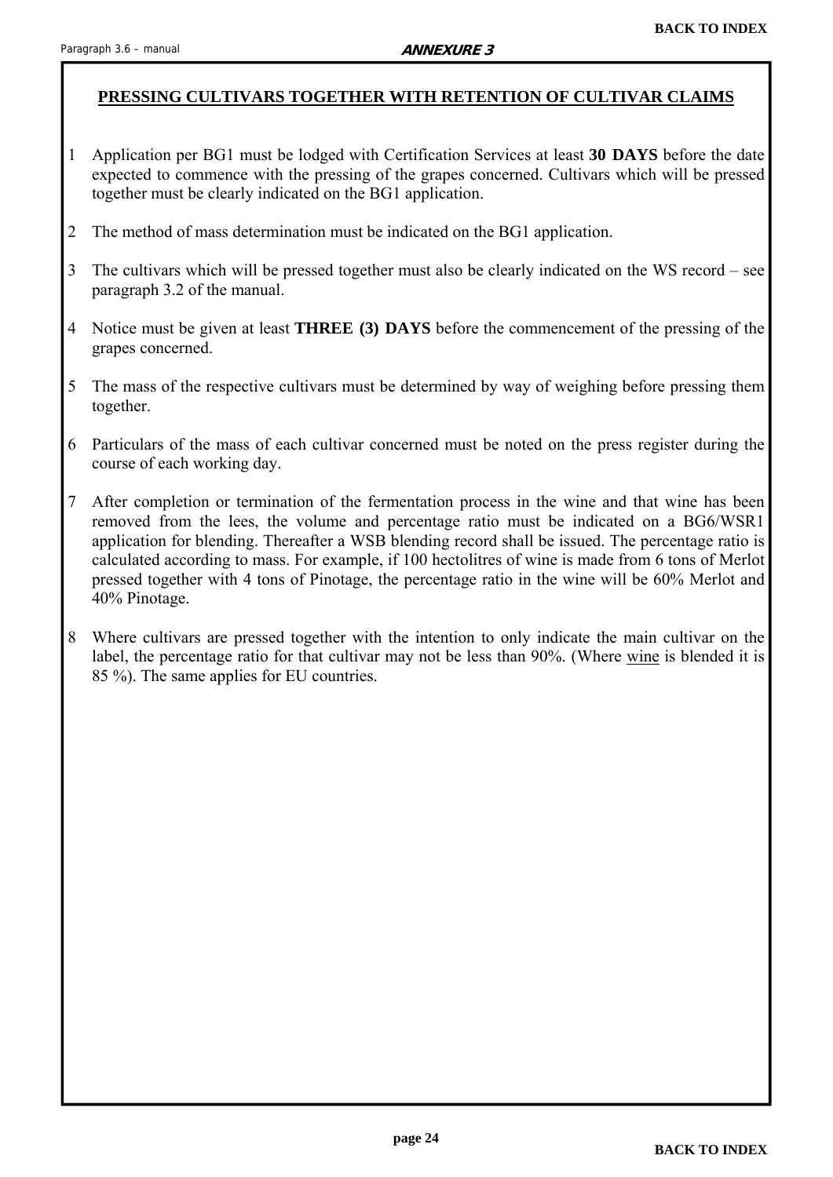## ANNEXURE 3

### PRESSING CULTIVARS TOGETHER WITH RETENTION OF CULTIVAR CLAIMS

1. Application per BG1 must be lodged with Certification Services at least **30 DAYS** before the date expected to commence with the pressing of the grapes concerned. Cultivars which will be pressed together must be clearly indicated on the BG1 application.

2. The method of mass determination must be indicated on the BG1 application.

3. The cultivars which will be pressed together must also be clearly indicated on the WS record – see paragraph 3.2 of the manual.

4. Notice must be given at least **THREE (3) DAYS** before the commencement of the pressing of the grapes concerned.

5. The mass of the respective cultivars must be determined by way of weighing before pressing them together.

6. Particulars of the mass of each cultivar concerned must be noted on the press register during the course of each working day.

7. After completion or termination of the fermentation process in the wine and that wine has been removed from the lees, the volume and percentage ratio must be indicated on a BG6/WSR1 application for blending. Thereafter a WSB blending record shall be issued. The percentage ratio is calculated according to mass. For example, if 100 hectolitres of wine is made from 6 tons of Merlot pressed together with 4 tons of Pinotage, the percentage ratio in the wine will be 60% Merlot and 40% Pinotage.

8. Where cultivars are pressed together with the intention to only indicate the main cultivar on the label, the percentage ratio for that cultivar may not be less than 90%. (Where wine is blended it is 85 %). The same applies for EU countries.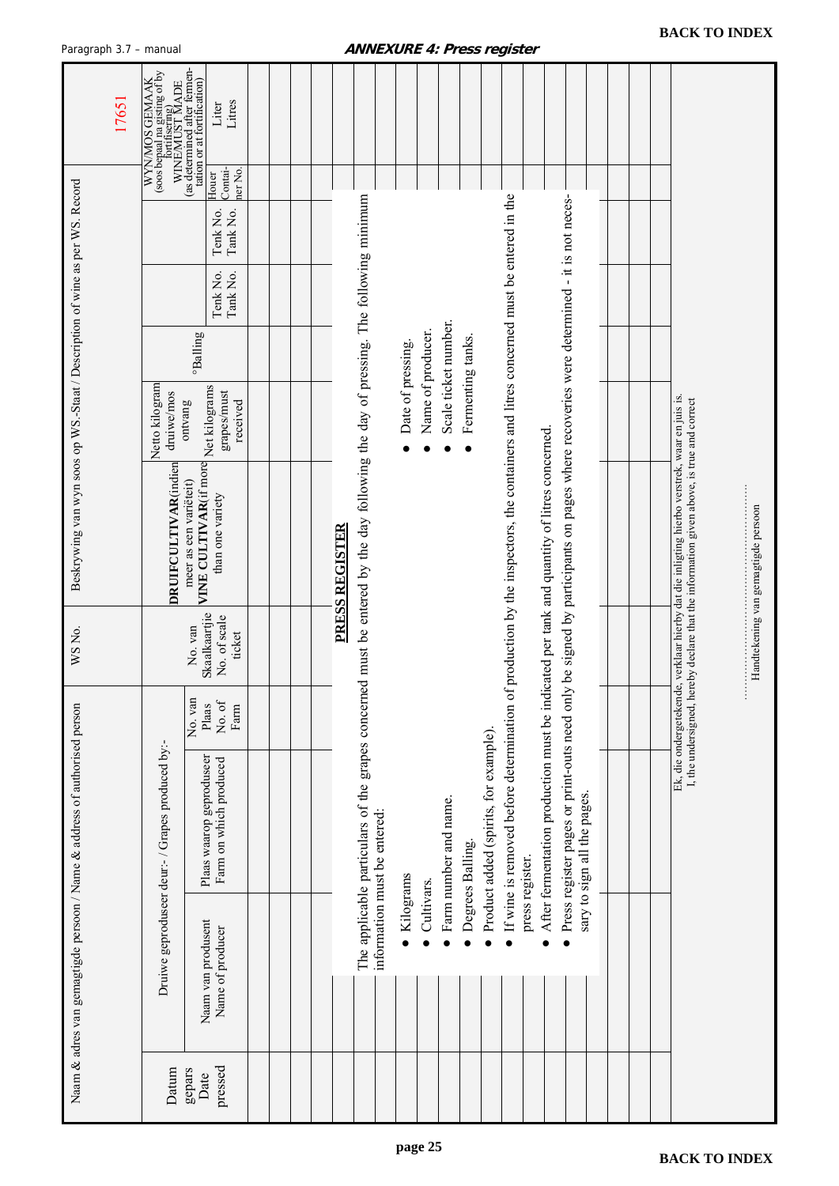**BACK TO INDEX**

## ANNEXURE 4: Press register

Naam & adres van gemagtigde persoon / Name & address of authorised person

WS No.

Beskrywing van wyn soos op WS.-Staat / Description of wine as per WS. Record

17651

| Datum gepars Date pressed | Druiwe geproduseer deur:- / Grapes produced by:- | | | No. van Skaalkaartjie No. of scale ticket | DRUIFCULTIVAR (indien meer as een variëteit) VINE CULTIVAR (if more than one variety | Netto kilogram druiwe/mos ontvang Net kilograms grapes/must received | °Balling | Tenk No. Tank No. | Tenk No. Tank No. | WYN/MOS GEMAAK (soos bepaal na gisting of by fortifisering) WINE/MUST MADE (as determined after fermentation or at fortification) | |
|---|---|---|---|---|---|---|---|---|---|---|---|
| | Naam van produsent Name of producer | Plaas waarop geproduseer Farm on which produced | No. van Plaas No. of Farm | | | | | | | Houer Container No. | Liter Litres |
| | | | | | | | | | | | |
| | | | | | | | | | | | |
| | | | | | | | | | | | |
| | | | | | | | | | | | |

**PRESS REGISTER**

The applicable particulars of the grapes concerned must be entered by the day following the day of pressing. The following minimum information must be entered:

- Kilograms
- Cultivars.
- Farm number and name.
- Degrees Balling.
- Product added (spirits, for example).
- Date of pressing.
- Name of producer.
- Scale ticket number.
- Fermenting tanks.
- If wine is removed before determination of production by the inspectors, the containers and litres concerned must be entered in the press register.
- After fermentation production must be indicated per tank and quantity of litres concerned.
- Press register pages or print-outs need only be signed by participants on pages where recoveries were determined - it is not necessary to sign all the pages.

Ek, die ondergetekende, verklaar hierby dat die inligting hierbo verstrek, waar en juis is.
I, the undersigned, hereby declare that the information given above, is true and correct

……………………………………
Handtekening van gemagtigde persoon

**BACK TO INDEX**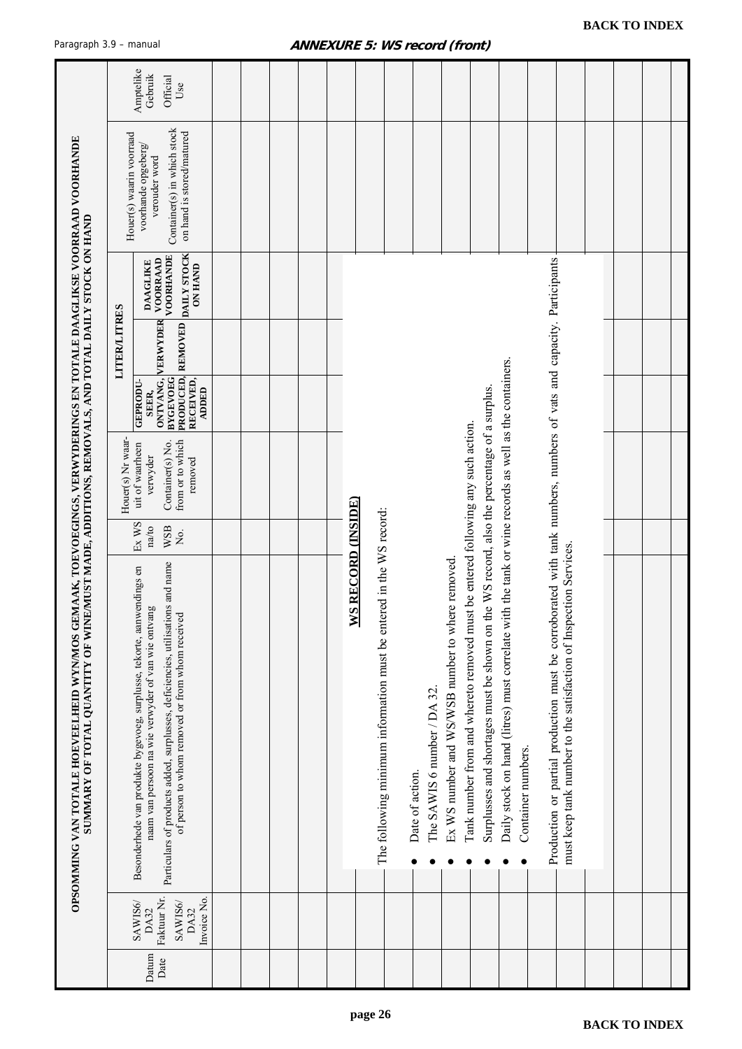**BACK TO INDEX**

Paragraph 3.9 – manual

## *ANNEXURE 5: WS record (front)*

**OPSOMMING VAN TOTALE HOEVEELHEID WYN/MOS GEMAAK, TOEVOEGINGS, VERWYDERINGS EN TOTALE DAAGLIKSE VOORRAAD VOORHANDE**
**SUMMARY OF TOTAL QUANTITY OF WINE/MUST MADE, ADDITIONS, REMOVALS, AND TOTAL DAILY STOCK ON HAND**

| Datum Date | SAWIS6/ DA32 Faktuur Nr. SAWIS6/ DA32 Invoice No. | Besonderhede van produkte bygevoeg, surplusse, tekorte, aanwendings en naam van persoon na wie verwyder of van wie ontvang Particulars of products added, surplusses, deficiencies, utilisations and name of person to whom removed or from whom received | Ex WS na/to WSB No. | Houer(s) Nr waar-uit of waarheen verwyder Container(s) No. from or to which removed | LITER/LITRES | | | Houer(s) waarin voorraad voorhande opgeberg/ verouder word Container(s) in which stock on hand is stored/matured | Amptelike Gebruik Official Use |
|---|---|---|---|---|---|---|---|---|---|
| | | | | | **GEPRODUSEER, ONTVANG, BYGEVOEG PRODUCED, RECEIVED, ADDED** | **VERWYDER REMOVED** | **DAAGLIKE VOORRAAD VOORHANDE DAILY STOCK ON HAND** | | |
| | | | | | | | | | |
| | | | | | | | | | |
| | | | | | | | | | |

**WS RECORD (INSIDE)**

The following minimum information must be entered in the WS record:

- Date of action.
- The SAWIS 6 number / DA 32.
- Ex WS number and WS/WSB number to where removed.
- Tank number from and whereto removed must be entered following any such action.
- Surplusses and shortages must be shown on the WS record, also the percentage of a surplus.
- Daily stock on hand (litres) must correlate with the tank or wine records as well as the containers.
- Container numbers.

Production or partial production must be corroborated with tank numbers, numbers of vats and capacity. Participants must keep tank number to the satisfaction of Inspection Services.

**BACK TO INDEX**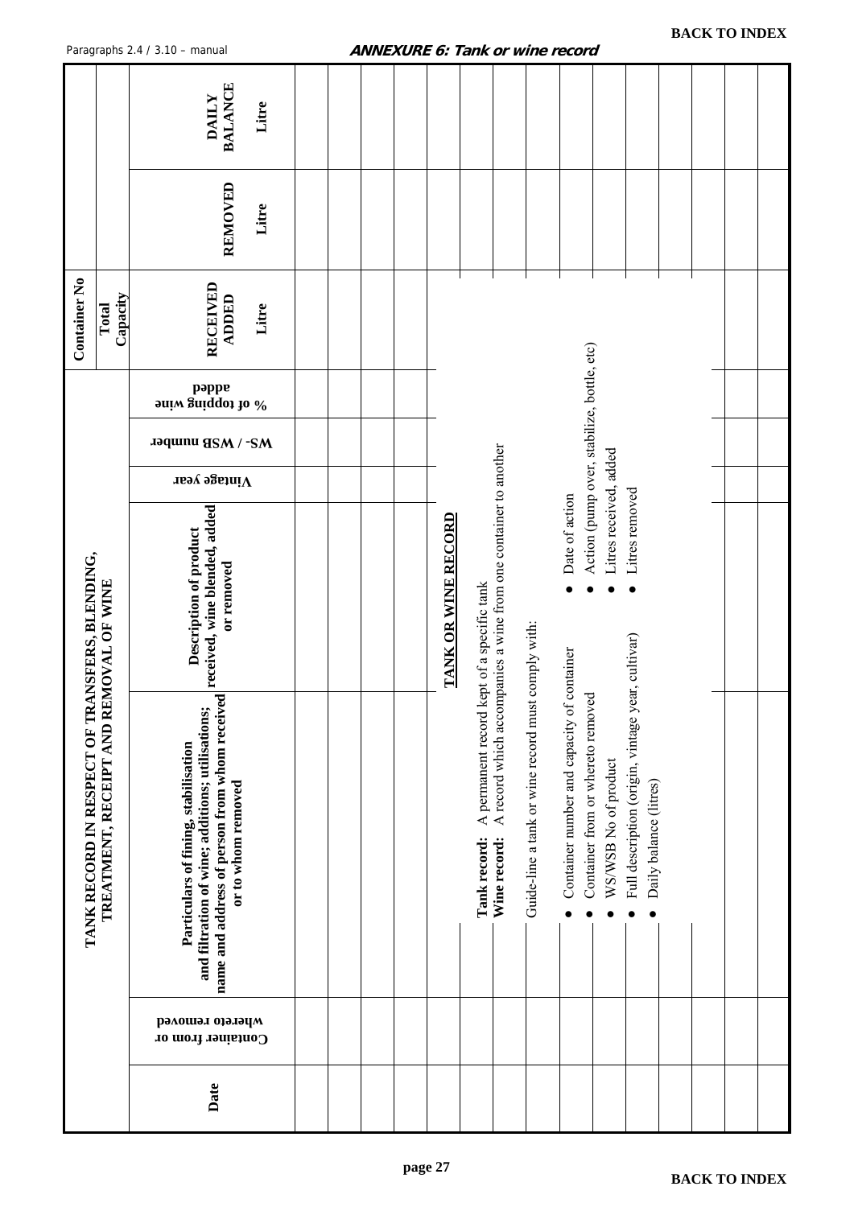**BACK TO INDEX**

## ANNEXURE 6: Tank or wine record

### TANK RECORD IN RESPECT OF TRANSFERS, BLENDING, TREATMENT, RECEIPT AND REMOVAL OF WINE

| Date | Container from or whereto removed | Particulars of fining, stabilisation and filtration of wine; additions; utilisations; name and address of person from whom received or to whom removed | Description of product received, wine blended, added or removed | Vintage year | WS- / WSB number | % of topping wine added | Container No / Total Capacity<br>RECEIVED ADDED<br>Litre | REMOVED<br>Litre | DAILY BALANCE<br>Litre |
|---|---|---|---|---|---|---|---|---|---|
| | | | | | | | | | |
| | | | | | | | | | |
| | | | | | | | | | |
| | | | | | | | | | |
| | | | | | | | | | |
| | | | | | | | | | |
| | | | | | | | | | |
| | | | | | | | | | |
| | | | | | | | | | |
| | | | | | | | | | |
| | | | | | | | | | |
| | | | | | | | | | |
| | | | | | | | | | |
| | | | | | | | | | |

**TANK OR WINE RECORD**

**Tank record:** A permanent record kept of a specific tank
**Wine record:** A record which accompanies a wine from one container to another

Guide-line a tank or wine record must comply with:

- Container number and capacity of container
- Container from or whereto removed
- WS/WSB No of product
- Full description (origin, vintage year, cultivar)
- Daily balance (litres)
- Date of action
- Action (pump over, stabilize, bottle, etc)
- Litres received, added
- Litres removed

**BACK TO INDEX**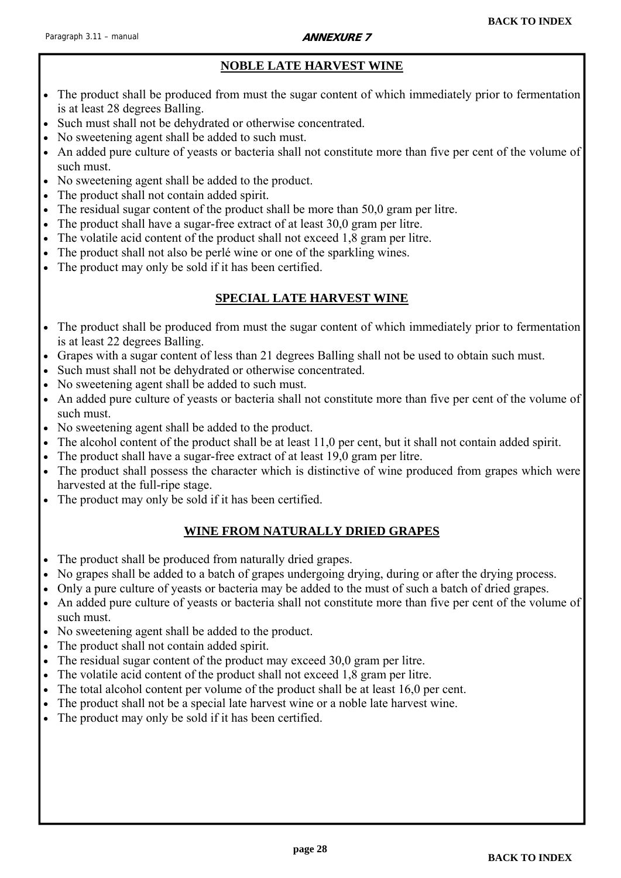## NOBLE LATE HARVEST WINE

- The product shall be produced from must the sugar content of which immediately prior to fermentation is at least 28 degrees Balling.
- Such must shall not be dehydrated or otherwise concentrated.
- No sweetening agent shall be added to such must.
- An added pure culture of yeasts or bacteria shall not constitute more than five per cent of the volume of such must.
- No sweetening agent shall be added to the product.
- The product shall not contain added spirit.
- The residual sugar content of the product shall be more than 50,0 gram per litre.
- The product shall have a sugar-free extract of at least 30,0 gram per litre.
- The volatile acid content of the product shall not exceed 1,8 gram per litre.
- The product shall not also be perlé wine or one of the sparkling wines.
- The product may only be sold if it has been certified.

## SPECIAL LATE HARVEST WINE

- The product shall be produced from must the sugar content of which immediately prior to fermentation is at least 22 degrees Balling.
- Grapes with a sugar content of less than 21 degrees Balling shall not be used to obtain such must.
- Such must shall not be dehydrated or otherwise concentrated.
- No sweetening agent shall be added to such must.
- An added pure culture of yeasts or bacteria shall not constitute more than five per cent of the volume of such must.
- No sweetening agent shall be added to the product.
- The alcohol content of the product shall be at least 11,0 per cent, but it shall not contain added spirit.
- The product shall have a sugar-free extract of at least 19,0 gram per litre.
- The product shall possess the character which is distinctive of wine produced from grapes which were harvested at the full-ripe stage.
- The product may only be sold if it has been certified.

## WINE FROM NATURALLY DRIED GRAPES

- The product shall be produced from naturally dried grapes.
- No grapes shall be added to a batch of grapes undergoing drying, during or after the drying process.
- Only a pure culture of yeasts or bacteria may be added to the must of such a batch of dried grapes.
- An added pure culture of yeasts or bacteria shall not constitute more than five per cent of the volume of such must.
- No sweetening agent shall be added to the product.
- The product shall not contain added spirit.
- The residual sugar content of the product may exceed 30,0 gram per litre.
- The volatile acid content of the product shall not exceed 1,8 gram per litre.
- The total alcohol content per volume of the product shall be at least 16,0 per cent.
- The product shall not be a special late harvest wine or a noble late harvest wine.
- The product may only be sold if it has been certified.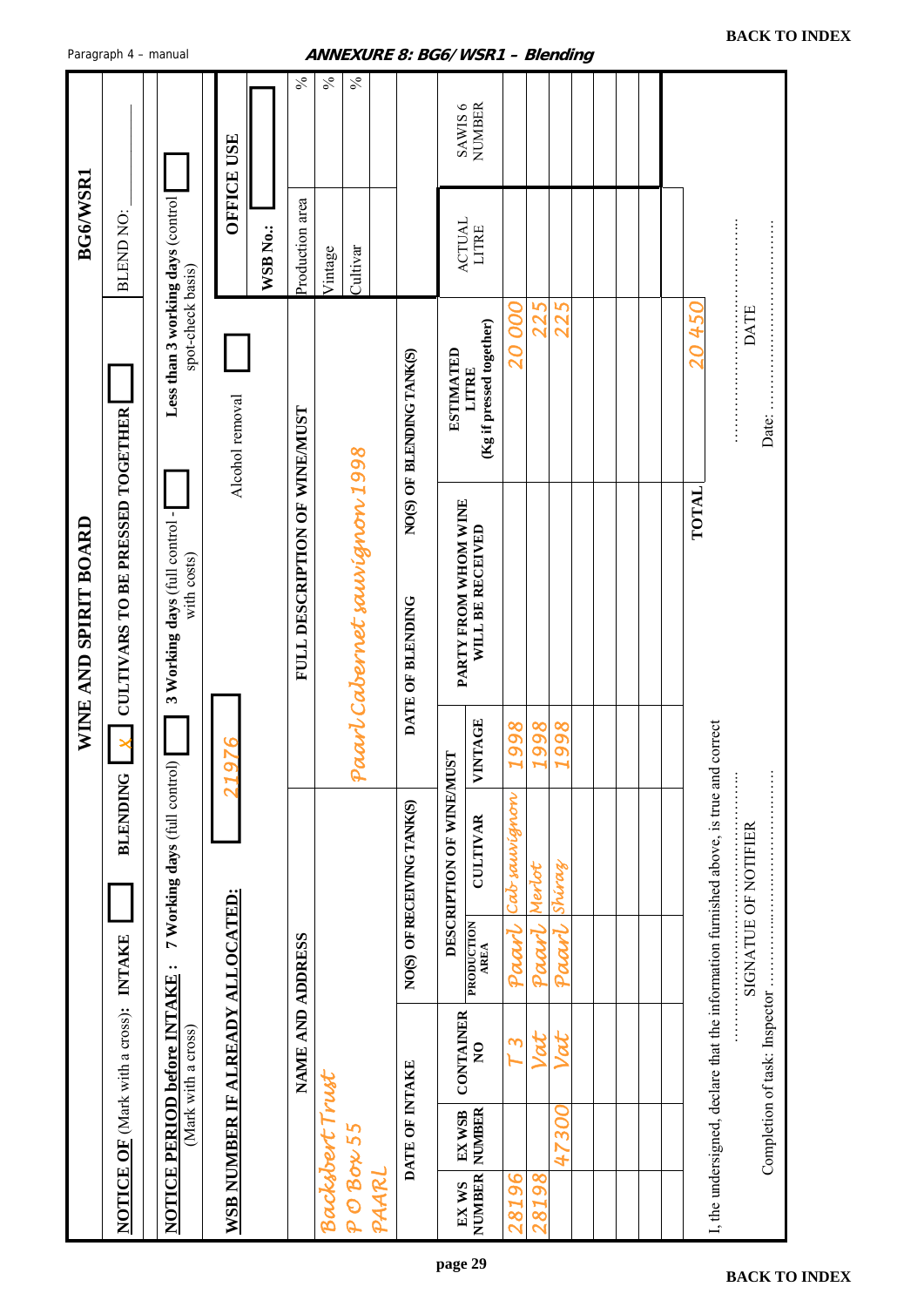# ANNEXURE 8: BG6/WSR1 – Blending

**WINE AND SPIRIT BOARD** **BG6/WSR1**

**NOTICE OF** (Mark with a cross): **INTAKE** [ ] **BLENDING** [X] **CULTIVARS TO BE PRESSED TOGETHER** [ ] BLEND NO: ____

**NOTICE PERIOD before INTAKE** (Mark with a cross): **7 Working days** (full control) [ ] **3 Working days** (full control - with costs) [ ] **Less than 3 working days** (control spot-check basis) [ ]

**WSB NUMBER IF ALREADY ALLOCATED:** 21976 Alcohol removal [ ]

**OFFICE USE**

WSB No.: [ ]

| NAME AND ADDRESS | FULL DESCRIPTION OF WINE/MUST | |
|---|---|---|
| Backsbert Trust<br>P O Box 55<br>PAARL | Paarl Cabernet sauvignon 1998 | Production area % |
| | | Vintage % |
| | | Cultivar % |

| DATE OF INTAKE | NO(S) OF RECEIVING TANK(S) | DATE OF BLENDING | NO(S) OF BLENDING TANK(S) |
|---|---|---|---|
| | | | |

| EX WS NUMBER | EX WSB NUMBER | CONTAINER NO | DESCRIPTION OF WINE/MUST | | | PARTY FROM WHOM WINE WILL BE RECEIVED | ESTIMATED LITRE (Kg if pressed together) | ACTUAL LITRE | SAWIS 6 NUMBER |
|---|---|---|---|---|---|---|---|---|---|
| | | | PRODUCTION AREA | CULTIVAR | VINTAGE | | | | |
| 28196 | | T 3 | Paarl | Cab sauvignon | 1998 | | 20 000 | | |
| 28198 | | Vat | Paarl | Merlot | 1998 | | 225 | | |
| | 47300 | Vat | Paarl | Shiraz | 1998 | | 225 | | |
| | | | | | | | | | |
| | | | | | | | | | |
| | | | | | | | | | |
| | | | | | | | | | |
| | | | | | | TOTAL | 20 450 | | |

I, the undersigned, declare that the information furnished above, is true and correct

……………………………… SIGNATUE OF NOTIFIER ……………………………… DATE

Completion of task: Inspector ……………………………… Date: ………………………………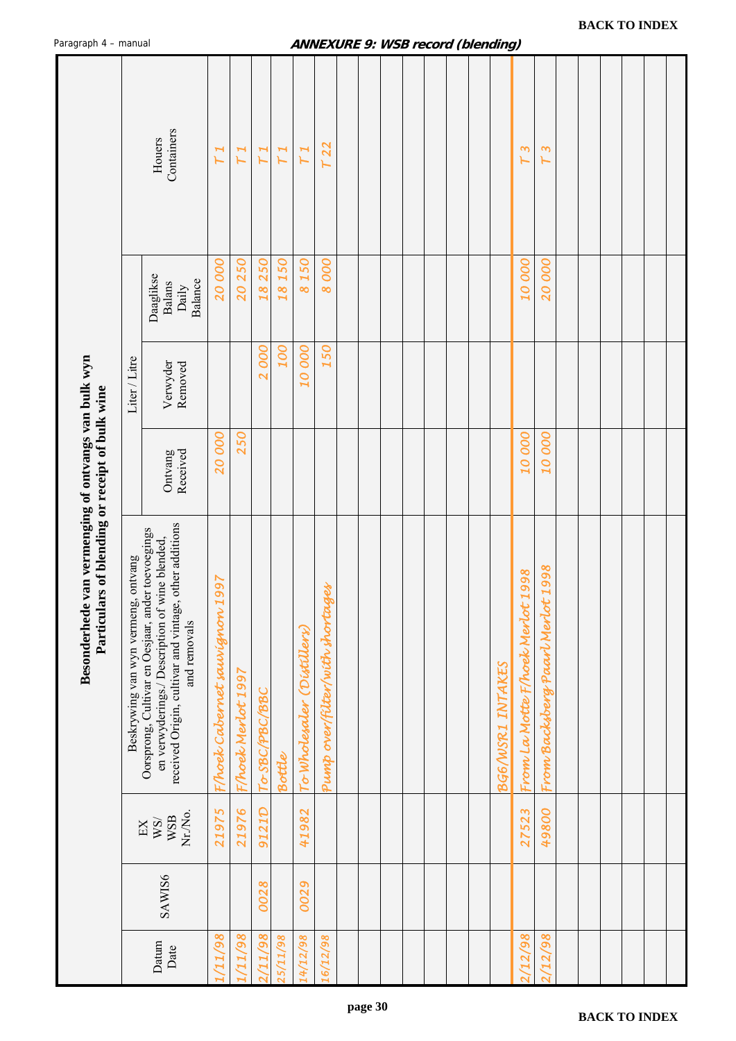## ANNEXURE 9: WSB record (blending)

**Besonderhede van vermenging of ontvangs van bulk wyn**
**Particulars of blending or receipt of bulk wine**

| Datum Date | SAWIS6 | EX WS/ WSB Nr./No. | Beskrywing van wyn vermeng, ontvang Oorsprong, Cultivar en Oesjaar, ander toevoegings en verwyderings./ Description of wine blended, received Origin, cultivar and vintage, other additions and removals | Liter / Litre | | | Houers Containers |
|---|---|---|---|---|---|---|---|
| | | | | Ontvang Received | Verwyder Removed | Daaglikse Balans Daily Balance | |
| 1/11/98 | | 21975 | F/hoek Cabernet sauvignon 1997 | 20 000 | | 20 000 | T 1 |
| 1/11/98 | | 21976 | F/hoek Merlot 1997 | 250 | | 20 250 | T 1 |
| 2/11/98 | 0028 | 9121D | To SBC/PBC/BBC | | 2 000 | 18 250 | T 1 |
| 25/11/98 | | | Bottle | | 100 | 18 150 | T 1 |
| 14/12/98 | 0029 | 41982 | To Wholesaler (Distillers) | | 10 000 | 8 150 | T 1 |
| 16/12/98 | | | Pump over/filter/with shortages | | 150 | 8 000 | T 22 |
| | | | | | | | |
| | | | | | | | |
| | | | | | | | |
| | | | | | | | |
| | | | | | | | |
| | | | | | | | |
| | | | | | | | |
| | | | BG6/WSR1 INTAKES | | | | |
| 2/12/98 | | 27523 | From La Motte F/hoek Merlot 1998 | 10 000 | | 10 000 | T 3 |
| 2/12/98 | | 49800 | From Backsberg Paarl Merlot 1998 | 10 000 | | 20 000 | T 3 |
| | | | | | | | |
| | | | | | | | |
| | | | | | | | |
| | | | | | | | |
| | | | | | | | |
| | | | | | | | |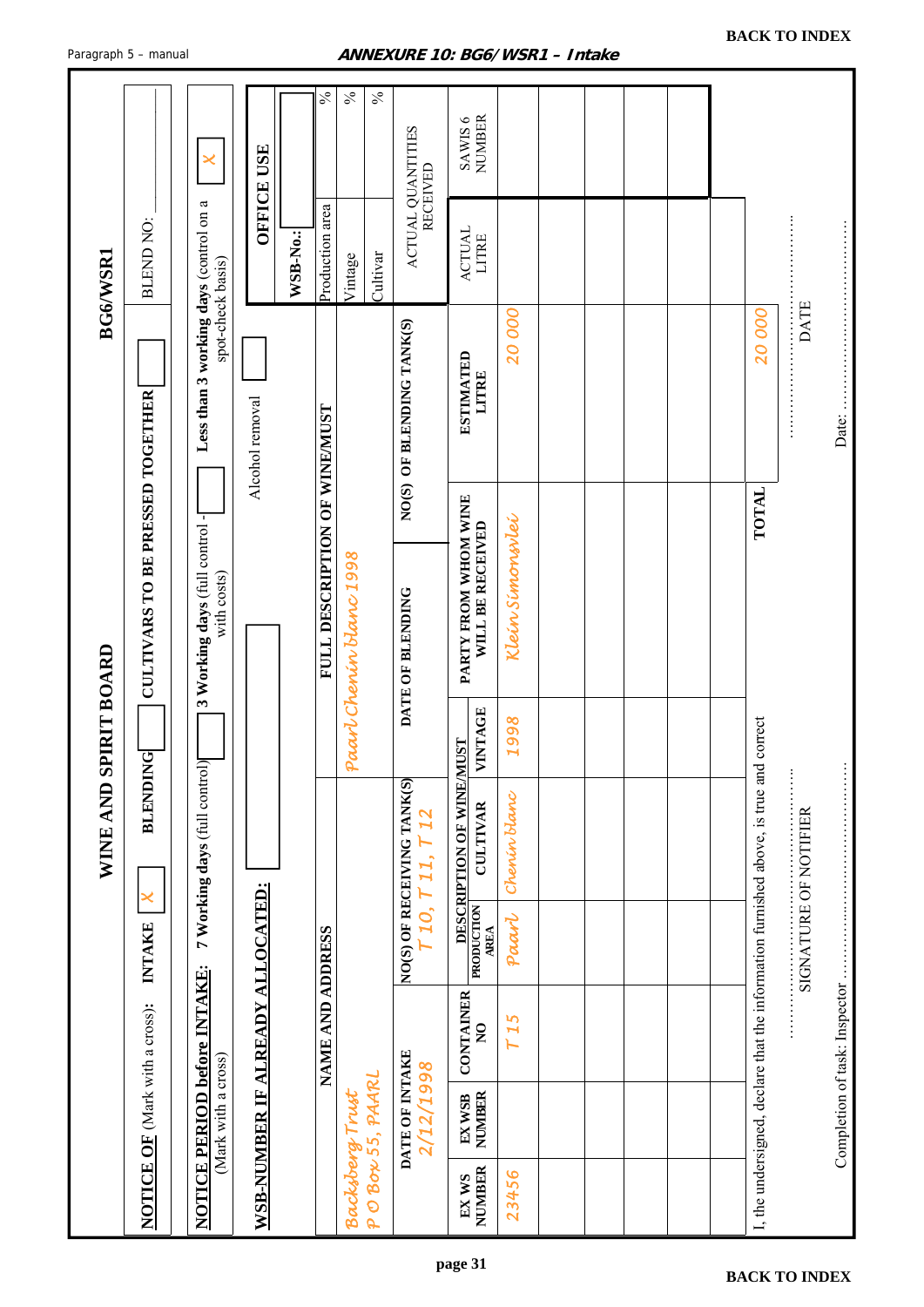## ANNEXURE 10: BG6/ WSR1 – Intake

# WINE AND SPIRIT BOARD

**BG6/WSR1**

**NOTICE OF** (Mark with a cross): **INTAKE** [ X ] **BLENDING** [ ] **CULTIVARS TO BE PRESSED TOGETHER** [ ] BLEND NO: ______

**NOTICE PERIOD before INTAKE:** (Mark with a cross) **7 Working days** (full control) [ ] **3 Working days** (full control - with costs) [ ] **Less than 3 working days** (control on a spot-check basis) [ X ]

**WSB-NUMBER IF ALREADY ALLOCATED:** [ ] Alcohol removal [ ]

| NAME AND ADDRESS | FULL DESCRIPTION OF WINE/MUST | OFFICE USE |
|---|---|---|
| Backsberg Trust<br>P O Box 55, PAARL | Paarl Chenin blanc 1998 | WSB-No.:<br>Production area %<br>Vintage %<br>Cultivar % |

| DATE OF INTAKE | NO(S) OF RECEIVING TANK(S) | DATE OF BLENDING | NO(S) OF BLENDING TANK(S) | ACTUAL QUANTITIES RECEIVED |
|---|---|---|---|---|
| 2/12/1998 | T 10, T 11, T 12 | | | |

| EX WS NUMBER | EX WSB NUMBER | CONTAINER NO | DESCRIPTION OF WINE/MUST PRODUCTION AREA | CULTIVAR | VINTAGE | PARTY FROM WHOM WINE WILL BE RECEIVED | ESTIMATED LITRE | ACTUAL LITRE | SAWIS 6 NUMBER |
|---|---|---|---|---|---|---|---|---|---|
| 23456 | | T 15 | Paarl | Chenin blanc | 1998 | Klein Simonsvlei | 20 000 | | |
| | | | | | | | | | |
| | | | | | | | | | |
| | | | | | | | | | |
| | | | | | | | | | |
| | | | | | | | | | |
| | | | | | | TOTAL | 20 000 | | |

I, the undersigned, declare that the information furnished above, is true and correct

.................................................. SIGNATURE OF NOTIFIER .................................................. DATE

Completion of task: Inspector .................................................. Date: ..................................................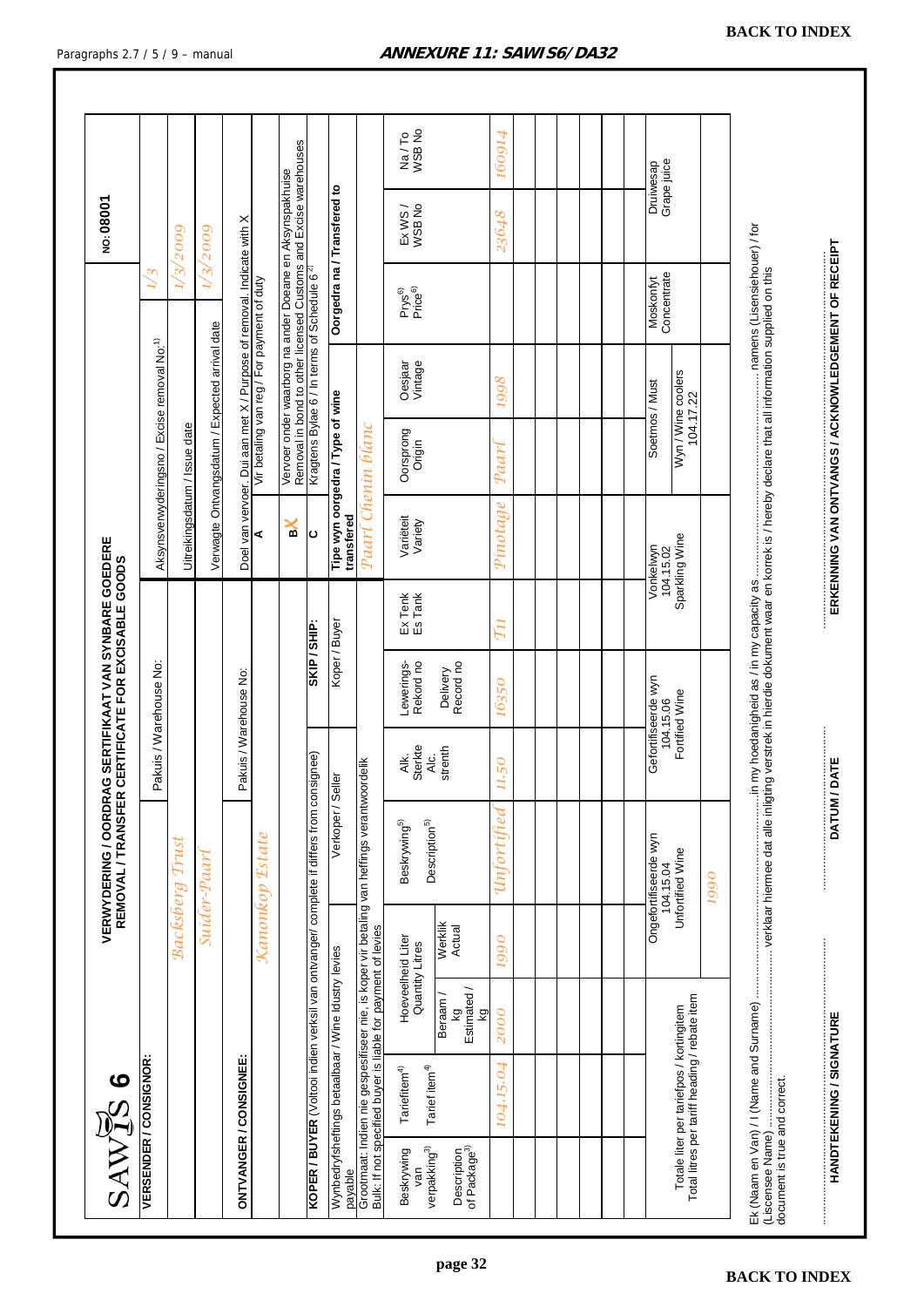BACK TO INDEX

Paragraphs 2.7 / 5 / 9 – manual

## ANNEXURE 11: SAWIS6/DA32

**SAWIS 6**

**VERWYDERING / OORDRAG SERTIFIKAAT VAN SYNBARE GOEDERE**
**REMOVAL / TRANSFER CERTIFICATE FOR EXCISABLE GOODS**

**NO: 08001**

| | | | |
|---|---|---|---|
| **VERSENDER / CONSIGNOR:** | Pakuis / Warehouse No: | Aksynsverwyderingsno / Excise removal No:[1] | *1/3* |
| *Backsberg Trust* | | Uitreikingsdatum / Issue date | *1/3/2009* |
| *Suider-Paarl* | | Verwagte Ontvangsdatum / Expected arrival date | *1/3/2009* |
| **ONTVANGER / CONSIGNEE:** | Pakuis / Warehouse No: | Doel van vervoer. Dui aan met X / Purpose of removal. Indicate with X | |
| *Kanonkop Estate* | | A | Vir betaling van reg / For payment of duty |
| | | B X | Vervoer onder waarborg na ander Doeane en Aksynspakhuise / Removal in bond to other licensed Customs and Excise warehouses |
| **KOPER / BUYER** (Voltooi indien verskil van ontvanger/ complete if differs from consignee) | **SKIP / SHIP:** | C | Kragtens Bylae 6 / In terms of Schedule 6[2] |
| Wynbedryfsheffings betaalbaar / Wine Idustry levies payable | Verkoper / Seller | Koper / Buyer | **Tipe wyn oorgedra / Type of wine transfered** | **Oorgedra na / Transfered to** |
| Grootmaat: Indien nie gespesifiseer nie, is koper vir betaling van heffings verantwoordelik / Bulk: If not specified buyer is liable for payment of levies | | | *Paarl Chenin blanc* | |

| Beskrywing van verpakking[3] / Description of Package[3] | Tariefitem[4] / Tarief item[4] | Hoeveelheid Liter / Quantity Litres: Beraam / kg Estimated / kg | Hoeveelheid Liter / Quantity Litres: Werklik / Actual | Beskrywing[5] / Description[5] | Alk. Sterkte / Alc. strenth | Lewerings-Rekord no / Delivery Record no | Ex Tenk / Es Tank | Variëteit / Variety | Oorsprong / Origin | Oesjaar / Vintage | Prys[6] / Price[6] | Ex WS / WSB No | Na / To WSB No |
|---|---|---|---|---|---|---|---|---|---|---|---|---|---|
| | *104.15.04* | *2000* | *1990* | *Unfortified* | *11.50* | *16350* | *T11* | *Pinotage* | *Paarl* | *1998* | | *23648* | *160914* |
| | | | | | | | | | | | | | |
| | | | | | | | | | | | | | |
| | | | | | | | | | | | | | |
| | | | | | | | | | | | | | |
| | | | | | | | | | | | | | |
| | | | | | | | | | | | | | |
| | | | | | | | | | | | | | |

| Totale liter per tariefpos / kortingitem / Total litres per tariff heading / rebate item | Ongefortifiseerde wyn 104.15.04 Unfortified Wine | Gefortifiseerde wyn 104.15.06 Fortified Wine | Vonkelwyn 104.15.02 Sparkling Wine | Soetmos / Must | Moskonfyt Concentrate | Druiwesap Grape juice |
|---|---|---|---|---|---|---|
| | | | | Wyn / Wine coolers 104.17.22 | | |
| | *1990* | | | | | |

Ek (Naam en Van) / I (Name and Surname) ........................................................ in my hoedanigheid as / in my capacity as ........................................................ namens (Lisensiehouer) / for (Liscensee Name) ........................................................ verklaar hiermee dat alle inligting verstrek in hierdie dokument waar en korrek is / hereby declare that all information supplied on this document is true and correct.

........................................ **HANDTEKENING / SIGNATURE** ........................................ **DATUM / DATE** ........................................ **ERKENNING VAN ONTVANGS / ACKNOWLEDGEMENT OF RECEIPT**

BACK TO INDEX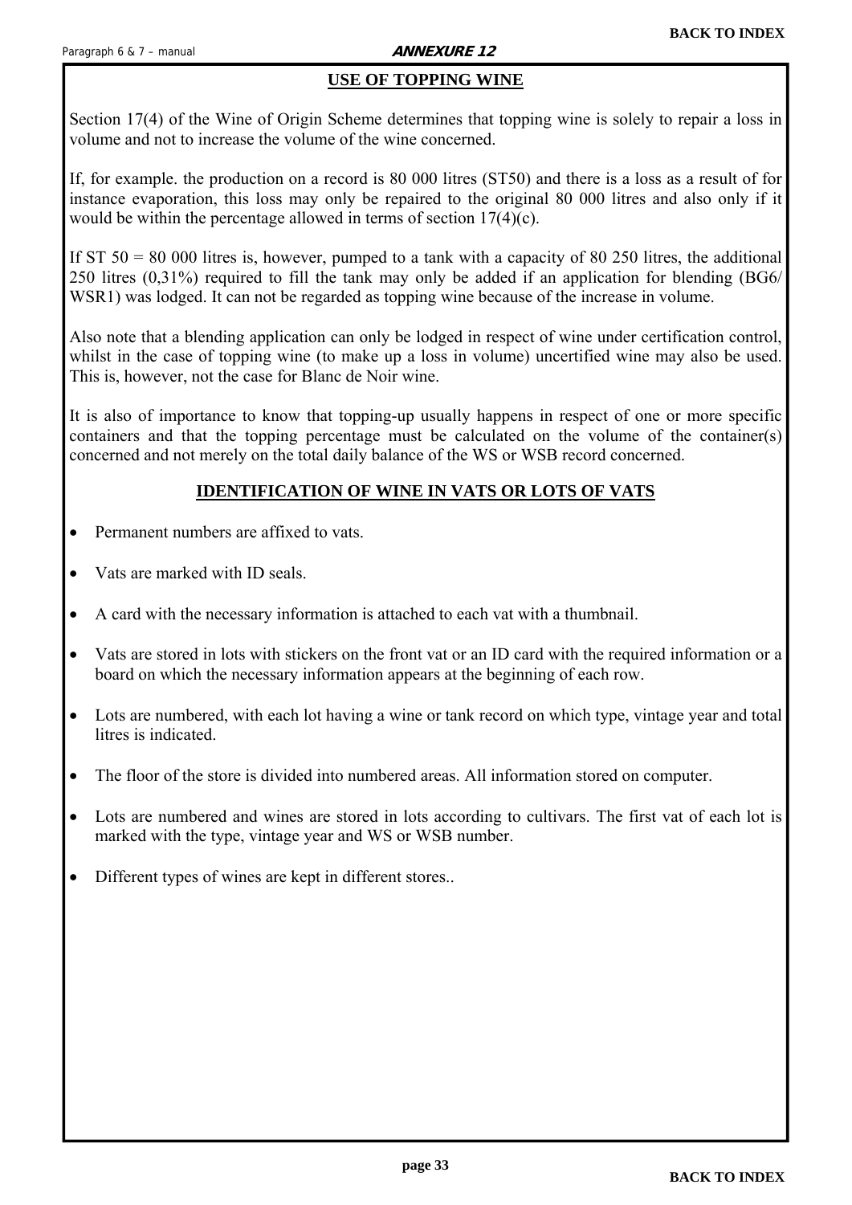# ANNEXURE 12

## USE OF TOPPING WINE

Section 17(4) of the Wine of Origin Scheme determines that topping wine is solely to repair a loss in volume and not to increase the volume of the wine concerned.

If, for example. the production on a record is 80 000 litres (ST50) and there is a loss as a result of for instance evaporation, this loss may only be repaired to the original 80 000 litres and also only if it would be within the percentage allowed in terms of section 17(4)(c).

If ST 50 = 80 000 litres is, however, pumped to a tank with a capacity of 80 250 litres, the additional 250 litres (0,31%) required to fill the tank may only be added if an application for blending (BG6/ WSR1) was lodged. It can not be regarded as topping wine because of the increase in volume.

Also note that a blending application can only be lodged in respect of wine under certification control, whilst in the case of topping wine (to make up a loss in volume) uncertified wine may also be used. This is, however, not the case for Blanc de Noir wine.

It is also of importance to know that topping-up usually happens in respect of one or more specific containers and that the topping percentage must be calculated on the volume of the container(s) concerned and not merely on the total daily balance of the WS or WSB record concerned.

## IDENTIFICATION OF WINE IN VATS OR LOTS OF VATS

- Permanent numbers are affixed to vats.
- Vats are marked with ID seals.
- A card with the necessary information is attached to each vat with a thumbnail.
- Vats are stored in lots with stickers on the front vat or an ID card with the required information or a board on which the necessary information appears at the beginning of each row.
- Lots are numbered, with each lot having a wine or tank record on which type, vintage year and total litres is indicated.
- The floor of the store is divided into numbered areas. All information stored on computer.
- Lots are numbered and wines are stored in lots according to cultivars. The first vat of each lot is marked with the type, vintage year and WS or WSB number.
- Different types of wines are kept in different stores..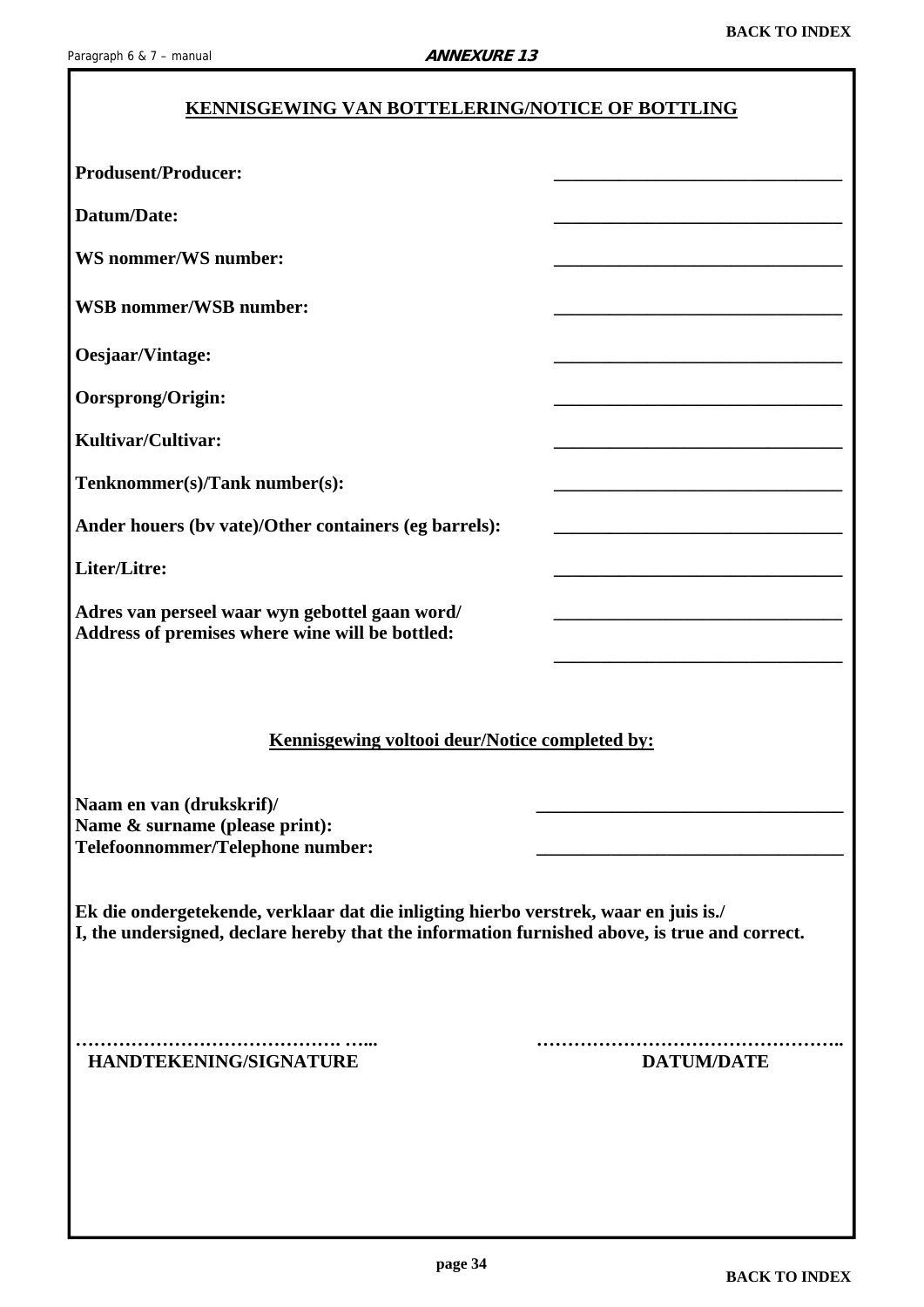**ANNEXURE 13**

## KENNISGEWING VAN BOTTELERING/NOTICE OF BOTTLING

**Produsent/Producer:** _______________________________

**Datum/Date:** _______________________________

**WS nommer/WS number:** _______________________________

**WSB nommer/WSB number:** _______________________________

**Oesjaar/Vintage:** _______________________________

**Oorsprong/Origin:** _______________________________

**Kultivar/Cultivar:** _______________________________

**Tenknommer(s)/Tank number(s):** _______________________________

**Ander houers (bv vate)/Other containers (eg barrels):** _______________________________

**Liter/Litre:** _______________________________

**Adres van perseel waar wyn gebottel gaan word/**
**Address of premises where wine will be bottled:** _______________________________

_______________________________

### Kennisgewing voltooi deur/Notice completed by:

**Naam en van (drukskrif)/**
**Name & surname (please print):** _______________________________

**Telefoonnommer/Telephone number:** _______________________________

**Ek die ondergetekende, verklaar dat die inligting hierbo verstrek, waar en juis is./**
**I, the undersigned, declare hereby that the information furnished above, is true and correct.**

……………………………………. …...  ………………………………………..

**HANDTEKENING/SIGNATURE**  **DATUM/DATE**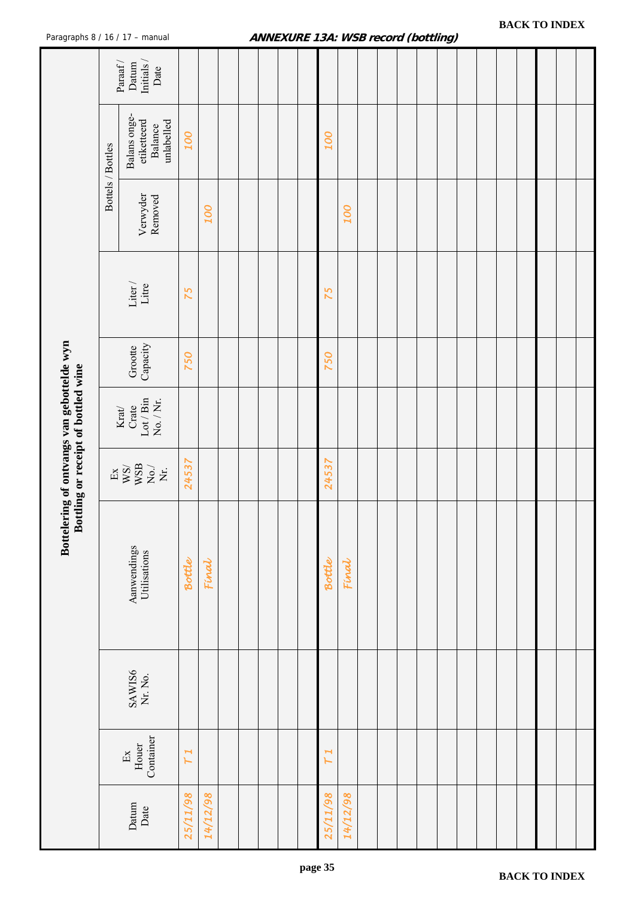## ANNEXURE 13A: WSB record (bottling)

Paragraphs 8 / 16 / 17 – manual

BACK TO INDEX

**Bottelering of ontvangs van gebottelde wyn**
**Bottling or receipt of bottled wine**

| Datum / Date | Ex Houer / Container | SAWIS6 Nr. No. | Aanwendings / Utilisations | Ex WS/ WSB No./ Nr. | Krat/ Crate Lot / Bin No. / Nr. | Grootte / Capacity | Liter / Litre | Bottels / Bottles | | Paraaf / Datum / Initials / Date |
|---|---|---|---|---|---|---|---|---|---|---|
| | | | | | | | | Verwyder / Removed | Balans onge-etiketteerd / Balance unlabelled | |
| 25/11/98 | T 1 | | Bottle | 24537 | | 750 | 75 | | 100 | |
| 14/12/98 | | | Final | | | | | 100 | | |
| | | | | | | | | | | |
| | | | | | | | | | | |
| | | | | | | | | | | |
| | | | | | | | | | | |
| | | | | | | | | | | |
| 25/11/98 | T 1 | | Bottle | 24537 | | 750 | 75 | | 100 | |
| 14/12/98 | | | Final | | | | | 100 | | |
| | | | | | | | | | | |
| | | | | | | | | | | |
| | | | | | | | | | | |
| | | | | | | | | | | |
| | | | | | | | | | | |
| | | | | | | | | | | |
| | | | | | | | | | | |
| | | | | | | | | | | |
| | | | | | | | | | | |
| | | | | | | | | | | |
| | | | | | | | | | | |

BACK TO INDEX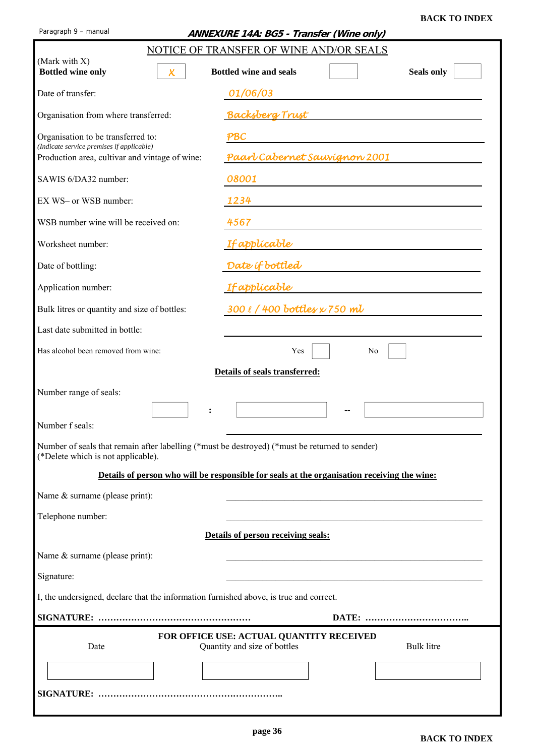**BACK TO INDEX**

Paragraph 9 – manual

***ANNEXURE 14A: BG5 - Transfer (Wine only)***

## NOTICE OF TRANSFER OF WINE AND/OR SEALS

(Mark with X)

**Bottled wine only** [ X ] **Bottled wine and seals** [ ] **Seals only** [ ]

Date of transfer: 01/06/03

Organisation from where transferred: Backsberg Trust

Organisation to be transferred to: PBC
*(Indicate service premises if applicable)*

Production area, cultivar and vintage of wine: Paarl Cabernet Sauvignon 2001

SAWIS 6/DA32 number: 08001

EX WS– or WSB number: 1234

WSB number wine will be received on: 4567

Worksheet number: If applicable

Date of bottling: Date if bottled

Application number: If applicable

Bulk litres or quantity and size of bottles: 300 ℓ / 400 bottles x 750 ml

Last date submitted in bottle: ____________________

Has alcohol been removed from wine: Yes [ ] No [ ]

**Details of seals transferred:**

Number range of seals: [ ] : [ ] -- [ ]

Number f seals: ____________________

Number of seals that remain after labelling (*must be destroyed) (*must be returned to sender)
(*Delete which is not applicable).

**Details of person who will be responsible for seals at the organisation receiving the wine:**

Name & surname (please print): ____________________

Telephone number: ____________________

**Details of person receiving seals:**

Name & surname (please print): ____________________

Signature: ____________________

I, the undersigned, declare that the information furnished above, is true and correct.

**SIGNATURE:** …………………………………………… **DATE:** ……………………………..

**FOR OFFICE USE: ACTUAL QUANTITY RECEIVED**

| Date | Quantity and size of bottles | Bulk litre |
|---|---|---|
| | | |

**SIGNATURE:** ……………………………………………………..

**BACK TO INDEX**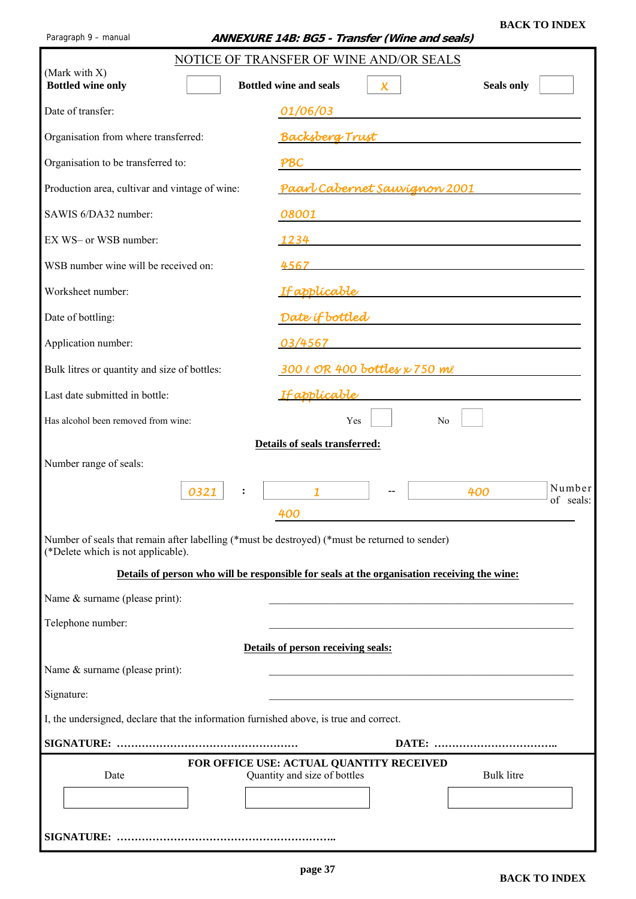**BACK TO INDEX**

Paragraph 9 – manual

***ANNEXURE 14B: BG5 - Transfer (Wine and seals)***

NOTICE OF TRANSFER OF WINE AND/OR SEALS

(Mark with X)

| **Bottled wine only** | | **Bottled wine and seals** | X | **Seals only** | |
|---|---|---|---|---|---|

| Field | Entry |
|---|---|
| Date of transfer: | *01/06/03* |
| Organisation from where transferred: | *Backsberg Trust* |
| Organisation to be transferred to: | *PBC* |
| Production area, cultivar and vintage of wine: | *Paarl Cabernet Sauvignon 2001* |
| SAWIS 6/DA32 number: | *08001* |
| EX WS– or WSB number: | *1234* |
| WSB number wine will be received on: | *4567* |
| Worksheet number: | *If applicable* |
| Date of bottling: | *Date if bottled* |
| Application number: | *03/4567* |
| Bulk litres or quantity and size of bottles: | *300 ℓ OR 400 bottles x 750 mℓ* |
| Last date submitted in bottle: | *If applicable* |
| Has alcohol been removed from wine: | Yes ☐ No ☐ |

**Details of seals transferred:**

Number range of seals:

| *0321* | : | *1* | -- | *400* | Number of seals: *400* |
|---|---|---|---|---|---|

Number of seals that remain after labelling (*must be destroyed) (*must be returned to sender)
(*Delete which is not applicable).

**Details of person who will be responsible for seals at the organisation receiving the wine:**

Name & surname (please print): ______________________________

Telephone number: ______________________________

**Details of person receiving seals:**

Name & surname (please print): ______________________________

Signature: ______________________________

I, the undersigned, declare that the information furnished above, is true and correct.

**SIGNATURE: ……………………………………………** **DATE: ……………………………..**

**FOR OFFICE USE: ACTUAL QUANTITY RECEIVED**

| Date | Quantity and size of bottles | Bulk litre |
|---|---|---|
| | | |

**SIGNATURE: ……………………………………………………..**

**BACK TO INDEX**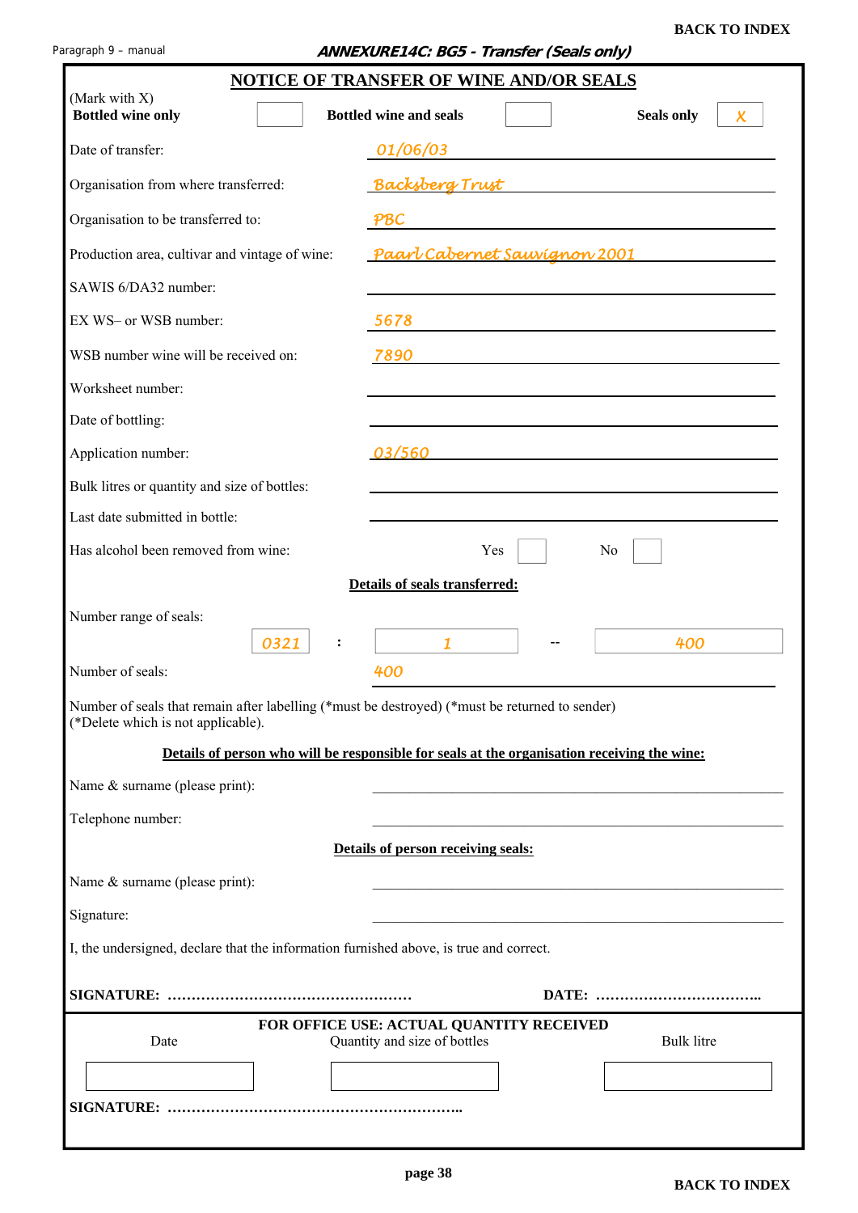BACK TO INDEX

Paragraph 9 – manual

***ANNEXURE14C: BG5 - Transfer (Seals only)***

## NOTICE OF TRANSFER OF WINE AND/OR SEALS

(Mark with X)

**Bottled wine only** [ ] **Bottled wine and seals** [ ] **Seals only** [X]

Date of transfer: 01/06/03

Organisation from where transferred: Backsberg Trust

Organisation to be transferred to: PBC

Production area, cultivar and vintage of wine: Paarl Cabernet Sauvignon 2001

SAWIS 6/DA32 number: ______________________

EX WS– or WSB number: 5678

WSB number wine will be received on: 7890

Worksheet number: ______________________

Date of bottling: ______________________

Application number: 03/560

Bulk litres or quantity and size of bottles: ______________________

Last date submitted in bottle: ______________________

Has alcohol been removed from wine: Yes [ ] No [ ]

**Details of seals transferred:**

Number range of seals: 0321 : 1 -- 400

Number of seals: 400

Number of seals that remain after labelling (*must be destroyed) (*must be returned to sender) (*Delete which is not applicable).

**Details of person who will be responsible for seals at the organisation receiving the wine:**

Name & surname (please print): ______________________

Telephone number: ______________________

**Details of person receiving seals:**

Name & surname (please print): ______________________

Signature: ______________________

I, the undersigned, declare that the information furnished above, is true and correct.

**SIGNATURE: ……………………………………………… DATE: ……………………………..**

**FOR OFFICE USE: ACTUAL QUANTITY RECEIVED**

| Date | Quantity and size of bottles | Bulk litre |
|---|---|---|
| | | |

**SIGNATURE: ……………………………………………………..**

BACK TO INDEX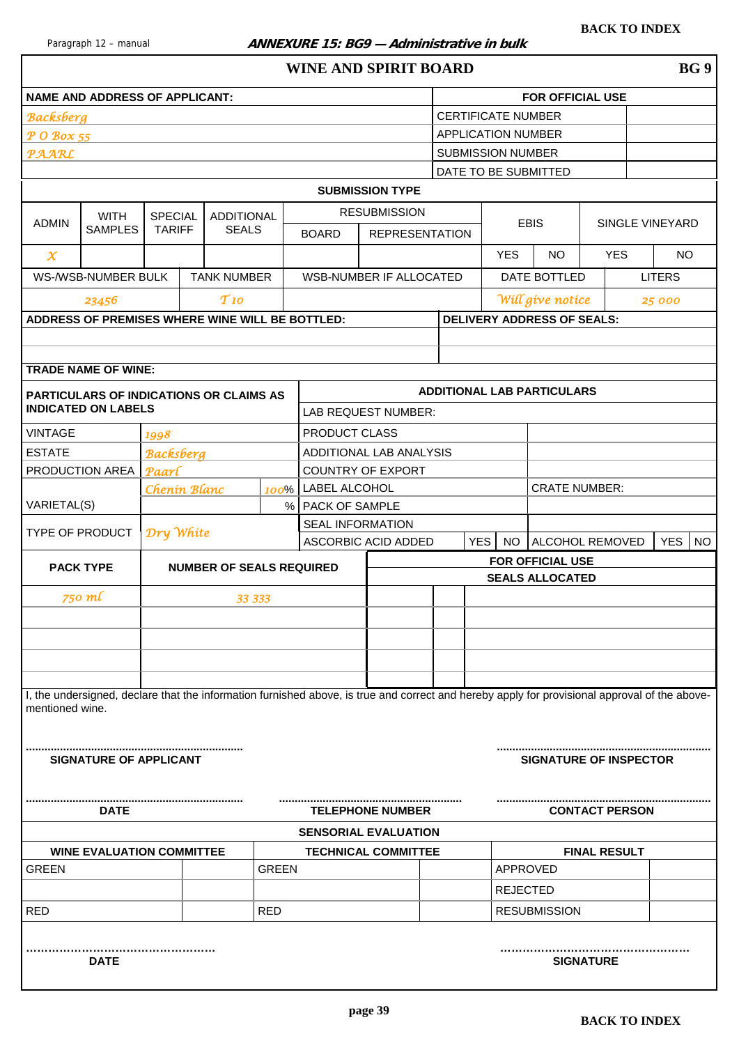## ANNEXURE 15: BG9 — Administrative in bulk

# WINE AND SPIRIT BOARD

**BG 9**

| NAME AND ADDRESS OF APPLICANT: | FOR OFFICIAL USE | |
|---|---|---|
| Backsberg | CERTIFICATE NUMBER | |
| P O Box 55 | APPLICATION NUMBER | |
| PAARL | SUBMISSION NUMBER | |
| | DATE TO BE SUBMITTED | |

**SUBMISSION TYPE**

| ADMIN | WITH SAMPLES | SPECIAL TARIFF | ADDITIONAL SEALS | RESUBMISSION | | EBIS | | SINGLE VINEYARD | |
|---|---|---|---|---|---|---|---|---|---|
| | | | | BOARD | REPRESENTATION | | | | |
| X | | | | | | YES | NO | YES | NO |

| WS-/WSB-NUMBER BULK | TANK NUMBER | WSB-NUMBER IF ALLOCATED | DATE BOTTLED | LITERS |
|---|---|---|---|---|
| 23456 | T 10 | | Will give notice | 25 000 |

| ADDRESS OF PREMISES WHERE WINE WILL BE BOTTLED: | DELIVERY ADDRESS OF SEALS: |
|---|---|
| | |
| | |

**TRADE NAME OF WINE:**

| PARTICULARS OF INDICATIONS OR CLAIMS AS INDICATED ON LABELS | | | ADDITIONAL LAB PARTICULARS | | | | | |
|---|---|---|---|---|---|---|---|---|
| | | | LAB REQUEST NUMBER: | | | | | |
| VINTAGE | 1998 | | PRODUCT CLASS | | | | | |
| ESTATE | Backsberg | | ADDITIONAL LAB ANALYSIS | | | | | |
| PRODUCTION AREA | Paarl | | COUNTRY OF EXPORT | | | | | |
| VARIETAL(S) | Chenin Blanc | 100% | LABEL ALCOHOL | | | CRATE NUMBER: | | |
| | | % | PACK OF SAMPLE | | | | | |
| TYPE OF PRODUCT | Dry White | | SEAL INFORMATION | | | | | |
| | | | ASCORBIC ACID ADDED | YES | NO | ALCOHOL REMOVED | YES | NO |

| PACK TYPE | NUMBER OF SEALS REQUIRED | FOR OFFICIAL USE SEALS ALLOCATED | | |
|---|---|---|---|---|
| 750 ml | 33 333 | | | |
| | | | | |
| | | | | |
| | | | | |
| | | | | |

I, the undersigned, declare that the information furnished above, is true and correct and hereby apply for provisional approval of the above-mentioned wine.

.................................................................... **SIGNATURE OF APPLICANT**

.................................................................... **SIGNATURE OF INSPECTOR**

.................................................................... **DATE**

.................................................................... **TELEPHONE NUMBER**

.................................................................... **CONTACT PERSON**

**SENSORIAL EVALUATION**

| WINE EVALUATION COMMITTEE | | TECHNICAL COMMITTEE | | FINAL RESULT | |
|---|---|---|---|---|---|
| GREEN | | GREEN | | APPROVED | |
| | | | | REJECTED | |
| RED | | RED | | RESUBMISSION | |

.................................................... **DATE**

.................................................... **SIGNATURE**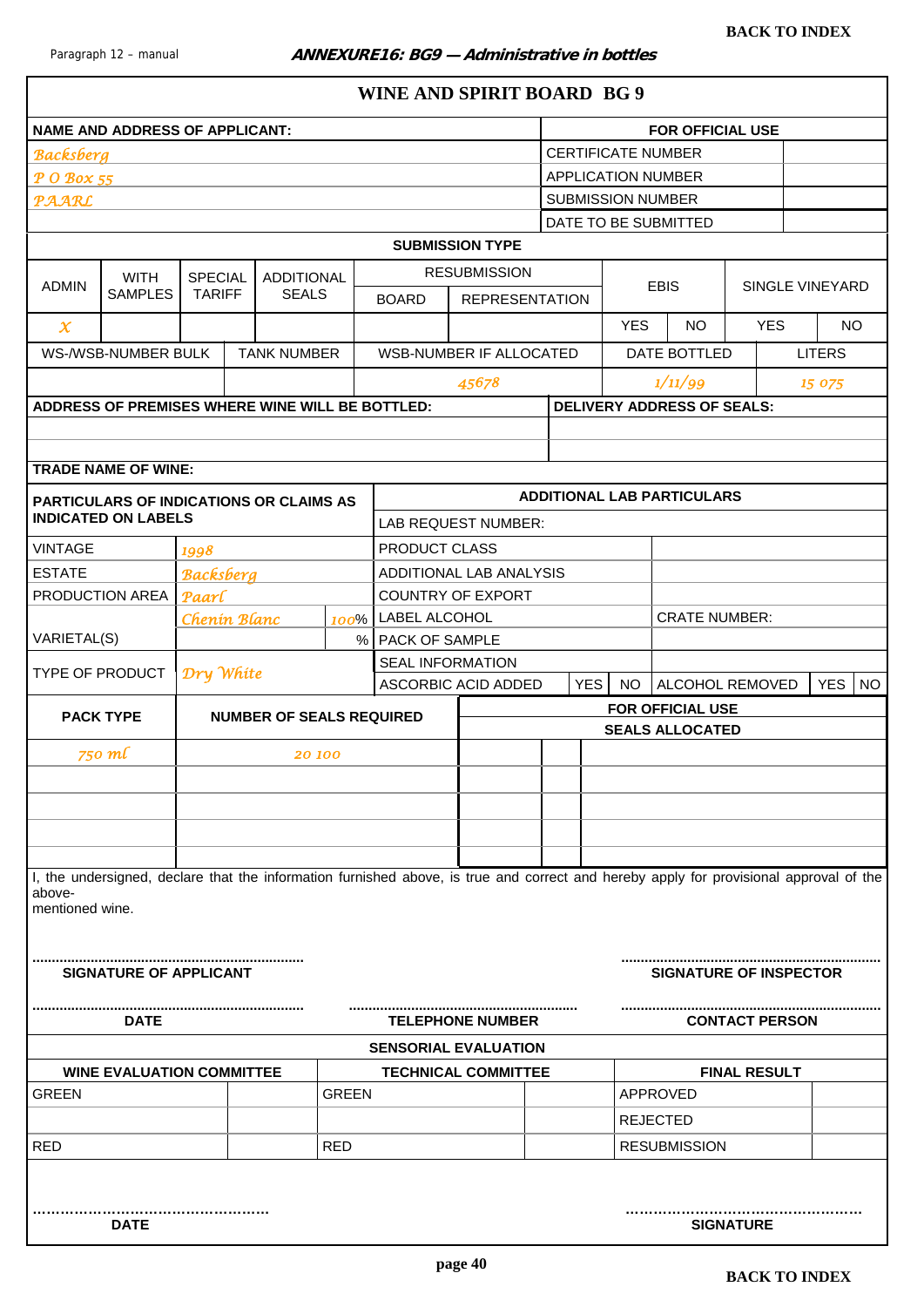BACK TO INDEX

Paragraph 12 – manual **ANNEXURE16: BG9 — Administrative in bottles**

# WINE AND SPIRIT BOARD BG 9

| NAME AND ADDRESS OF APPLICANT: | FOR OFFICIAL USE | |
|---|---|---|
| *Backsberg* | CERTIFICATE NUMBER | |
| *P O Box 55* | APPLICATION NUMBER | |
| *PAARL* | SUBMISSION NUMBER | |
| | DATE TO BE SUBMITTED | |

**SUBMISSION TYPE**

| ADMIN | WITH SAMPLES | SPECIAL TARIFF | ADDITIONAL SEALS | RESUBMISSION | | EBIS | | SINGLE VINEYARD | |
|---|---|---|---|---|---|---|---|---|---|
| | | | | BOARD | REPRESENTATION | YES | NO | YES | NO |
| *X* | | | | | | | | | |

| WS-/WSB-NUMBER BULK | TANK NUMBER | WSB-NUMBER IF ALLOCATED | DATE BOTTLED | LITERS |
|---|---|---|---|---|
| | | *45678* | *1/11/99* | *15 075* |

| ADDRESS OF PREMISES WHERE WINE WILL BE BOTTLED: | DELIVERY ADDRESS OF SEALS: |
|---|---|
| | |
| | |

**TRADE NAME OF WINE:**

| PARTICULARS OF INDICATIONS OR CLAIMS AS INDICATED ON LABELS | | | ADDITIONAL LAB PARTICULARS | | | | | |
|---|---|---|---|---|---|---|---|---|
| | | | LAB REQUEST NUMBER: | | | | | |
| VINTAGE | *1998* | | PRODUCT CLASS | | | | | |
| ESTATE | *Backsberg* | | ADDITIONAL LAB ANALYSIS | | | | | |
| PRODUCTION AREA | *Paarl* | | COUNTRY OF EXPORT | | | | | |
| VARIETAL(S) | *Chenin Blanc* | *100*% | LABEL ALCOHOL | | | CRATE NUMBER: | | |
| | | % | PACK OF SAMPLE | | | | | |
| TYPE OF PRODUCT | *Dry White* | | SEAL INFORMATION | | | | | |
| | | | ASCORBIC ACID ADDED | YES | NO | ALCOHOL REMOVED | YES | NO |

| PACK TYPE | NUMBER OF SEALS REQUIRED | FOR OFFICIAL USE SEALS ALLOCATED | | |
|---|---|---|---|---|
| *750 ml* | *20 100* | | | |
| | | | | |
| | | | | |
| | | | | |
| | | | | |

I, the undersigned, declare that the information furnished above, is true and correct and hereby apply for provisional approval of the above-mentioned wine.

.................................................................. SIGNATURE OF APPLICANT

.................................................................. SIGNATURE OF INSPECTOR

.................................................................. DATE

.................................................................. TELEPHONE NUMBER

.................................................................. CONTACT PERSON

**SENSORIAL EVALUATION**

| WINE EVALUATION COMMITTEE | | TECHNICAL COMMITTEE | | FINAL RESULT | |
|---|---|---|---|---|---|
| GREEN | | GREEN | | APPROVED | |
| | | | | REJECTED | |
| RED | | RED | | RESUBMISSION | |

.................................................. DATE

.................................................. SIGNATURE

BACK TO INDEX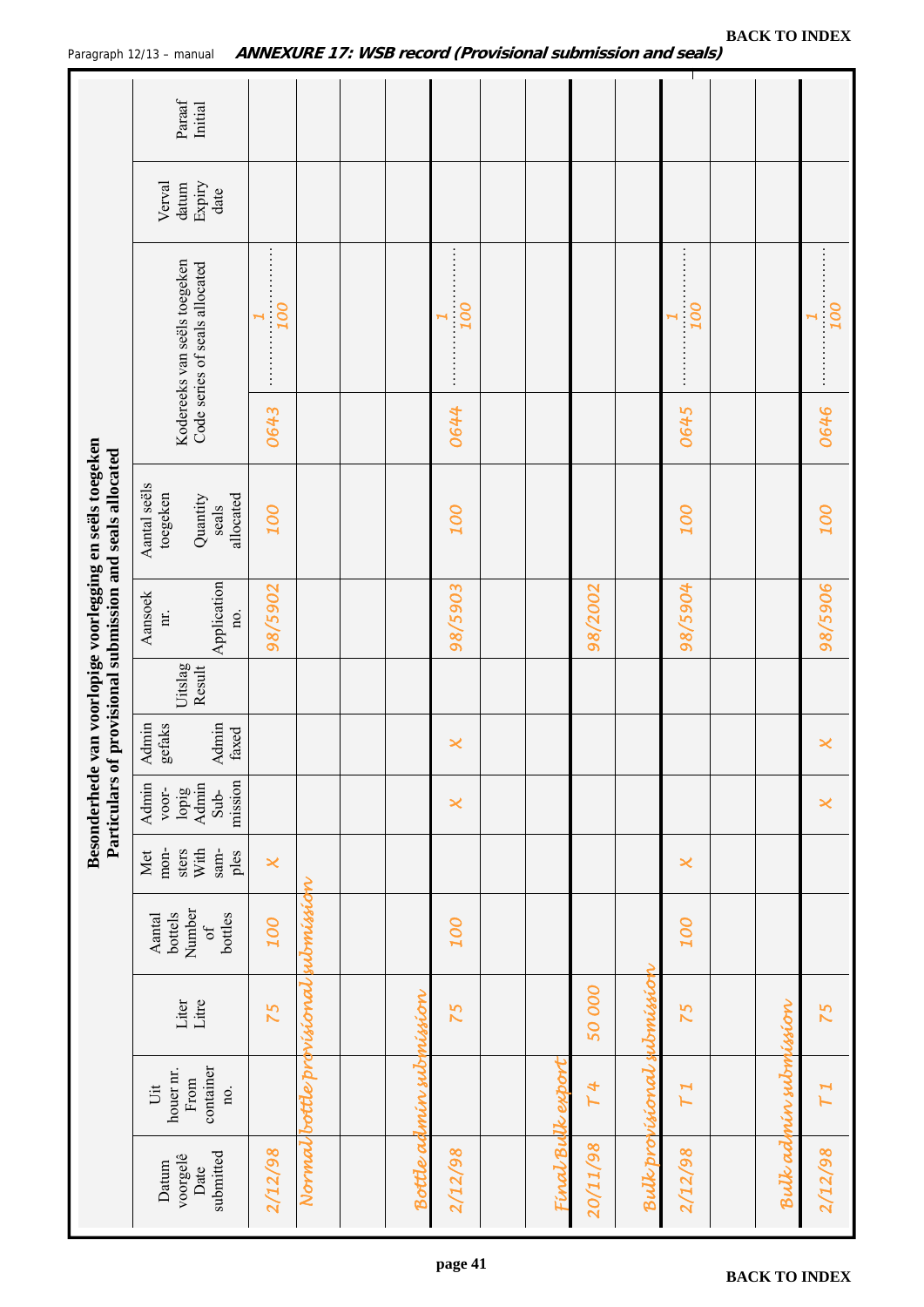**BACK TO INDEX**

Paragraph 12/13 – manual **ANNEXURE 17: WSB record (Provisional submission and seals)**

**Besonderhede van voorlopige voorlegging en seëls toegeken**
**Particulars of provisional submission and seals allocated**

| Datum voorgelê Date submitted | Uit houer nr. From container no. | Liter Litre | Aantal bottels Number of bottles | Met monsters With samples | Admin voorlopig Admin Submission | Admin gefaks Admin faxed | Uitslag Result | Aansoek nr. Application no. | Aantal seëls toegeken Quantity seals allocated | Kodereeks van seëls toegeken Code series of seals allocated | | Verval datum Expiry date | Paraaf Initial |
|---|---|---|---|---|---|---|---|---|---|---|---|---|---|
| 2/12/98 | | 75 | 100 | x | | | | 98/5902 | 100 | 0643 | 1 ..... 100 | | |
| *Normal bottle provisional submission* | | | | | | | | | | | | | |
| | | | | | | | | | | | | | |
| *Bottle admin submission* | | | | | | | | | | | | | |
| 2/12/98 | | 75 | 100 | | x | x | | 98/5903 | 100 | 0644 | 1 ..... 100 | | |
| | | | | | | | | | | | | | |
| *Final Bulk export* | | | | | | | | | | | | | |
| 20/11/98 | T 4 | 50 000 | | | | | | 98/2002 | | | | | |
| *Bulk provisional submission* | | | | | | | | | | | | | |
| 2/12/98 | T 1 | 75 | 100 | x | | | | 98/5904 | 100 | 0645 | 1 ..... 100 | | |
| | | | | | | | | | | | | | |
| *Bulk admin submission* | | | | | | | | | | | | | |
| 2/12/98 | T 1 | 75 | | | x | x | | 98/5906 | 100 | 0646 | 1 ..... 100 | | |

**BACK TO INDEX**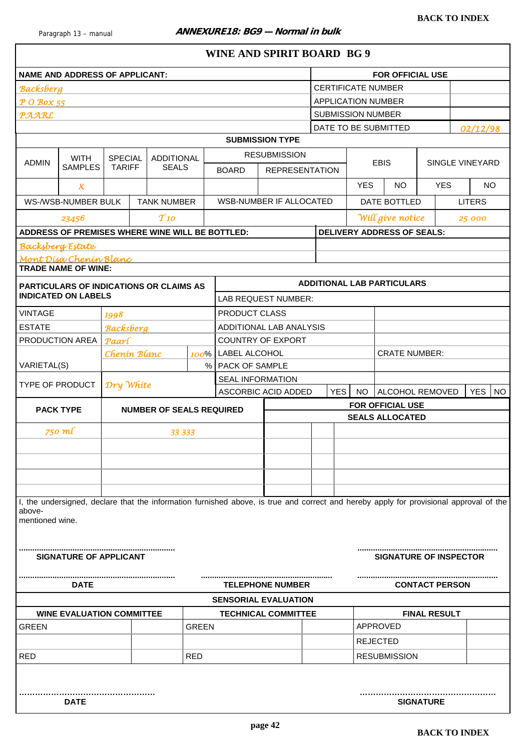Paragraph 13 – manual

**ANNEXURE18: BG9 — Normal in bulk**

## WINE AND SPIRIT BOARD BG 9

| NAME AND ADDRESS OF APPLICANT: | FOR OFFICIAL USE | |
|---|---|---|
| *Backsberg* | CERTIFICATE NUMBER | |
| *P O Box 55* | APPLICATION NUMBER | |
| *PAARL* | SUBMISSION NUMBER | |
| | DATE TO BE SUBMITTED | *02/12/98* |

**SUBMISSION TYPE**

| ADMIN | WITH SAMPLES | SPECIAL TARIFF | ADDITIONAL SEALS | RESUBMISSION | | EBIS | | SINGLE VINEYARD | |
|---|---|---|---|---|---|---|---|---|---|
| | | | | BOARD | REPRESENTATION | YES | NO | YES | NO |
| | *X* | | | | | | | | |

| WS-/WSB-NUMBER BULK | TANK NUMBER | WSB-NUMBER IF ALLOCATED | DATE BOTTLED | LITERS |
|---|---|---|---|---|
| *23456* | *T 10* | | *Will give notice* | *25 000* |

| ADDRESS OF PREMISES WHERE WINE WILL BE BOTTLED: | DELIVERY ADDRESS OF SEALS: |
|---|---|
| *Backsberg Estate* | |

**TRADE NAME OF WINE:** *Mont Disa Chenin Blanc*

| PARTICULARS OF INDICATIONS OR CLAIMS AS INDICATED ON LABELS | | | ADDITIONAL LAB PARTICULARS | |
|---|---|---|---|---|
| | | | LAB REQUEST NUMBER: | |
| VINTAGE | *1998* | | PRODUCT CLASS | |
| ESTATE | *Backsberg* | | ADDITIONAL LAB ANALYSIS | |
| PRODUCTION AREA | *Paarl* | | COUNTRY OF EXPORT | |
| VARIETAL(S) | *Chenin Blanc* | *100*% | LABEL ALCOHOL | CRATE NUMBER: |
| | | % | PACK OF SAMPLE | |
| TYPE OF PRODUCT | *Dry White* | | SEAL INFORMATION | |
| | | | ASCORBIC ACID ADDED YES / NO | ALCOHOL REMOVED YES / NO |

| PACK TYPE | NUMBER OF SEALS REQUIRED | FOR OFFICIAL USE — SEALS ALLOCATED | | |
|---|---|---|---|---|
| *750 ml* | *33 333* | | | |
| | | | | |
| | | | | |
| | | | | |
| | | | | |

I, the undersigned, declare that the information furnished above, is true and correct and hereby apply for provisional approval of the above-mentioned wine.

.................................................................. **SIGNATURE OF APPLICANT**

.................................................................. **SIGNATURE OF INSPECTOR**

.................................................................. **DATE**

.................................................................. **TELEPHONE NUMBER**

.................................................................. **CONTACT PERSON**

**SENSORIAL EVALUATION**

| WINE EVALUATION COMMITTEE | | TECHNICAL COMMITTEE | | FINAL RESULT | |
|---|---|---|---|---|---|
| GREEN | | GREEN | | APPROVED | |
| | | | | REJECTED | |
| RED | | RED | | RESUBMISSION | |

.................................................. **DATE**

.................................................. **SIGNATURE**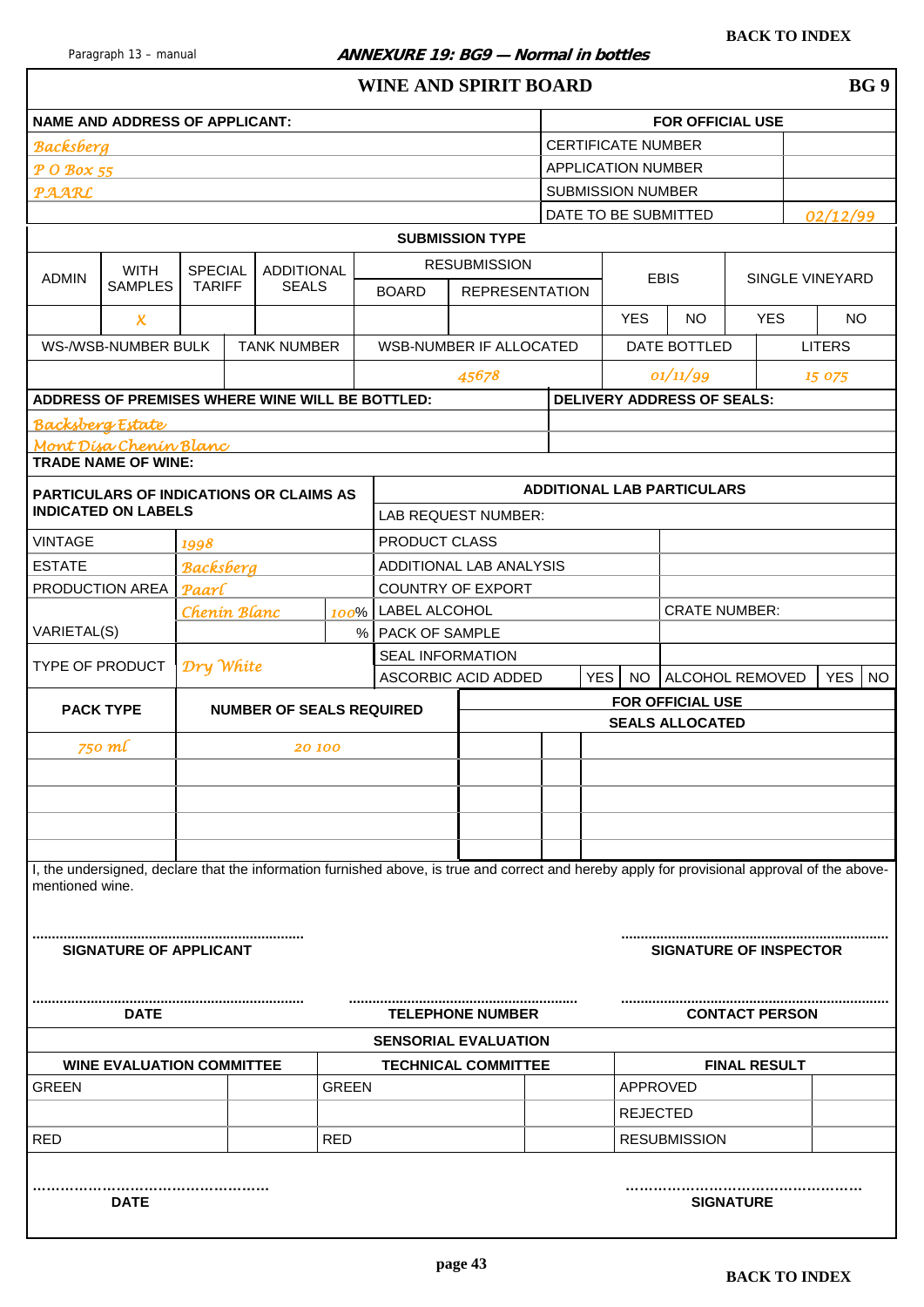Paragraph 13 – manual

**ANNEXURE 19: BG9 — Normal in bottles**

## WINE AND SPIRIT BOARD — BG 9

| NAME AND ADDRESS OF APPLICANT: | FOR OFFICIAL USE | |
|---|---|---|
| Backsberg | CERTIFICATE NUMBER | |
| P O Box 55 | APPLICATION NUMBER | |
| PAARL | SUBMISSION NUMBER | |
| | DATE TO BE SUBMITTED | 02/12/99 |

**SUBMISSION TYPE**

| ADMIN | WITH SAMPLES | SPECIAL TARIFF | ADDITIONAL SEALS | RESUBMISSION | | EBIS | | SINGLE VINEYARD | |
|---|---|---|---|---|---|---|---|---|---|
| | | | | BOARD | REPRESENTATION | | | | |
| | X | | | | | YES | NO | YES | NO |

| WS-/WSB-NUMBER BULK | TANK NUMBER | WSB-NUMBER IF ALLOCATED | DATE BOTTLED | LITERS |
|---|---|---|---|---|
| | | 45678 | 01/11/99 | 15 075 |

| ADDRESS OF PREMISES WHERE WINE WILL BE BOTTLED: | DELIVERY ADDRESS OF SEALS: |
|---|---|
| Backsberg Estate | |
| Mont Disa Chenin Blanc | |

**TRADE NAME OF WINE:**

| PARTICULARS OF INDICATIONS OR CLAIMS AS INDICATED ON LABELS | | | ADDITIONAL LAB PARTICULARS | | | | | |
|---|---|---|---|---|---|---|---|---|
| | | | LAB REQUEST NUMBER: | | | | | |
| VINTAGE | 1998 | | PRODUCT CLASS | | | | | |
| ESTATE | Backsberg | | ADDITIONAL LAB ANALYSIS | | | | | |
| PRODUCTION AREA | Paarl | | COUNTRY OF EXPORT | | | | | |
| VARIETAL(S) | Chenin Blanc | 100% | LABEL ALCOHOL | | | CRATE NUMBER: | | |
| | | % | PACK OF SAMPLE | | | | | |
| TYPE OF PRODUCT | Dry White | | SEAL INFORMATION | | | | | |
| | | | ASCORBIC ACID ADDED | YES | NO | ALCOHOL REMOVED | YES | NO |

| PACK TYPE | NUMBER OF SEALS REQUIRED | FOR OFFICIAL USE SEALS ALLOCATED | | |
|---|---|---|---|---|
| 750 ml | 20 100 | | | |
| | | | | |
| | | | | |
| | | | | |
| | | | | |

I, the undersigned, declare that the information furnished above, is true and correct and hereby apply for provisional approval of the above-mentioned wine.

.................................................................. **SIGNATURE OF APPLICANT**

.................................................................. **SIGNATURE OF INSPECTOR**

.................................................................. **DATE**

.................................................................. **TELEPHONE NUMBER**

.................................................................. **CONTACT PERSON**

**SENSORIAL EVALUATION**

| WINE EVALUATION COMMITTEE | | TECHNICAL COMMITTEE | | FINAL RESULT | |
|---|---|---|---|---|---|
| GREEN | | GREEN | | APPROVED | |
| | | | | REJECTED | |
| RED | | RED | | RESUBMISSION | |

.................................................. **DATE**

.................................................. **SIGNATURE**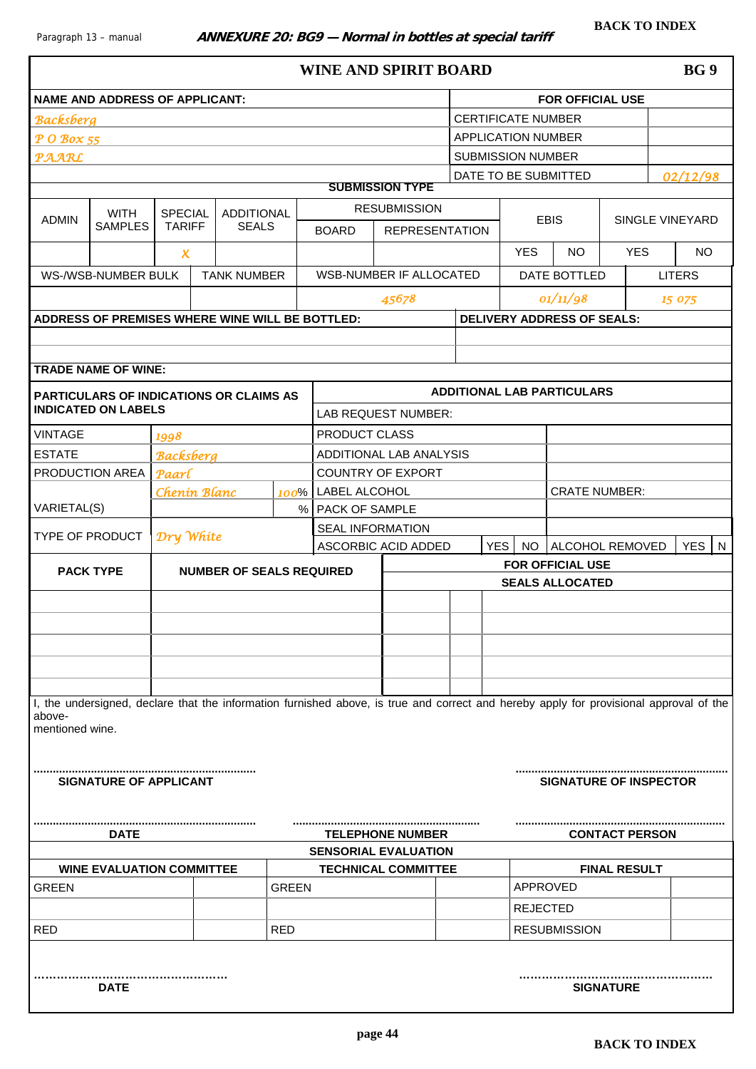**ANNEXURE 20: BG9 — Normal in bottles at special tariff**

# WINE AND SPIRIT BOARD — BG 9

| NAME AND ADDRESS OF APPLICANT: | FOR OFFICIAL USE | |
|---|---|---|
| Backsberg | CERTIFICATE NUMBER | |
| P O Box 55 | APPLICATION NUMBER | |
| PAARL | SUBMISSION NUMBER | |
| | DATE TO BE SUBMITTED | 02/12/98 |

**SUBMISSION TYPE**

| ADMIN | WITH SAMPLES | SPECIAL TARIFF | ADDITIONAL SEALS | RESUBMISSION | | EBIS | | SINGLE VINEYARD | |
|---|---|---|---|---|---|---|---|---|---|
| | | | | BOARD | REPRESENTATION | | | | |
| | | X | | | | YES | NO | YES | NO |

| WS-/WSB-NUMBER BULK | TANK NUMBER | WSB-NUMBER IF ALLOCATED | DATE BOTTLED | LITERS |
|---|---|---|---|---|
| | | 45678 | 01/11/98 | 15 075 |

| ADDRESS OF PREMISES WHERE WINE WILL BE BOTTLED: | DELIVERY ADDRESS OF SEALS: |
|---|---|
| | |

**TRADE NAME OF WINE:**

| PARTICULARS OF INDICATIONS OR CLAIMS AS INDICATED ON LABELS | | | ADDITIONAL LAB PARTICULARS | | | | | |
|---|---|---|---|---|---|---|---|---|
| | | | LAB REQUEST NUMBER: | | | | | |
| VINTAGE | 1998 | | PRODUCT CLASS | | | | | |
| ESTATE | Backsberg | | ADDITIONAL LAB ANALYSIS | | | | | |
| PRODUCTION AREA | Paarl | | COUNTRY OF EXPORT | | | | | |
| VARIETAL(S) | Chenin Blanc | 100% | LABEL ALCOHOL | | | CRATE NUMBER: | | |
| | | % | PACK OF SAMPLE | | | | | |
| TYPE OF PRODUCT | Dry White | | SEAL INFORMATION | | | | | |
| | | | ASCORBIC ACID ADDED | YES | NO | ALCOHOL REMOVED | YES | N |

| PACK TYPE | NUMBER OF SEALS REQUIRED | FOR OFFICIAL USE — SEALS ALLOCATED | | |
|---|---|---|---|---|
| | | | | |
| | | | | |
| | | | | |
| | | | | |
| | | | | |

I, the undersigned, declare that the information furnished above, is true and correct and hereby apply for provisional approval of the above-mentioned wine.

.................................................................... SIGNATURE OF APPLICANT

.................................................................... SIGNATURE OF INSPECTOR

.................................................................... DATE

.................................................................... TELEPHONE NUMBER

.................................................................... CONTACT PERSON

**SENSORIAL EVALUATION**

| WINE EVALUATION COMMITTEE | | TECHNICAL COMMITTEE | | FINAL RESULT | |
|---|---|---|---|---|---|
| GREEN | | GREEN | | APPROVED | |
| | | | | REJECTED | |
| RED | | RED | | RESUBMISSION | |

.................................................... DATE

.................................................... SIGNATURE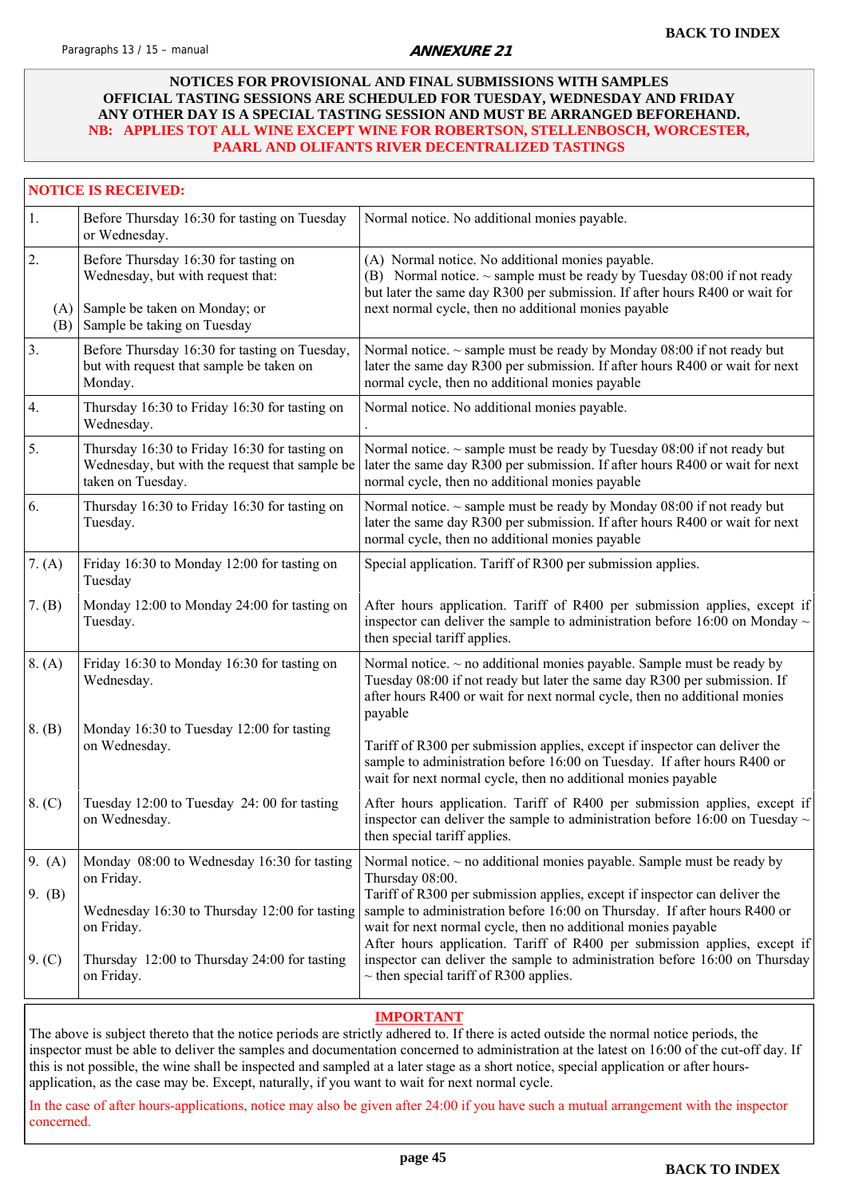**BACK TO INDEX**

Paragraphs 13 / 15 – manual

***ANNEXURE 21***

**NOTICES FOR PROVISIONAL AND FINAL SUBMISSIONS WITH SAMPLES**
**OFFICIAL TASTING SESSIONS ARE SCHEDULED FOR TUESDAY, WEDNESDAY AND FRIDAY**
**ANY OTHER DAY IS A SPECIAL TASTING SESSION AND MUST BE ARRANGED BEFOREHAND.**
**NB: APPLIES TOT ALL WINE EXCEPT WINE FOR ROBERTSON, STELLENBOSCH, WORCESTER, PAARL AND OLIFANTS RIVER DECENTRALIZED TASTINGS**

| **NOTICE IS RECEIVED:** | | |
|---|---|---|
| 1. | Before Thursday 16:30 for tasting on Tuesday or Wednesday. | Normal notice. No additional monies payable. |
| 2. (A) (B) | Before Thursday 16:30 for tasting on Wednesday, but with request that: (A) Sample be taken on Monday; or (B) Sample be taking on Tuesday | (A) Normal notice. No additional monies payable. (B) Normal notice. ~ sample must be ready by Tuesday 08:00 if not ready but later the same day R300 per submission. If after hours R400 or wait for next normal cycle, then no additional monies payable |
| 3. | Before Thursday 16:30 for tasting on Tuesday, but with request that sample be taken on Monday. | Normal notice. ~ sample must be ready by Monday 08:00 if not ready but later the same day R300 per submission. If after hours R400 or wait for next normal cycle, then no additional monies payable |
| 4. | Thursday 16:30 to Friday 16:30 for tasting on Wednesday. | Normal notice. No additional monies payable. . |
| 5. | Thursday 16:30 to Friday 16:30 for tasting on Wednesday, but with the request that sample be taken on Tuesday. | Normal notice. ~ sample must be ready by Tuesday 08:00 if not ready but later the same day R300 per submission. If after hours R400 or wait for next normal cycle, then no additional monies payable |
| 6. | Thursday 16:30 to Friday 16:30 for tasting on Tuesday. | Normal notice. ~ sample must be ready by Monday 08:00 if not ready but later the same day R300 per submission. If after hours R400 or wait for next normal cycle, then no additional monies payable |
| 7. (A) | Friday 16:30 to Monday 12:00 for tasting on Tuesday | Special application. Tariff of R300 per submission applies. |
| 7. (B) | Monday 12:00 to Monday 24:00 for tasting on Tuesday. | After hours application. Tariff of R400 per submission applies, except if inspector can deliver the sample to administration before 16:00 on Monday ~ then special tariff applies. |
| 8. (A) | Friday 16:30 to Monday 16:30 for tasting on Wednesday. | Normal notice. ~ no additional monies payable. Sample must be ready by Tuesday 08:00 if not ready but later the same day R300 per submission. If after hours R400 or wait for next normal cycle, then no additional monies payable |
| 8. (B) | Monday 16:30 to Tuesday 12:00 for tasting on Wednesday. | Tariff of R300 per submission applies, except if inspector can deliver the sample to administration before 16:00 on Tuesday. If after hours R400 or wait for next normal cycle, then no additional monies payable |
| 8. (C) | Tuesday 12:00 to Tuesday 24: 00 for tasting on Wednesday. | After hours application. Tariff of R400 per submission applies, except if inspector can deliver the sample to administration before 16:00 on Tuesday ~ then special tariff applies. |
| 9. (A) | Monday 08:00 to Wednesday 16:30 for tasting on Friday. | Normal notice. ~ no additional monies payable. Sample must be ready by Thursday 08:00. |
| 9. (B) | Wednesday 16:30 to Thursday 12:00 for tasting on Friday. | Tariff of R300 per submission applies, except if inspector can deliver the sample to administration before 16:00 on Thursday. If after hours R400 or wait for next normal cycle, then no additional monies payable |
| 9. (C) | Thursday 12:00 to Thursday 24:00 for tasting on Friday. | After hours application. Tariff of R400 per submission applies, except if inspector can deliver the sample to administration before 16:00 on Thursday ~ then special tariff of R300 applies. |

**IMPORTANT**

The above is subject thereto that the notice periods are strictly adhered to. If there is acted outside the normal notice periods, the inspector must be able to deliver the samples and documentation concerned to administration at the latest on 16:00 of the cut-off day. If this is not possible, the wine shall be inspected and sampled at a later stage as a short notice, special application or after hours-application, as the case may be. Except, naturally, if you want to wait for next normal cycle.

In the case of after hours-applications, notice may also be given after 24:00 if you have such a mutual arrangement with the inspector concerned.

**BACK TO INDEX**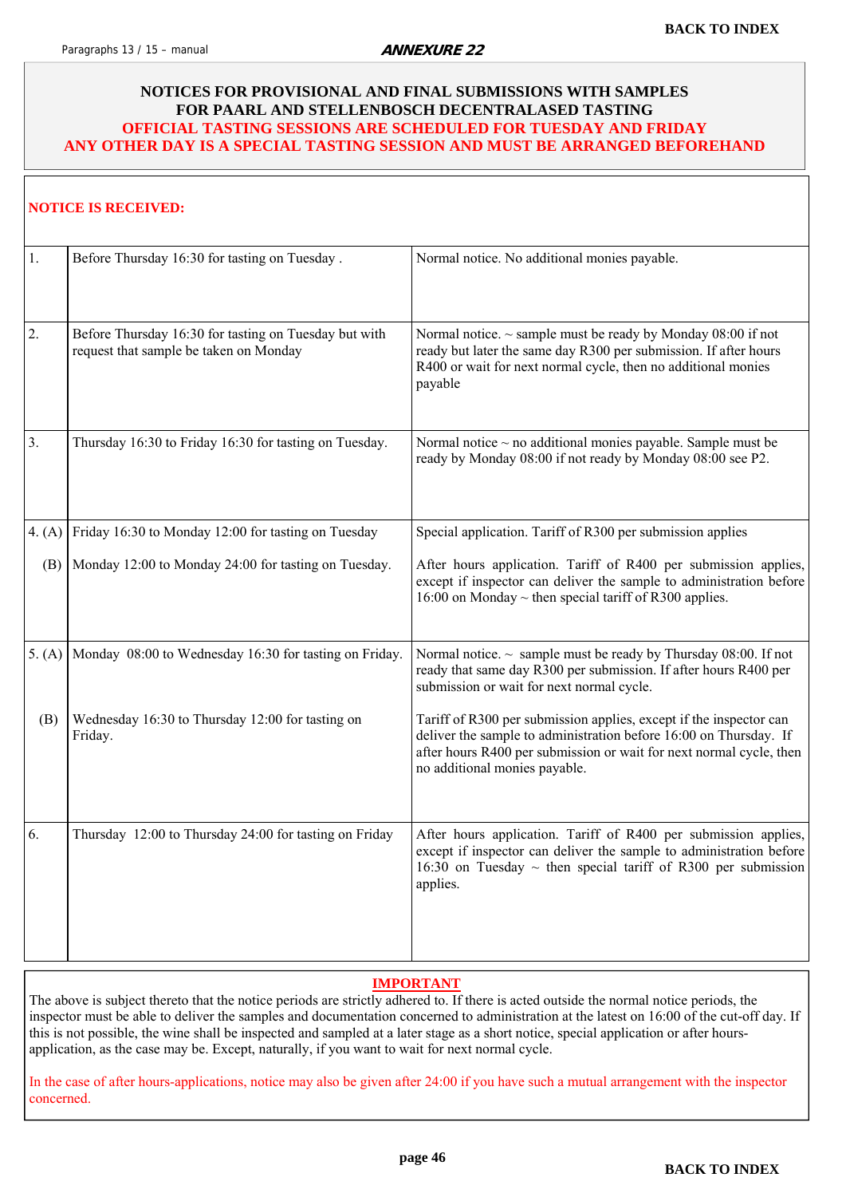BACK TO INDEX

Paragraphs 13 / 15 – manual

***ANNEXURE 22***

## NOTICES FOR PROVISIONAL AND FINAL SUBMISSIONS WITH SAMPLES FOR PAARL AND STELLENBOSCH DECENTRALASED TASTING

**OFFICIAL TASTING SESSIONS ARE SCHEDULED FOR TUESDAY AND FRIDAY**
**ANY OTHER DAY IS A SPECIAL TASTING SESSION AND MUST BE ARRANGED BEFOREHAND**

**NOTICE IS RECEIVED:**

| | | |
|---|---|---|
| 1. | Before Thursday 16:30 for tasting on Tuesday . | Normal notice. No additional monies payable. |
| 2. | Before Thursday 16:30 for tasting on Tuesday but with request that sample be taken on Monday | Normal notice. ~ sample must be ready by Monday 08:00 if not ready but later the same day R300 per submission. If after hours R400 or wait for next normal cycle, then no additional monies payable |
| 3. | Thursday 16:30 to Friday 16:30 for tasting on Tuesday. | Normal notice ~ no additional monies payable. Sample must be ready by Monday 08:00 if not ready by Monday 08:00 see P2. |
| 4. (A) | Friday 16:30 to Monday 12:00 for tasting on Tuesday | Special application. Tariff of R300 per submission applies |
| (B) | Monday 12:00 to Monday 24:00 for tasting on Tuesday. | After hours application. Tariff of R400 per submission applies, except if inspector can deliver the sample to administration before 16:00 on Monday ~ then special tariff of R300 applies. |
| 5. (A) | Monday 08:00 to Wednesday 16:30 for tasting on Friday. | Normal notice. ~ sample must be ready by Thursday 08:00. If not ready that same day R300 per submission. If after hours R400 per submission or wait for next normal cycle. |
| (B) | Wednesday 16:30 to Thursday 12:00 for tasting on Friday. | Tariff of R300 per submission applies, except if the inspector can deliver the sample to administration before 16:00 on Thursday. If after hours R400 per submission or wait for next normal cycle, then no additional monies payable. |
| 6. | Thursday 12:00 to Thursday 24:00 for tasting on Friday | After hours application. Tariff of R400 per submission applies, except if inspector can deliver the sample to administration before 16:30 on Tuesday ~ then special tariff of R300 per submission applies. |

**IMPORTANT**

The above is subject thereto that the notice periods are strictly adhered to. If there is acted outside the normal notice periods, the inspector must be able to deliver the samples and documentation concerned to administration at the latest on 16:00 of the cut-off day. If this is not possible, the wine shall be inspected and sampled at a later stage as a short notice, special application or after hours-application, as the case may be. Except, naturally, if you want to wait for next normal cycle.

In the case of after hours-applications, notice may also be given after 24:00 if you have such a mutual arrangement with the inspector concerned.

BACK TO INDEX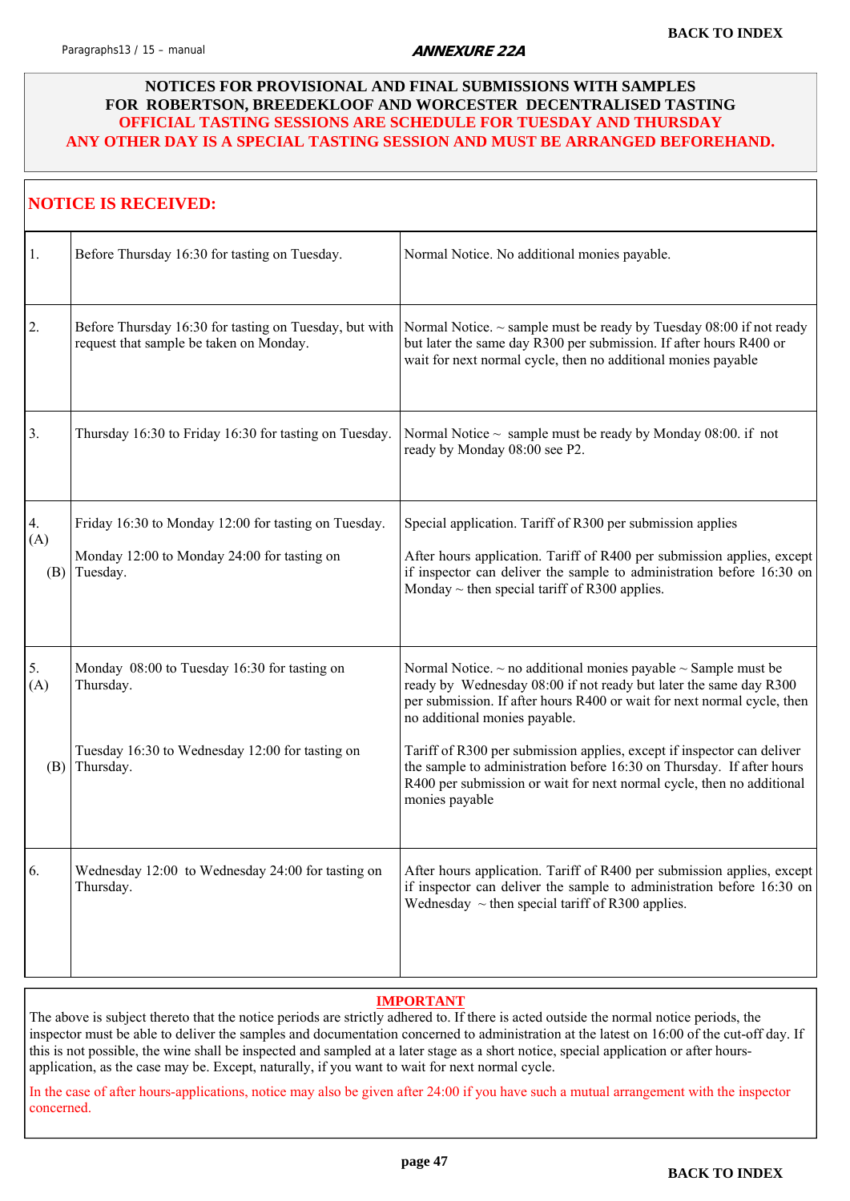## ANNEXURE 22A

### NOTICES FOR PROVISIONAL AND FINAL SUBMISSIONS WITH SAMPLES FOR ROBERTSON, BREEDEKLOOF AND WORCESTER DECENTRALISED TASTING

**OFFICIAL TASTING SESSIONS ARE SCHEDULE FOR TUESDAY AND THURSDAY**

**ANY OTHER DAY IS A SPECIAL TASTING SESSION AND MUST BE ARRANGED BEFOREHAND.**

| NOTICE IS RECEIVED: | | |
|---|---|---|
| 1. | Before Thursday 16:30 for tasting on Tuesday. | Normal Notice. No additional monies payable. |
| 2. | Before Thursday 16:30 for tasting on Tuesday, but with request that sample be taken on Monday. | Normal Notice. ~ sample must be ready by Tuesday 08:00 if not ready but later the same day R300 per submission. If after hours R400 or wait for next normal cycle, then no additional monies payable |
| 3. | Thursday 16:30 to Friday 16:30 for tasting on Tuesday. | Normal Notice ~ sample must be ready by Monday 08:00. if not ready by Monday 08:00 see P2. |
| 4. (A) | Friday 16:30 to Monday 12:00 for tasting on Tuesday. | Special application. Tariff of R300 per submission applies |
| (B) | Monday 12:00 to Monday 24:00 for tasting on Tuesday. | After hours application. Tariff of R400 per submission applies, except if inspector can deliver the sample to administration before 16:30 on Monday ~ then special tariff of R300 applies. |
| 5. (A) | Monday 08:00 to Tuesday 16:30 for tasting on Thursday. | Normal Notice. ~ no additional monies payable ~ Sample must be ready by Wednesday 08:00 if not ready but later the same day R300 per submission. If after hours R400 or wait for next normal cycle, then no additional monies payable. |
| (B) | Tuesday 16:30 to Wednesday 12:00 for tasting on Thursday. | Tariff of R300 per submission applies, except if inspector can deliver the sample to administration before 16:30 on Thursday. If after hours R400 per submission or wait for next normal cycle, then no additional monies payable |
| 6. | Wednesday 12:00 to Wednesday 24:00 for tasting on Thursday. | After hours application. Tariff of R400 per submission applies, except if inspector can deliver the sample to administration before 16:30 on Wednesday ~ then special tariff of R300 applies. |

**IMPORTANT**

The above is subject thereto that the notice periods are strictly adhered to. If there is acted outside the normal notice periods, the inspector must be able to deliver the samples and documentation concerned to administration at the latest on 16:00 of the cut-off day. If this is not possible, the wine shall be inspected and sampled at a later stage as a short notice, special application or after hours-application, as the case may be. Except, naturally, if you want to wait for next normal cycle.

In the case of after hours-applications, notice may also be given after 24:00 if you have such a mutual arrangement with the inspector concerned.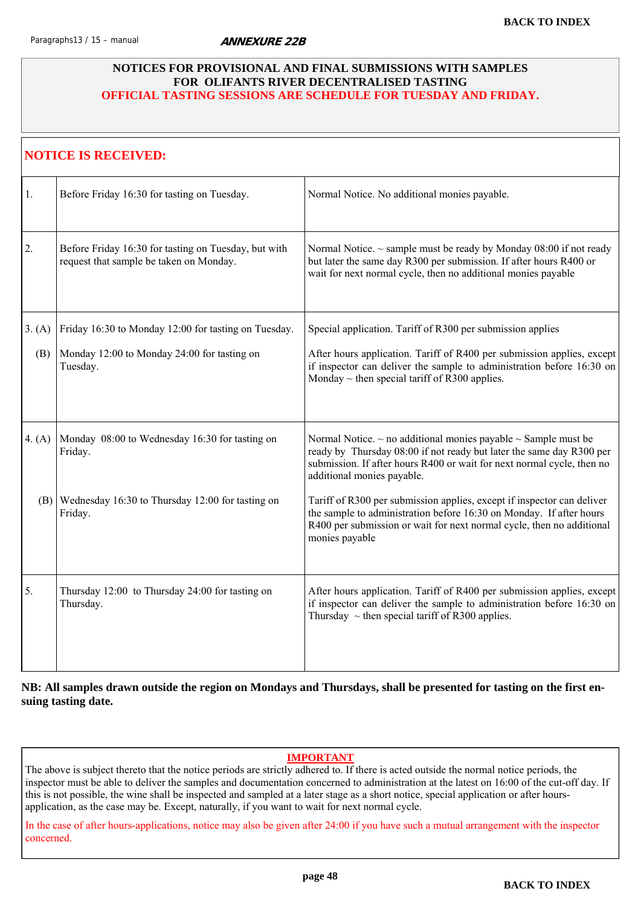## ANNEXURE 22B

### NOTICES FOR PROVISIONAL AND FINAL SUBMISSIONS WITH SAMPLES FOR OLIFANTS RIVER DECENTRALISED TASTING

**OFFICIAL TASTING SESSIONS ARE SCHEDULE FOR TUESDAY AND FRIDAY.**

| NOTICE IS RECEIVED: | | |
|---|---|---|
| 1. | Before Friday 16:30 for tasting on Tuesday. | Normal Notice. No additional monies payable. |
| 2. | Before Friday 16:30 for tasting on Tuesday, but with request that sample be taken on Monday. | Normal Notice. ~ sample must be ready by Monday 08:00 if not ready but later the same day R300 per submission. If after hours R400 or wait for next normal cycle, then no additional monies payable |
| 3. (A) | Friday 16:30 to Monday 12:00 for tasting on Tuesday. | Special application. Tariff of R300 per submission applies |
| (B) | Monday 12:00 to Monday 24:00 for tasting on Tuesday. | After hours application. Tariff of R400 per submission applies, except if inspector can deliver the sample to administration before 16:30 on Monday ~ then special tariff of R300 applies. |
| 4. (A) | Monday 08:00 to Wednesday 16:30 for tasting on Friday. | Normal Notice. ~ no additional monies payable ~ Sample must be ready by Thursday 08:00 if not ready but later the same day R300 per submission. If after hours R400 or wait for next normal cycle, then no additional monies payable. |
| (B) | Wednesday 16:30 to Thursday 12:00 for tasting on Friday. | Tariff of R300 per submission applies, except if inspector can deliver the sample to administration before 16:30 on Monday. If after hours R400 per submission or wait for next normal cycle, then no additional monies payable |
| 5. | Thursday 12:00 to Thursday 24:00 for tasting on Thursday. | After hours application. Tariff of R400 per submission applies, except if inspector can deliver the sample to administration before 16:30 on Thursday ~ then special tariff of R300 applies. |

**NB: All samples drawn outside the region on Mondays and Thursdays, shall be presented for tasting on the first ensuing tasting date.**

**IMPORTANT**

The above is subject thereto that the notice periods are strictly adhered to. If there is acted outside the normal notice periods, the inspector must be able to deliver the samples and documentation concerned to administration at the latest on 16:00 of the cut-off day. If this is not possible, the wine shall be inspected and sampled at a later stage as a short notice, special application or after hours-application, as the case may be. Except, naturally, if you want to wait for next normal cycle.

In the case of after hours-applications, notice may also be given after 24:00 if you have such a mutual arrangement with the inspector concerned.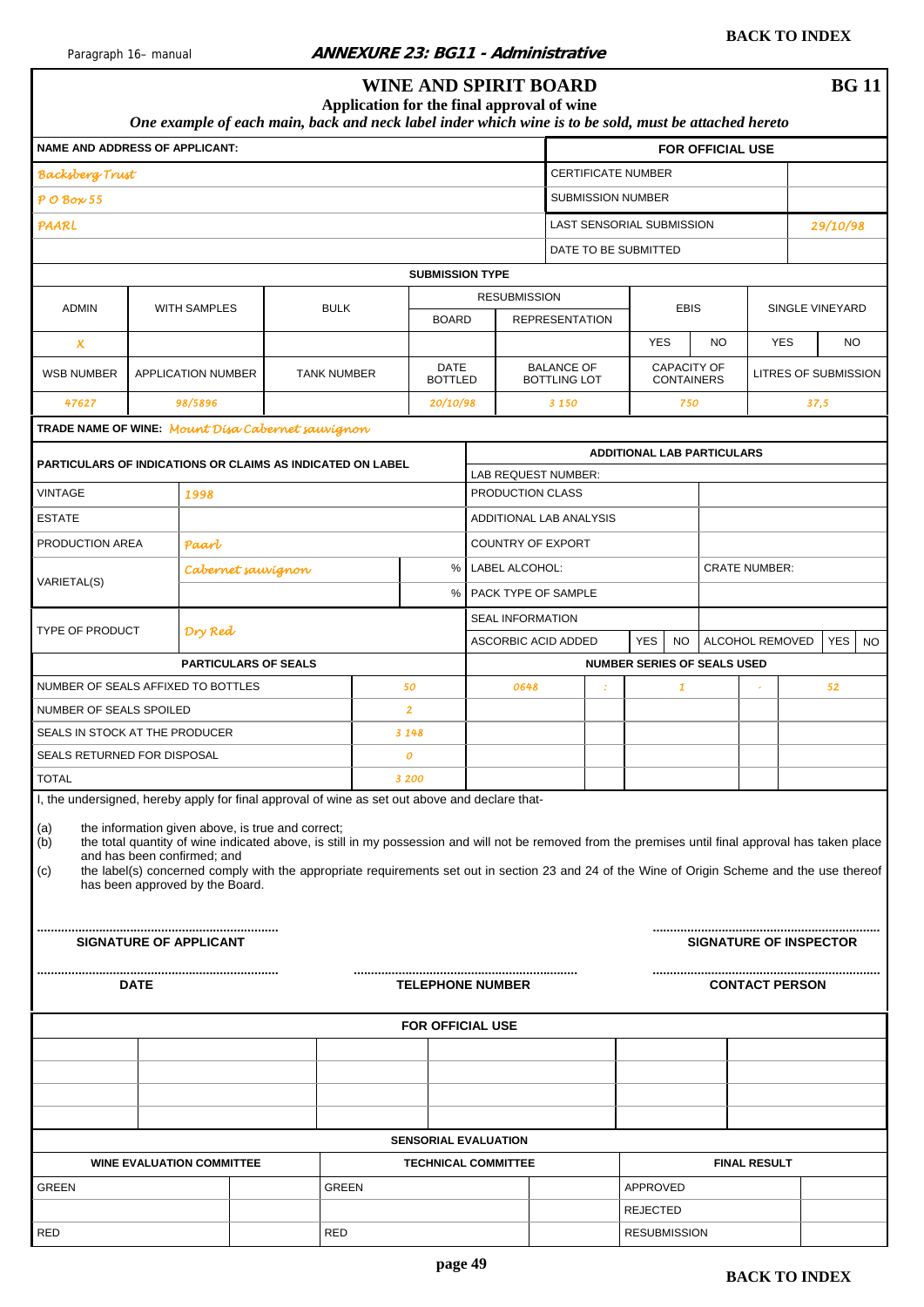BACK TO INDEX

**ANNEXURE 23: BG11 - Administrative**

# WINE AND SPIRIT BOARD

**BG 11**

**Application for the final approval of wine**

***One example of each main, back and neck label inder which wine is to be sold, must be attached hereto***

| NAME AND ADDRESS OF APPLICANT: | FOR OFFICIAL USE | |
|---|---|---|
| *Backsberg Trust* | CERTIFICATE NUMBER | |
| *P O Box 55* | SUBMISSION NUMBER | |
| *PAARL* | LAST SENSORIAL SUBMISSION | *29/10/98* |
| | DATE TO BE SUBMITTED | |

**SUBMISSION TYPE**

| ADMIN | WITH SAMPLES | BULK | RESUBMISSION | | EBIS | | SINGLE VINEYARD | |
|---|---|---|---|---|---|---|---|---|
| | | | BOARD | REPRESENTATION | YES | NO | YES | NO |
| *X* | | | | | | | | |

| WSB NUMBER | APPLICATION NUMBER | TANK NUMBER | DATE BOTTLED | BALANCE OF BOTTLING LOT | CAPACITY OF CONTAINERS | LITRES OF SUBMISSION |
|---|---|---|---|---|---|---|
| *47627* | *98/5896* | | *20/10/98* | *3 150* | *750* | *37,5* |

**TRADE NAME OF WINE:** *Mount Disa Cabernet sauvignon*

| PARTICULARS OF INDICATIONS OR CLAIMS AS INDICATED ON LABEL | | | ADDITIONAL LAB PARTICULARS | |
|---|---|---|---|---|
| | | | LAB REQUEST NUMBER: | |
| VINTAGE | *1998* | | PRODUCTION CLASS | |
| ESTATE | | | ADDITIONAL LAB ANALYSIS | |
| PRODUCTION AREA | *Paarl* | | COUNTRY OF EXPORT | |
| VARIETAL(S) | *Cabernet sauvignon* | % | LABEL ALCOHOL: | CRATE NUMBER: |
| | | % | PACK TYPE OF SAMPLE | |
| TYPE OF PRODUCT | *Dry Red* | | SEAL INFORMATION | |
| | | | ASCORBIC ACID ADDED YES / NO | ALCOHOL REMOVED YES / NO |

| PARTICULARS OF SEALS | | NUMBER SERIES OF SEALS USED | | | | |
|---|---|---|---|---|---|---|
| NUMBER OF SEALS AFFIXED TO BOTTLES | *50* | *0648* | *:* | *1* | *-* | *52* |
| NUMBER OF SEALS SPOILED | *2* | | | | | |
| SEALS IN STOCK AT THE PRODUCER | *3 148* | | | | | |
| SEALS RETURNED FOR DISPOSAL | *0* | | | | | |
| TOTAL | *3 200* | | | | | |

I, the undersigned, hereby apply for final approval of wine as set out above and declare that-

(a) the information given above, is true and correct;

(b) the total quantity of wine indicated above, is still in my possession and will not be removed from the premises until final approval has taken place and has been confirmed; and

(c) the label(s) concerned comply with the appropriate requirements set out in section 23 and 24 of the Wine of Origin Scheme and the use thereof has been approved by the Board.

.................................................................. **SIGNATURE OF APPLICANT**

.................................................................. **SIGNATURE OF INSPECTOR**

.................................................................. **DATE**

.................................................................. **TELEPHONE NUMBER**

.................................................................. **CONTACT PERSON**

**FOR OFFICIAL USE**

| | | | | | | |
|---|---|---|---|---|---|---|
| | | | | | | |
| | | | | | | |
| | | | | | | |
| | | | | | | |

**SENSORIAL EVALUATION**

| WINE EVALUATION COMMITTEE | | TECHNICAL COMMITTEE | | FINAL RESULT | |
|---|---|---|---|---|---|
| GREEN | | GREEN | | APPROVED | |
| | | | | REJECTED | |
| RED | | RED | | RESUBMISSION | |

BACK TO INDEX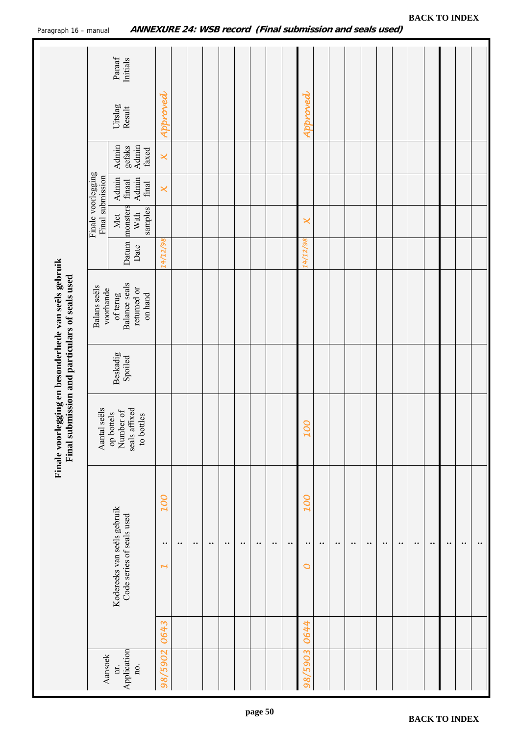BACK TO INDEX

## ANNEXURE 24: WSB record (Final submission and seals used)

**Finale voorlegging en besonderhede van seëls gebruik**
**Final submission and particulars of seals used**

| Aansoek nr. Application no. | Kodereeks van seëls gebruik Code series of seals used | | | | Aantal seëls op bottels Number of seals affixed to bottles | Beskadig Spoiled | Balans seëls voorhande of terug Balance seals returned or on hand | Finale voorlegging Final submission | | | | Uitslag Result | Paraaf Initials |
|---|---|---|---|---|---|---|---|---|---|---|---|---|---|
| | | | | | | | | Datum Date | Met monsters With samples | Admin finaal Admin final | Admin gefaks Admin faxed | | |
| 98/5902 | 0643 | 1 | .. | 100 | | | | 14/12/98 | | x | x | Approved | |
| | | | .. | | | | | | | | | | |
| | | | .. | | | | | | | | | | |
| | | | .. | | | | | | | | | | |
| | | | .. | | | | | | | | | | |
| | | | .. | | | | | | | | | | |
| | | | .. | | | | | | | | | | |
| | | | .. | | | | | | | | | | |
| | | | .. | | | | | | | | | | |
| 98/5903 | 0644 | 0 | .. | 100 | 100 | | | 14/12/98 | x | | | Approved | |
| | | | .. | | | | | | | | | | |
| | | | .. | | | | | | | | | | |
| | | | .. | | | | | | | | | | |
| | | | .. | | | | | | | | | | |
| | | | .. | | | | | | | | | | |
| | | | .. | | | | | | | | | | |
| | | | .. | | | | | | | | | | |
| | | | .. | | | | | | | | | | |
| | | | .. | | | | | | | | | | |
| | | | .. | | | | | | | | | | |
| | | | .. | | | | | | | | | | |

BACK TO INDEX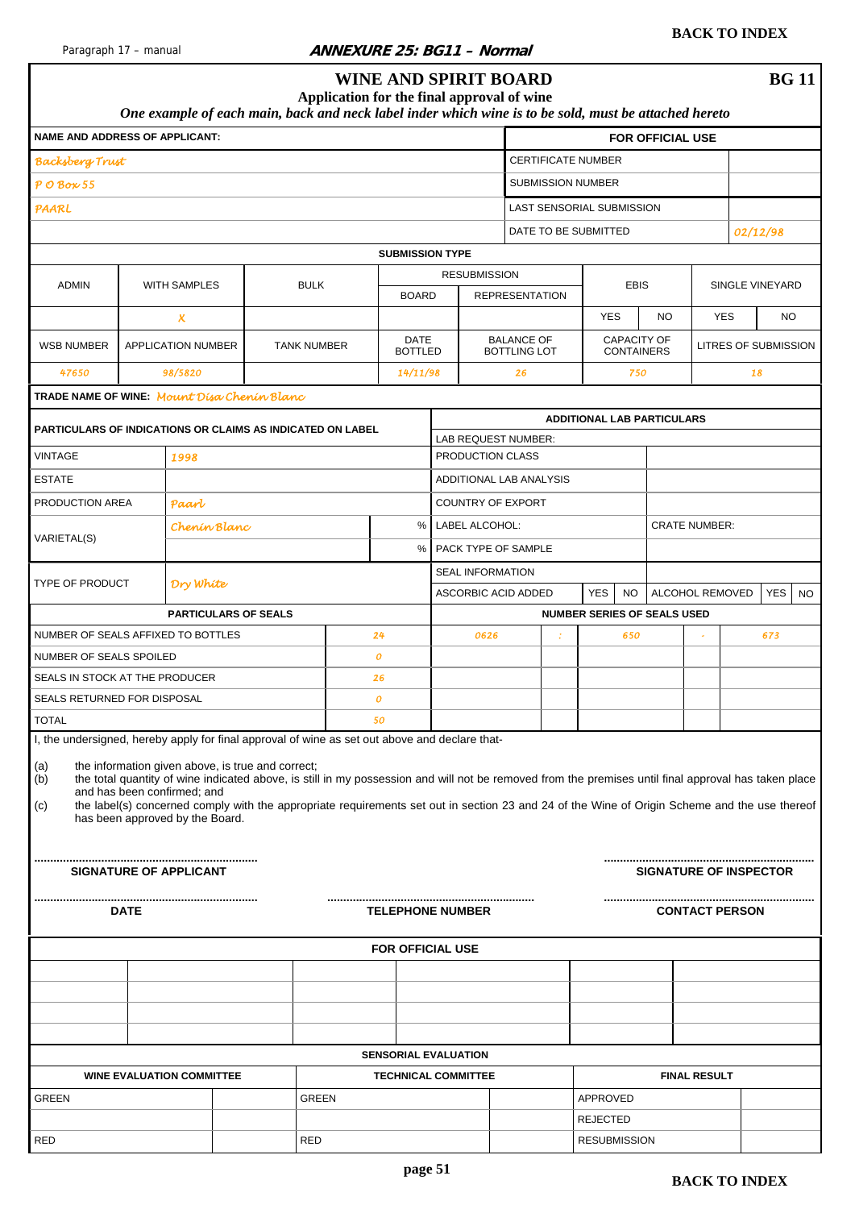**BACK TO INDEX**

Paragraph 17 – manual

**ANNEXURE 25: BG11 – Normal**

# WINE AND SPIRIT BOARD

**BG 11**

**Application for the final approval of wine**

***One example of each main, back and neck label inder which wine is to be sold, must be attached hereto***

| NAME AND ADDRESS OF APPLICANT: | FOR OFFICIAL USE | |
|---|---|---|
| *Backsberg Trust* | CERTIFICATE NUMBER | |
| *P O Box 55* | SUBMISSION NUMBER | |
| *PAARL* | LAST SENSORIAL SUBMISSION | |
| | DATE TO BE SUBMITTED | *02/12/98* |

**SUBMISSION TYPE**

| ADMIN | WITH SAMPLES | BULK | RESUBMISSION | | EBIS | | SINGLE VINEYARD | |
|---|---|---|---|---|---|---|---|---|
| | | | BOARD | REPRESENTATION | | | | |
| | *X* | | | | YES | NO | YES | NO |

| WSB NUMBER | APPLICATION NUMBER | TANK NUMBER | DATE BOTTLED | BALANCE OF BOTTLING LOT | CAPACITY OF CONTAINERS | LITRES OF SUBMISSION |
|---|---|---|---|---|---|---|
| *47650* | *98/5820* | | *14/11/98* | *26* | *750* | *18* |

**TRADE NAME OF WINE:** *Mount Disa Chenin Blanc*

| PARTICULARS OF INDICATIONS OR CLAIMS AS INDICATED ON LABEL | | | ADDITIONAL LAB PARTICULARS | |
|---|---|---|---|---|
| | | | LAB REQUEST NUMBER: | |
| VINTAGE | *1998* | | PRODUCTION CLASS | |
| ESTATE | | | ADDITIONAL LAB ANALYSIS | |
| PRODUCTION AREA | *Paarl* | | COUNTRY OF EXPORT | |
| VARIETAL(S) | *Chenin Blanc* | % | LABEL ALCOHOL: | CRATE NUMBER: |
| | | % | PACK TYPE OF SAMPLE | |
| TYPE OF PRODUCT | *Dry White* | | SEAL INFORMATION | |
| | | | ASCORBIC ACID ADDED YES NO | ALCOHOL REMOVED YES NO |

| PARTICULARS OF SEALS | | NUMBER SERIES OF SEALS USED | | | | |
|---|---|---|---|---|---|---|
| NUMBER OF SEALS AFFIXED TO BOTTLES | *24* | *0626* | *:* | *650* | *-* | *673* |
| NUMBER OF SEALS SPOILED | *0* | | | | | |
| SEALS IN STOCK AT THE PRODUCER | *26* | | | | | |
| SEALS RETURNED FOR DISPOSAL | *0* | | | | | |
| TOTAL | *50* | | | | | |

I, the undersigned, hereby apply for final approval of wine as set out above and declare that-

(a) the information given above, is true and correct;

(b) the total quantity of wine indicated above, is still in my possession and will not be removed from the premises until final approval has taken place and has been confirmed; and

(c) the label(s) concerned comply with the appropriate requirements set out in section 23 and 24 of the Wine of Origin Scheme and the use thereof has been approved by the Board.

.................................................................... **SIGNATURE OF APPLICANT**

.................................................................... **SIGNATURE OF INSPECTOR**

.................................................................... **DATE**

.................................................................... **TELEPHONE NUMBER**

.................................................................... **CONTACT PERSON**

**FOR OFFICIAL USE**

| | | | | | | |
|---|---|---|---|---|---|---|
| | | | | | | |
| | | | | | | |
| | | | | | | |
| | | | | | | |

**SENSORIAL EVALUATION**

| WINE EVALUATION COMMITTEE | | TECHNICAL COMMITTEE | | FINAL RESULT | |
|---|---|---|---|---|---|
| GREEN | | GREEN | | APPROVED | |
| | | | | REJECTED | |
| RED | | RED | | RESUBMISSION | |

**BACK TO INDEX**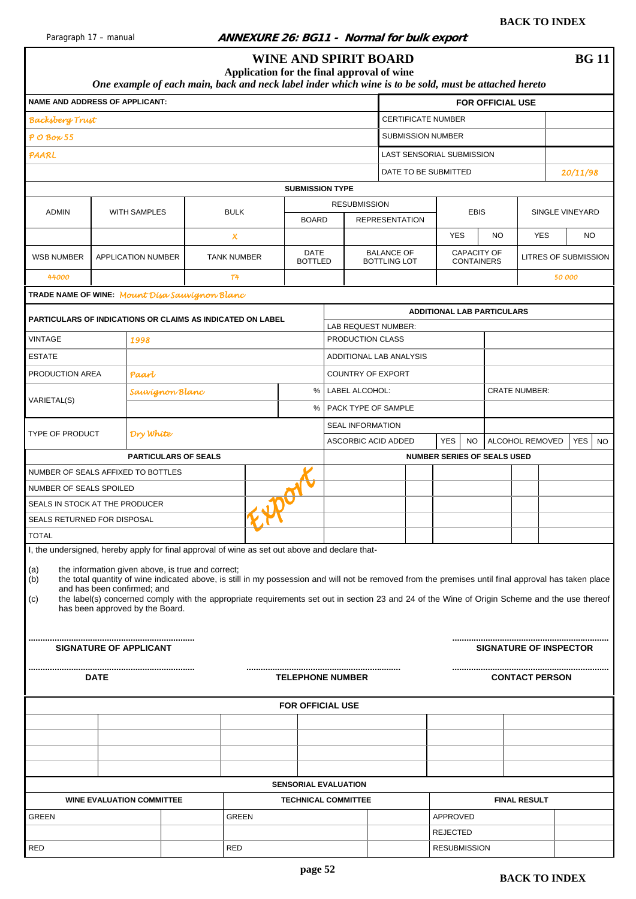**BACK TO INDEX**

Paragraph 17 – manual

***ANNEXURE 26: BG11 - Normal for bulk export***

# WINE AND SPIRIT BOARD

**BG 11**

**Application for the final approval of wine**

***One example of each main, back and neck label inder which wine is to be sold, must be attached hereto***

| NAME AND ADDRESS OF APPLICANT: | FOR OFFICIAL USE | |
|---|---|---|
| *Backsberg Trust* | CERTIFICATE NUMBER | |
| *P O Box 55* | SUBMISSION NUMBER | |
| *PAARL* | LAST SENSORIAL SUBMISSION | |
| | DATE TO BE SUBMITTED | *20/11/98* |

**SUBMISSION TYPE**

| ADMIN | WITH SAMPLES | BULK | RESUBMISSION – BOARD | RESUBMISSION – REPRESENTATION | EBIS YES | EBIS NO | SINGLE VINEYARD YES | SINGLE VINEYARD NO |
|---|---|---|---|---|---|---|---|---|
| | | *X* | | | | | | |

| WSB NUMBER | APPLICATION NUMBER | TANK NUMBER | DATE BOTTLED | BALANCE OF BOTTLING LOT | CAPACITY OF CONTAINERS | LITRES OF SUBMISSION |
|---|---|---|---|---|---|---|
| *44000* | | *T4* | | | | *50 000* |

**TRADE NAME OF WINE:** *Mount Disa Sauvignon Blanc*

| PARTICULARS OF INDICATIONS OR CLAIMS AS INDICATED ON LABEL | | | ADDITIONAL LAB PARTICULARS | |
|---|---|---|---|---|
| | | | LAB REQUEST NUMBER: | |
| VINTAGE | *1998* | | PRODUCTION CLASS | |
| ESTATE | | | ADDITIONAL LAB ANALYSIS | |
| PRODUCTION AREA | *Paarl* | | COUNTRY OF EXPORT | |
| VARIETAL(S) | *Sauvignon Blanc* | % | LABEL ALCOHOL: | CRATE NUMBER: |
| | | % | PACK TYPE OF SAMPLE | |
| TYPE OF PRODUCT | *Dry White* | | SEAL INFORMATION | |
| | | | ASCORBIC ACID ADDED YES / NO | ALCOHOL REMOVED YES / NO |

| PARTICULARS OF SEALS | | NUMBER SERIES OF SEALS USED |
|---|---|---|
| NUMBER OF SEALS AFFIXED TO BOTTLES | *Export* | |
| NUMBER OF SEALS SPOILED | | |
| SEALS IN STOCK AT THE PRODUCER | | |
| SEALS RETURNED FOR DISPOSAL | | |
| TOTAL | | |

I, the undersigned, hereby apply for final approval of wine as set out above and declare that-

(a) the information given above, is true and correct;

(b) the total quantity of wine indicated above, is still in my possession and will not be removed from the premises until final approval has taken place and has been confirmed; and

(c) the label(s) concerned comply with the appropriate requirements set out in section 23 and 24 of the Wine of Origin Scheme and the use thereof has been approved by the Board.

.................................................................... **SIGNATURE OF APPLICANT**

.................................................................... **SIGNATURE OF INSPECTOR**

.................................................................... **DATE**

.................................................................... **TELEPHONE NUMBER**

.................................................................... **CONTACT PERSON**

**FOR OFFICIAL USE**

| | | | | | |
|---|---|---|---|---|---|
| | | | | | |
| | | | | | |
| | | | | | |
| | | | | | |

**SENSORIAL EVALUATION**

| WINE EVALUATION COMMITTEE | | TECHNICAL COMMITTEE | | FINAL RESULT | |
|---|---|---|---|---|---|
| GREEN | | GREEN | | APPROVED | |
| | | | | REJECTED | |
| RED | | RED | | RESUBMISSION | |

**BACK TO INDEX**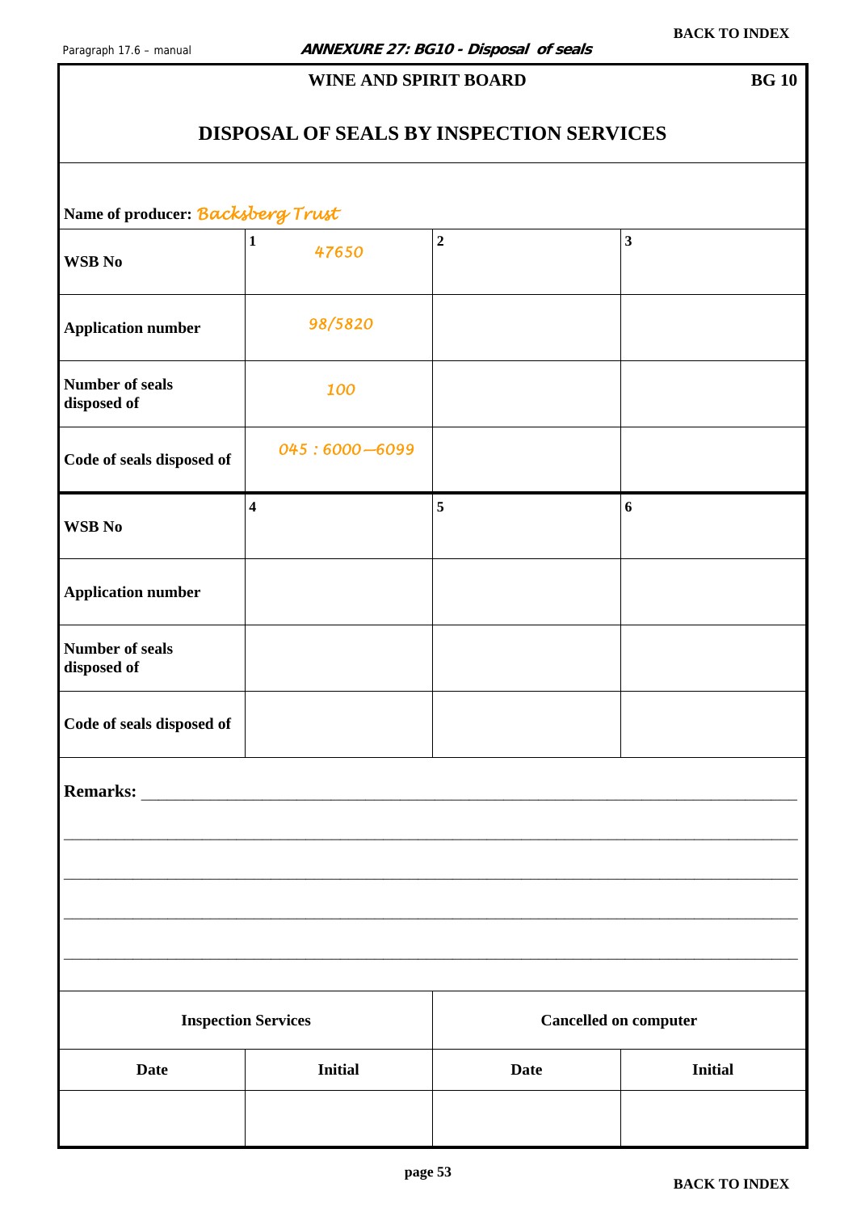**ANNEXURE 27: BG10 - Disposal of seals**

**WINE AND SPIRIT BOARD** **BG 10**

## DISPOSAL OF SEALS BY INSPECTION SERVICES

**Name of producer:** *Backsberg Trust*

| | | | |
|---|---|---|---|
| **WSB No** | **1** 47650 | **2** | **3** |
| **Application number** | 98/5820 | | |
| **Number of seals disposed of** | 100 | | |
| **Code of seals disposed of** | 045 : 6000—6099 | | |
| **WSB No** | **4** | **5** | **6** |
| **Application number** | | | |
| **Number of seals disposed of** | | | |
| **Code of seals disposed of** | | | |

**Remarks:** ______________________________________________________________

______________________________________________________________

______________________________________________________________

______________________________________________________________

______________________________________________________________

| **Inspection Services** | | **Cancelled on computer** | |
|---|---|---|---|
| **Date** | **Initial** | **Date** | **Initial** |
| | | | |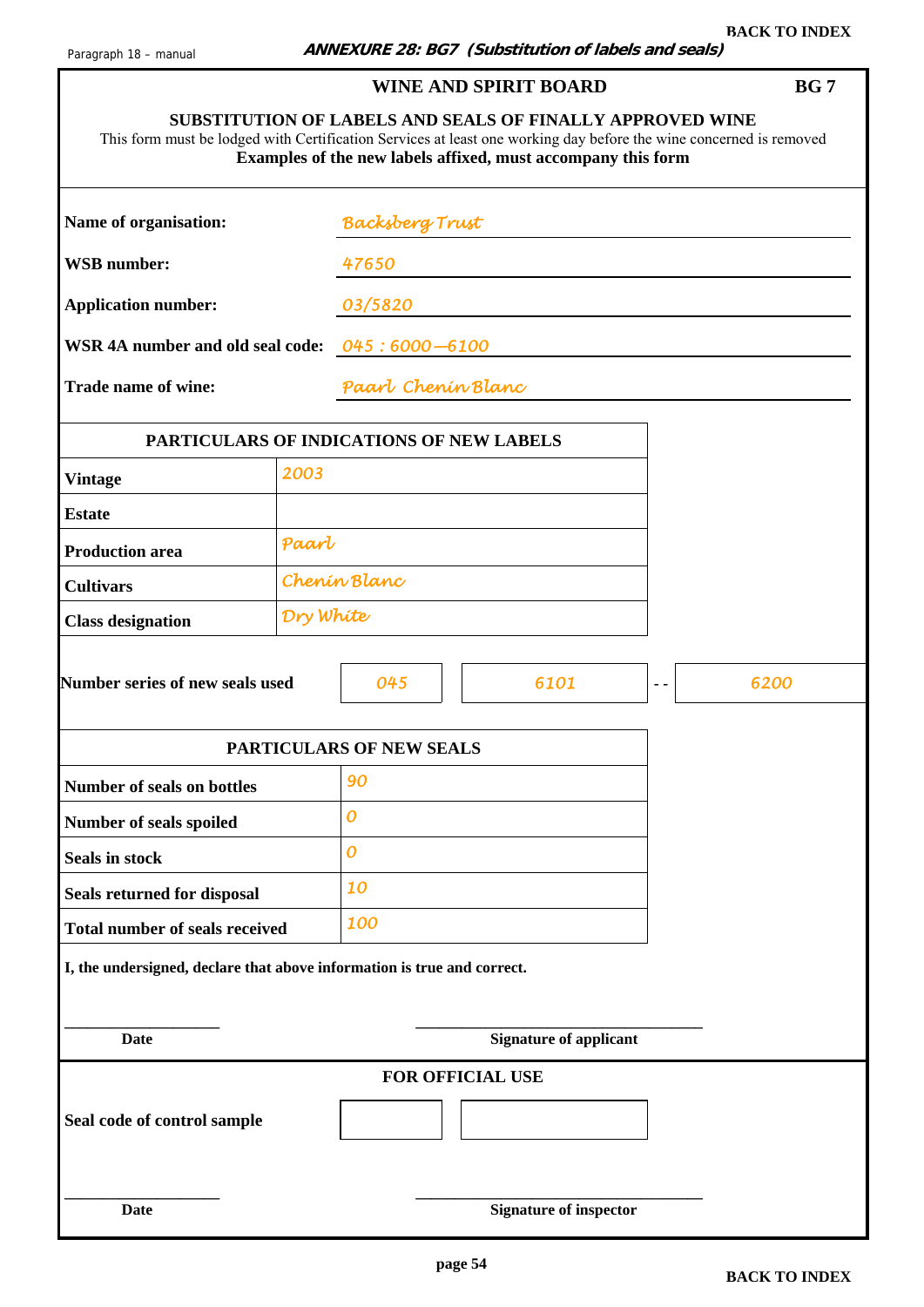# ANNEXURE 28: BG7 (Substitution of labels and seals)

## WINE AND SPIRIT BOARD — BG 7

### SUBSTITUTION OF LABELS AND SEALS OF FINALLY APPROVED WINE

This form must be lodged with Certification Services at least one working day before the wine concerned is removed

**Examples of the new labels affixed, must accompany this form**

**Name of organisation:** Backsberg Trust

**WSB number:** 47650

**Application number:** 03/5820

**WSR 4A number and old seal code:** 045 : 6000—6100

**Trade name of wine:** Paarl Chenin Blanc

| PARTICULARS OF INDICATIONS OF NEW LABELS | |
|---|---|
| **Vintage** | 2003 |
| **Estate** | |
| **Production area** | Paarl |
| **Cultivars** | Chenin Blanc |
| **Class designation** | Dry White |

**Number series of new seals used** | 045 | 6101 | - - | 6200 |

| PARTICULARS OF NEW SEALS | |
|---|---|
| **Number of seals on bottles** | 90 |
| **Number of seals spoiled** | 0 |
| **Seals in stock** | 0 |
| **Seals returned for disposal** | 10 |
| **Total number of seals received** | 100 |

**I, the undersigned, declare that above information is true and correct.**

___________________ **Date**

___________________ **Signature of applicant**

### FOR OFFICIAL USE

**Seal code of control sample** | | |

___________________ **Date**

___________________ **Signature of inspector**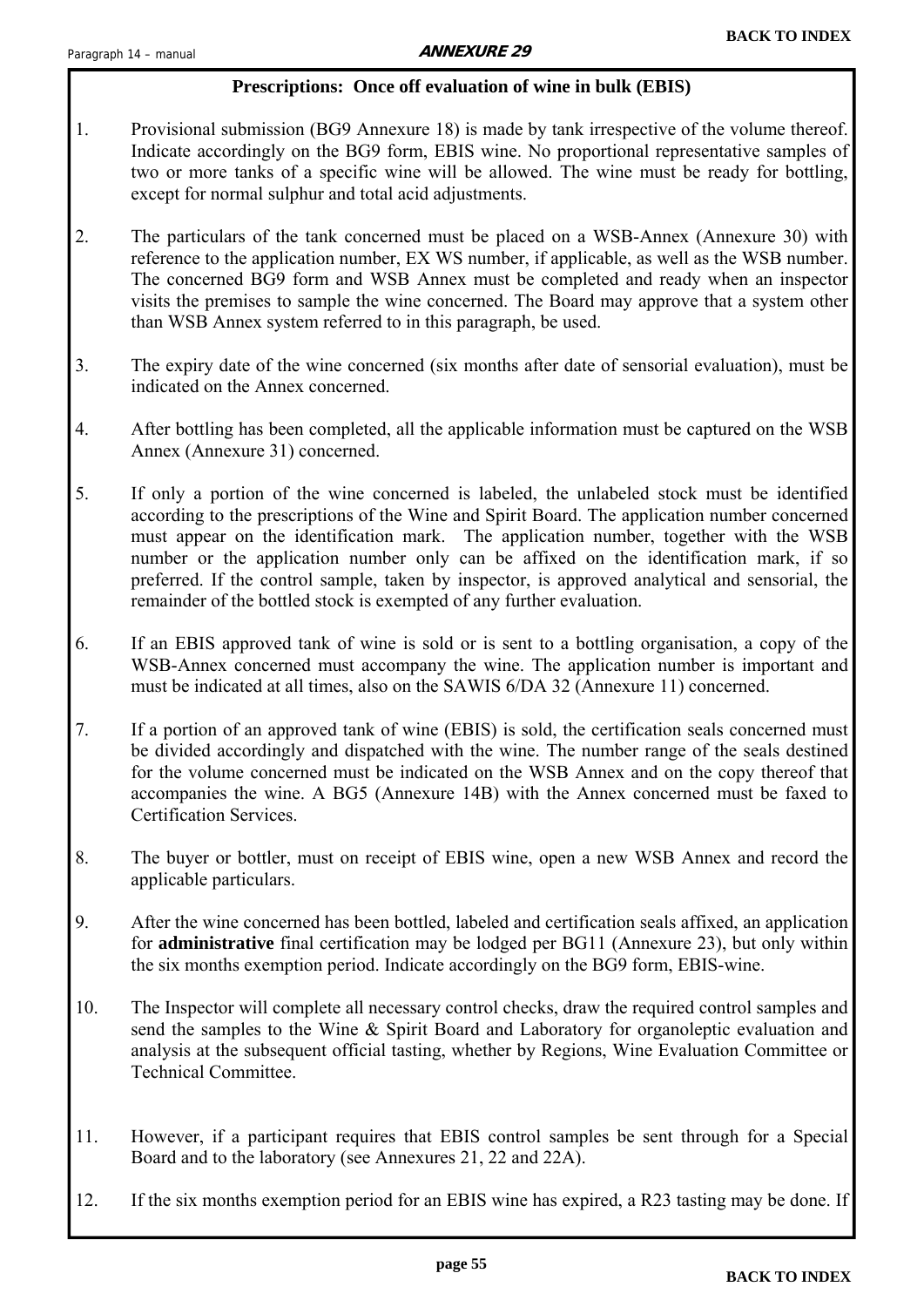## ANNEXURE 29

### Prescriptions: Once off evaluation of wine in bulk (EBIS)

1. Provisional submission (BG9 Annexure 18) is made by tank irrespective of the volume thereof. Indicate accordingly on the BG9 form, EBIS wine. No proportional representative samples of two or more tanks of a specific wine will be allowed. The wine must be ready for bottling, except for normal sulphur and total acid adjustments.

2. The particulars of the tank concerned must be placed on a WSB-Annex (Annexure 30) with reference to the application number, EX WS number, if applicable, as well as the WSB number. The concerned BG9 form and WSB Annex must be completed and ready when an inspector visits the premises to sample the wine concerned. The Board may approve that a system other than WSB Annex system referred to in this paragraph, be used.

3. The expiry date of the wine concerned (six months after date of sensorial evaluation), must be indicated on the Annex concerned.

4. After bottling has been completed, all the applicable information must be captured on the WSB Annex (Annexure 31) concerned.

5. If only a portion of the wine concerned is labeled, the unlabeled stock must be identified according to the prescriptions of the Wine and Spirit Board. The application number concerned must appear on the identification mark. The application number, together with the WSB number or the application number only can be affixed on the identification mark, if so preferred. If the control sample, taken by inspector, is approved analytical and sensorial, the remainder of the bottled stock is exempted of any further evaluation.

6. If an EBIS approved tank of wine is sold or is sent to a bottling organisation, a copy of the WSB-Annex concerned must accompany the wine. The application number is important and must be indicated at all times, also on the SAWIS 6/DA 32 (Annexure 11) concerned.

7. If a portion of an approved tank of wine (EBIS) is sold, the certification seals concerned must be divided accordingly and dispatched with the wine. The number range of the seals destined for the volume concerned must be indicated on the WSB Annex and on the copy thereof that accompanies the wine. A BG5 (Annexure 14B) with the Annex concerned must be faxed to Certification Services.

8. The buyer or bottler, must on receipt of EBIS wine, open a new WSB Annex and record the applicable particulars.

9. After the wine concerned has been bottled, labeled and certification seals affixed, an application for **administrative** final certification may be lodged per BG11 (Annexure 23), but only within the six months exemption period. Indicate accordingly on the BG9 form, EBIS-wine.

10. The Inspector will complete all necessary control checks, draw the required control samples and send the samples to the Wine & Spirit Board and Laboratory for organoleptic evaluation and analysis at the subsequent official tasting, whether by Regions, Wine Evaluation Committee or Technical Committee.

11. However, if a participant requires that EBIS control samples be sent through for a Special Board and to the laboratory (see Annexures 21, 22 and 22A).

12. If the six months exemption period for an EBIS wine has expired, a R23 tasting may be done. If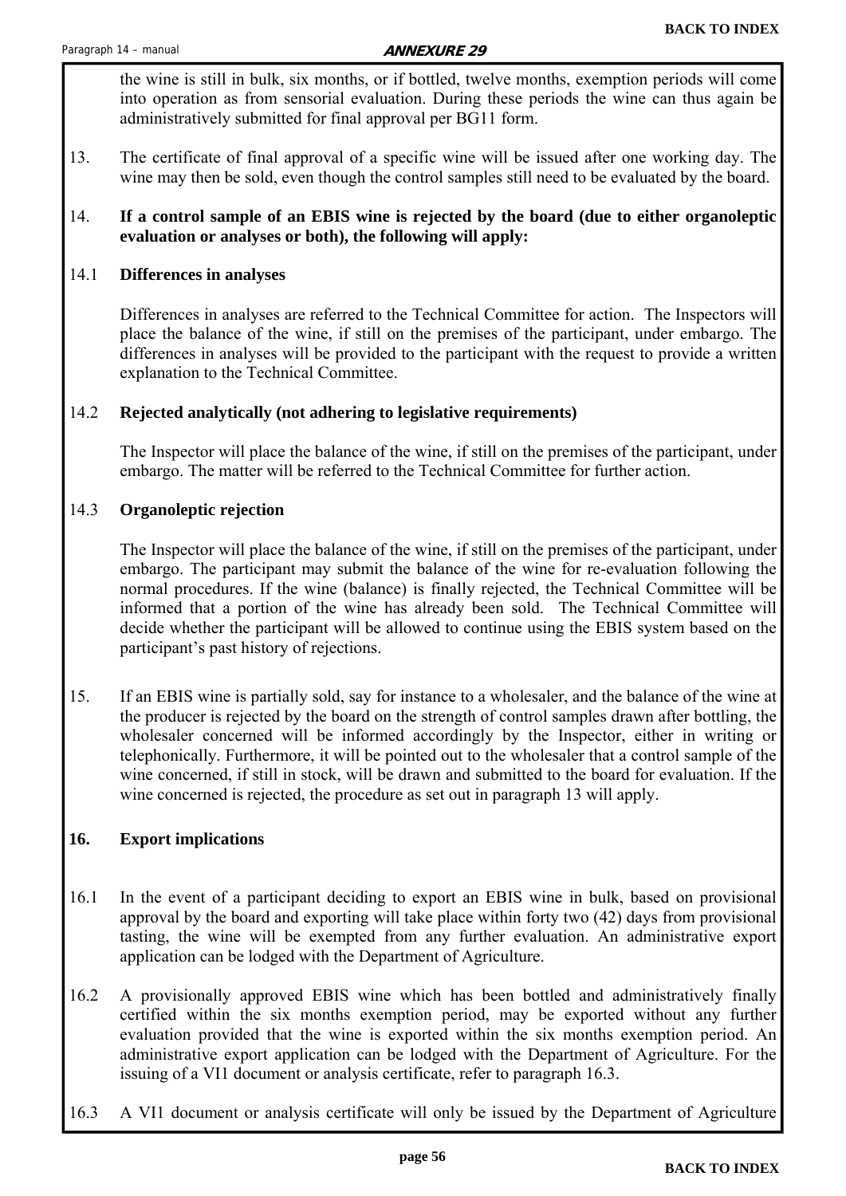the wine is still in bulk, six months, or if bottled, twelve months, exemption periods will come into operation as from sensorial evaluation. During these periods the wine can thus again be administratively submitted for final approval per BG11 form.

13. The certificate of final approval of a specific wine will be issued after one working day. The wine may then be sold, even though the control samples still need to be evaluated by the board.

14. **If a control sample of an EBIS wine is rejected by the board (due to either organoleptic evaluation or analyses or both), the following will apply:**

14.1 **Differences in analyses**

Differences in analyses are referred to the Technical Committee for action. The Inspectors will place the balance of the wine, if still on the premises of the participant, under embargo. The differences in analyses will be provided to the participant with the request to provide a written explanation to the Technical Committee.

14.2 **Rejected analytically (not adhering to legislative requirements)**

The Inspector will place the balance of the wine, if still on the premises of the participant, under embargo. The matter will be referred to the Technical Committee for further action.

14.3 **Organoleptic rejection**

The Inspector will place the balance of the wine, if still on the premises of the participant, under embargo. The participant may submit the balance of the wine for re-evaluation following the normal procedures. If the wine (balance) is finally rejected, the Technical Committee will be informed that a portion of the wine has already been sold. The Technical Committee will decide whether the participant will be allowed to continue using the EBIS system based on the participant's past history of rejections.

15. If an EBIS wine is partially sold, say for instance to a wholesaler, and the balance of the wine at the producer is rejected by the board on the strength of control samples drawn after bottling, the wholesaler concerned will be informed accordingly by the Inspector, either in writing or telephonically. Furthermore, it will be pointed out to the wholesaler that a control sample of the wine concerned, if still in stock, will be drawn and submitted to the board for evaluation. If the wine concerned is rejected, the procedure as set out in paragraph 13 will apply.

**16. Export implications**

16.1 In the event of a participant deciding to export an EBIS wine in bulk, based on provisional approval by the board and exporting will take place within forty two (42) days from provisional tasting, the wine will be exempted from any further evaluation. An administrative export application can be lodged with the Department of Agriculture.

16.2 A provisionally approved EBIS wine which has been bottled and administratively finally certified within the six months exemption period, may be exported without any further evaluation provided that the wine is exported within the six months exemption period. An administrative export application can be lodged with the Department of Agriculture. For the issuing of a VI1 document or analysis certificate, refer to paragraph 16.3.

16.3 A VI1 document or analysis certificate will only be issued by the Department of Agriculture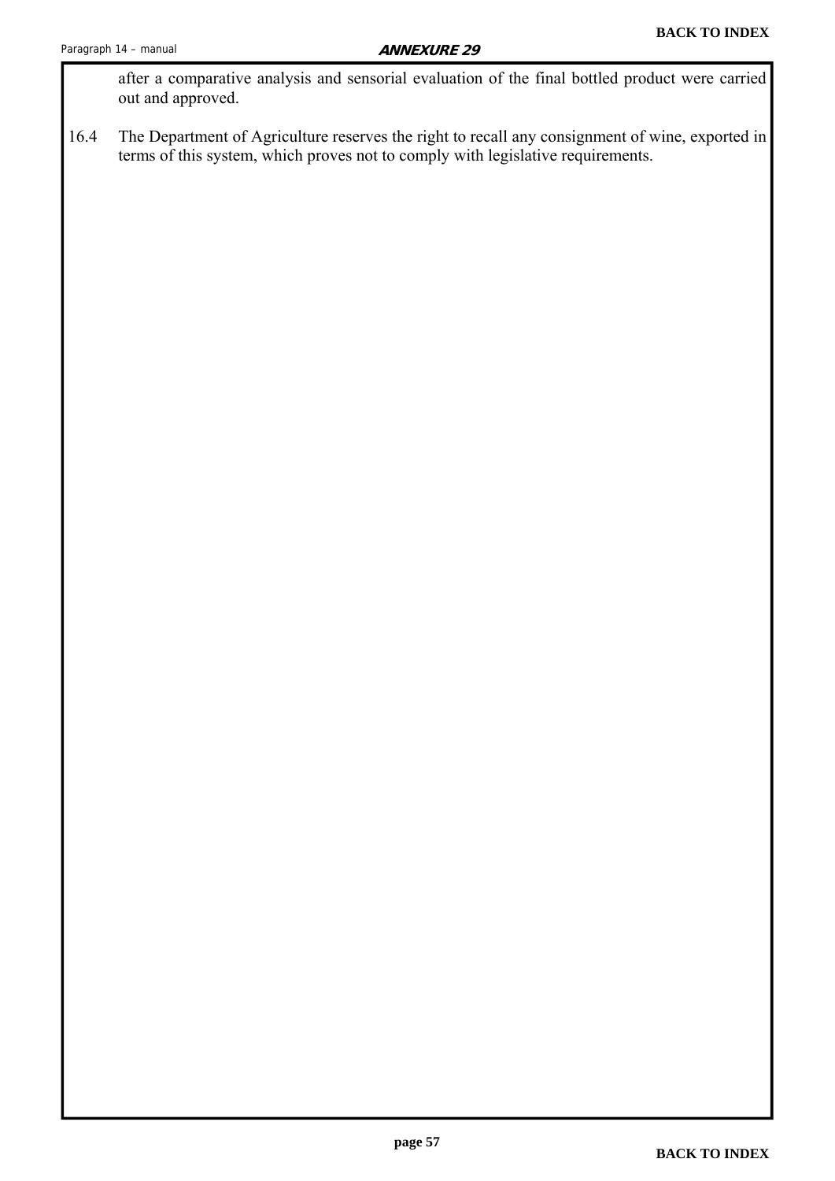after a comparative analysis and sensorial evaluation of the final bottled product were carried out and approved.

16.4 The Department of Agriculture reserves the right to recall any consignment of wine, exported in terms of this system, which proves not to comply with legislative requirements.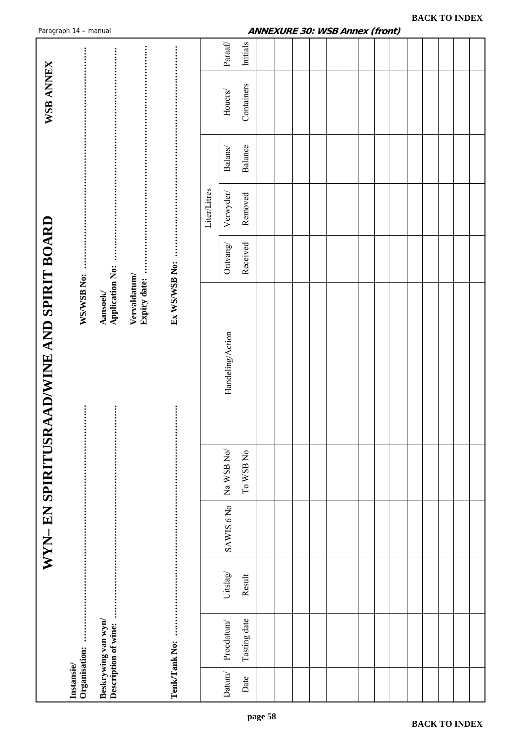**BACK TO INDEX**

***ANNEXURE 30: WSB Annex (front)***

# WYN– EN SPIRITUSRAAD/WINE AND SPIRIT BOARD

**WSB ANNEX**

**Instansie/ Organisation:** ……………………………

**WS/WSB No:** ……………………………

**Beskrywing van wyn/ Description of wine:** ……………………………

**Aansoek/ Application No:** ……………………………

**Vervaldatum/ Expiry date:** ……………………………

**Tenk/Tank No:** ……………………………

**Ex WS/WSB No:** ……………………………

| Datum/ Date | Proedatum/ Tasting date | Uitslag/ Result | SAWIS 6 No | Na WSB No/ To WSB No | Handeling/Action | Liter/Litres | | | Houers/ Containers | Paraaf/ Initials |
|---|---|---|---|---|---|---|---|---|---|---|
| | | | | | | Ontvang/ Received | Verwyder/ Removed | Balans/ Balance | | |
| | | | | | | | | | | |
| | | | | | | | | | | |
| | | | | | | | | | | |
| | | | | | | | | | | |
| | | | | | | | | | | |
| | | | | | | | | | | |
| | | | | | | | | | | |
| | | | | | | | | | | |
| | | | | | | | | | | |
| | | | | | | | | | | |
| | | | | | | | | | | |
| | | | | | | | | | | |
| | | | | | | | | | | |
| | | | | | | | | | | |

**BACK TO INDEX**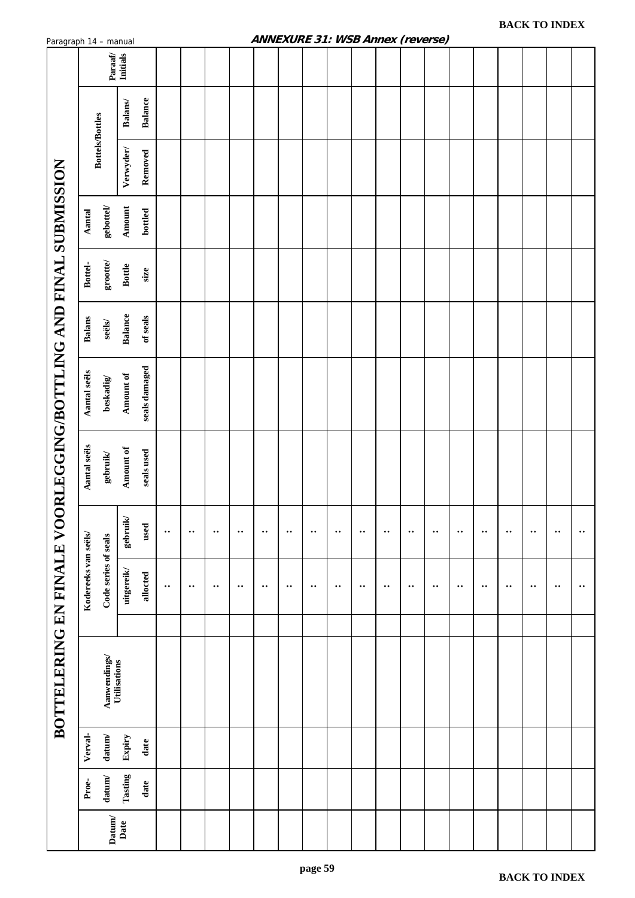**BACK TO INDEX**

Paragraph 14 – manual

***ANNEXURE 31: WSB Annex (reverse)***

# BOTTELERING EN FINALE VOORLEGGING/BOTTLING AND FINAL SUBMISSION

| Datum/ Date | Proe-datum/ Tasting date | Verval-datum/ Expiry date | Aanwendings/ Utilisations | Kodereeks van seëls/ Code series of seals | | | Aantal seëls gebruik/ Amount of seals used | Aantal seëls beskadig/ Amount of seals damaged | Balans seëls/ Balance of seals | Bottel-grootte/ Bottle size | Aantal gebottel/ Amount bottled | Bottels/Bottles | | Paraaf/ Initials |
|---|---|---|---|---|---|---|---|---|---|---|---|---|---|---|
| | | | | | uitgereik/ allocted | gebruik/ used | | | | | | Verwyder/ Removed | Balans/ Balance | |
| | | | | | .. | .. | | | | | | | | |
| | | | | | .. | .. | | | | | | | | |
| | | | | | .. | .. | | | | | | | | |
| | | | | | .. | .. | | | | | | | | |
| | | | | | .. | .. | | | | | | | | |
| | | | | | .. | .. | | | | | | | | |
| | | | | | .. | .. | | | | | | | | |
| | | | | | .. | .. | | | | | | | | |
| | | | | | .. | .. | | | | | | | | |
| | | | | | .. | .. | | | | | | | | |
| | | | | | .. | .. | | | | | | | | |
| | | | | | .. | .. | | | | | | | | |
| | | | | | .. | .. | | | | | | | | |
| | | | | | .. | .. | | | | | | | | |
| | | | | | .. | .. | | | | | | | | |
| | | | | | .. | .. | | | | | | | | |
| | | | | | .. | .. | | | | | | | | |
| | | | | | .. | .. | | | | | | | | |

**BACK TO INDEX**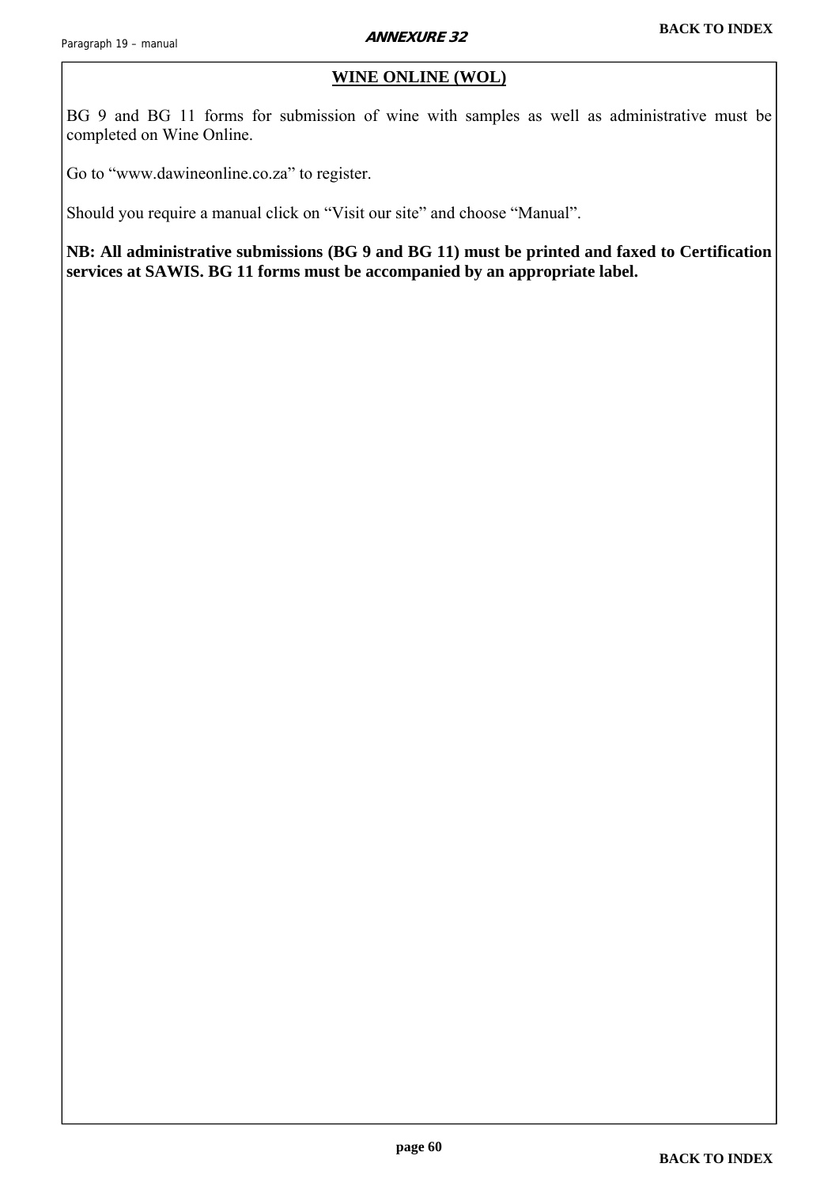## ANNEXURE 32

### WINE ONLINE (WOL)

BG 9 and BG 11 forms for submission of wine with samples as well as administrative must be completed on Wine Online.

Go to "www.dawineonline.co.za" to register.

Should you require a manual click on "Visit our site" and choose "Manual".

**NB: All administrative submissions (BG 9 and BG 11) must be printed and faxed to Certification services at SAWIS. BG 11 forms must be accompanied by an appropriate label.**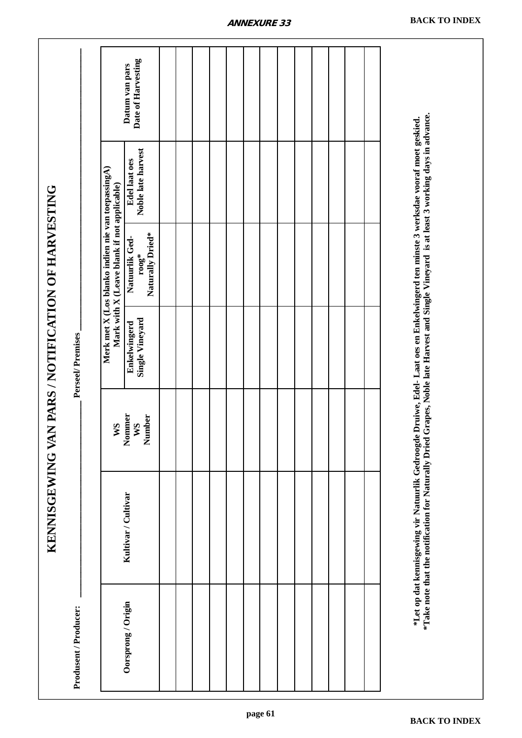ANNEXURE 33

BACK TO INDEX

# KENNISGEWING VAN PARS / NOTIFICATION OF HARVESTING

**Produsent / Producer:** ______________________ **Perseel/ Premises** ______________________

| Oorsprong / Origin | Kultivar / Cultivar | WS Nommer WS Number | Merk met X (Los blanko indien nie van toepassingA) Mark with X (Leave blank if not applicable) | | | Datum van pars Date of Harvesting |
|---|---|---|---|---|---|---|
| | | | Enkelwingerd Single Vineyard | Natuurlik Ged-roog* Naturally Dried* | Edel laat oes Noble late harvest | |
| | | | | | | |
| | | | | | | |
| | | | | | | |
| | | | | | | |
| | | | | | | |
| | | | | | | |
| | | | | | | |
| | | | | | | |
| | | | | | | |
| | | | | | | |
| | | | | | | |
| | | | | | | |
| | | | | | | |
| | | | | | | |

**\*Let op dat kennisgewing vir Natuurlik Gedroogde Druiwe, Edel- Laat oes en Enkelwingerd ten minste 3 werksdae vooraf moet geskied.**
**\*Take note that the notification for Naturally Dried Grapes, Noble late Harvest and Single Vineyard is at least 3 working days in advance.**

BACK TO INDEX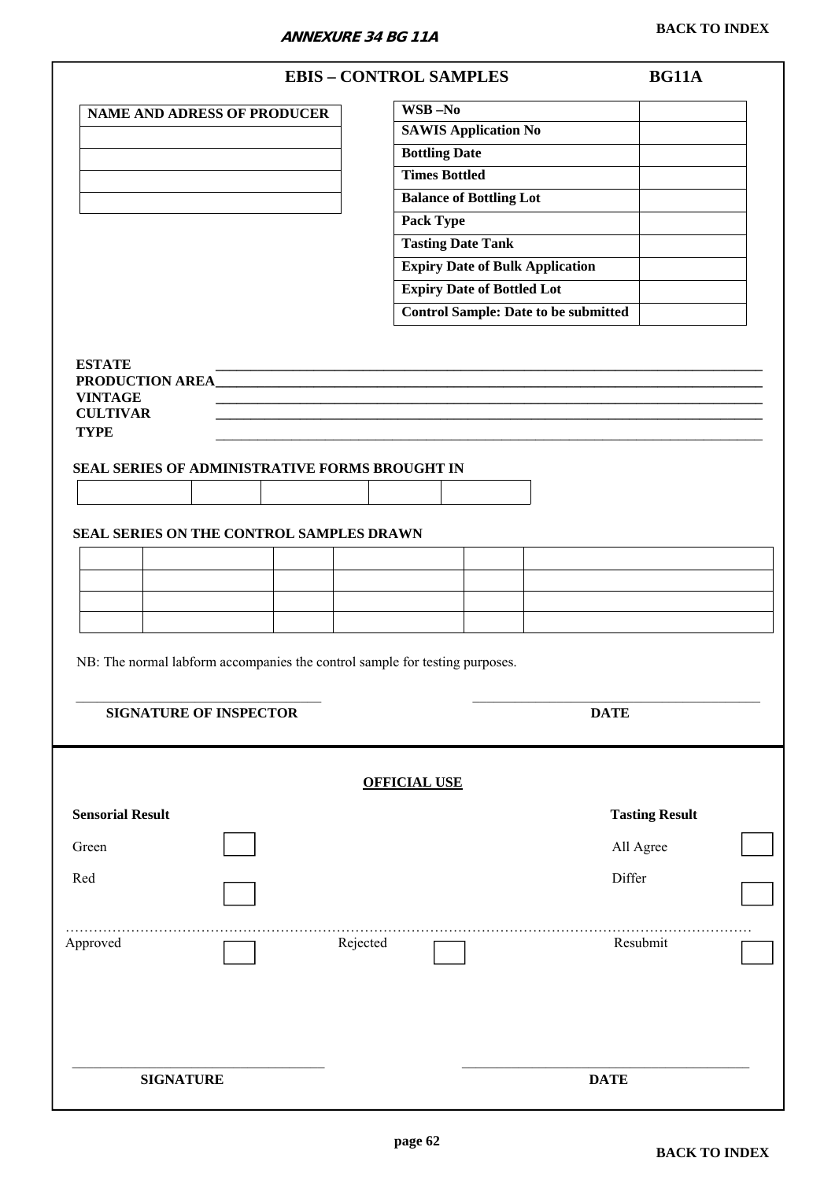ANNEXURE 34 BG 11A

BACK TO INDEX

## EBIS – CONTROL SAMPLES BG11A

| NAME AND ADRESS OF PRODUCER |
|---|
| |
| |
| |
| |

| WSB –No | |
|---|---|
| SAWIS Application No | |
| Bottling Date | |
| Times Bottled | |
| Balance of Bottling Lot | |
| Pack Type | |
| Tasting Date Tank | |
| Expiry Date of Bulk Application | |
| Expiry Date of Bottled Lot | |
| Control Sample: Date to be submitted | |

**ESTATE** ______________________________________________

**PRODUCTION AREA** ______________________________________________

**VINTAGE** ______________________________________________

**CULTIVAR** ______________________________________________

**TYPE** ______________________________________________

**SEAL SERIES OF ADMINISTRATIVE FORMS BROUGHT IN**

| | | | | |
|---|---|---|---|---|
| | | | | |

**SEAL SERIES ON THE CONTROL SAMPLES DRAWN**

| | | | | | |
|---|---|---|---|---|---|
| | | | | | |
| | | | | | |
| | | | | | |
| | | | | | |

NB: The normal labform accompanies the control sample for testing purposes.

______________________________ ______________________________

**SIGNATURE OF INSPECTOR** **DATE**

---

**OFFICIAL USE**

**Sensorial Result**

Green ☐

Red ☐

**Tasting Result**

All Agree ☐

Differ ☐

…………………………………………………………………………………………………………

Approved ☐ Rejected ☐ Resubmit ☐

______________________________ ______________________________

**SIGNATURE** **DATE**

BACK TO INDEX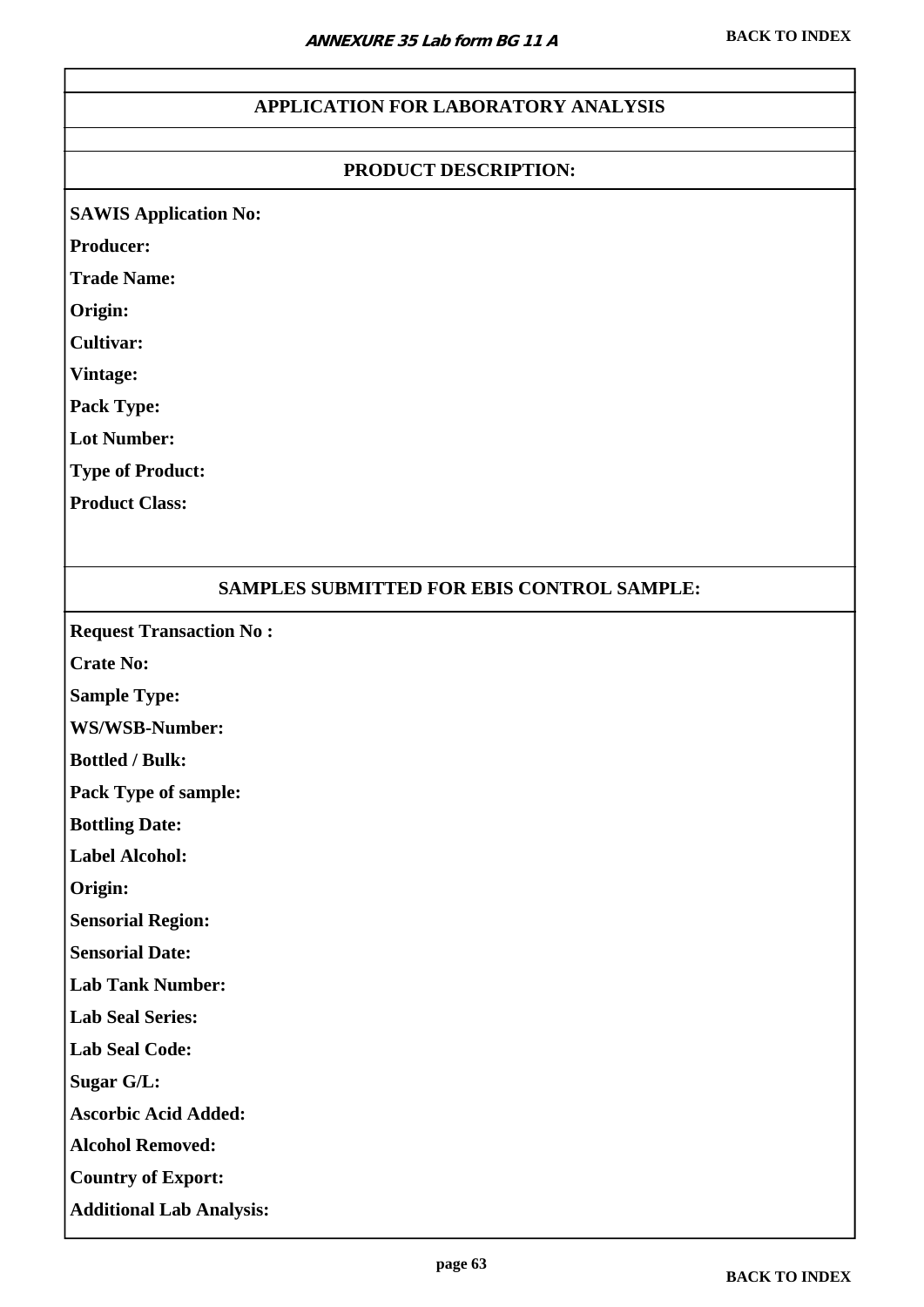**ANNEXURE 35 Lab form BG 11 A**

**BACK TO INDEX**

## APPLICATION FOR LABORATORY ANALYSIS

### PRODUCT DESCRIPTION:

**SAWIS Application No:**

**Producer:**

**Trade Name:**

**Origin:**

**Cultivar:**

**Vintage:**

**Pack Type:**

**Lot Number:**

**Type of Product:**

**Product Class:**

### SAMPLES SUBMITTED FOR EBIS CONTROL SAMPLE:

**Request Transaction No :**

**Crate No:**

**Sample Type:**

**WS/WSB-Number:**

**Bottled / Bulk:**

**Pack Type of sample:**

**Bottling Date:**

**Label Alcohol:**

**Origin:**

**Sensorial Region:**

**Sensorial Date:**

**Lab Tank Number:**

**Lab Seal Series:**

**Lab Seal Code:**

**Sugar G/L:**

**Ascorbic Acid Added:**

**Alcohol Removed:**

**Country of Export:**

**Additional Lab Analysis:**

**BACK TO INDEX**